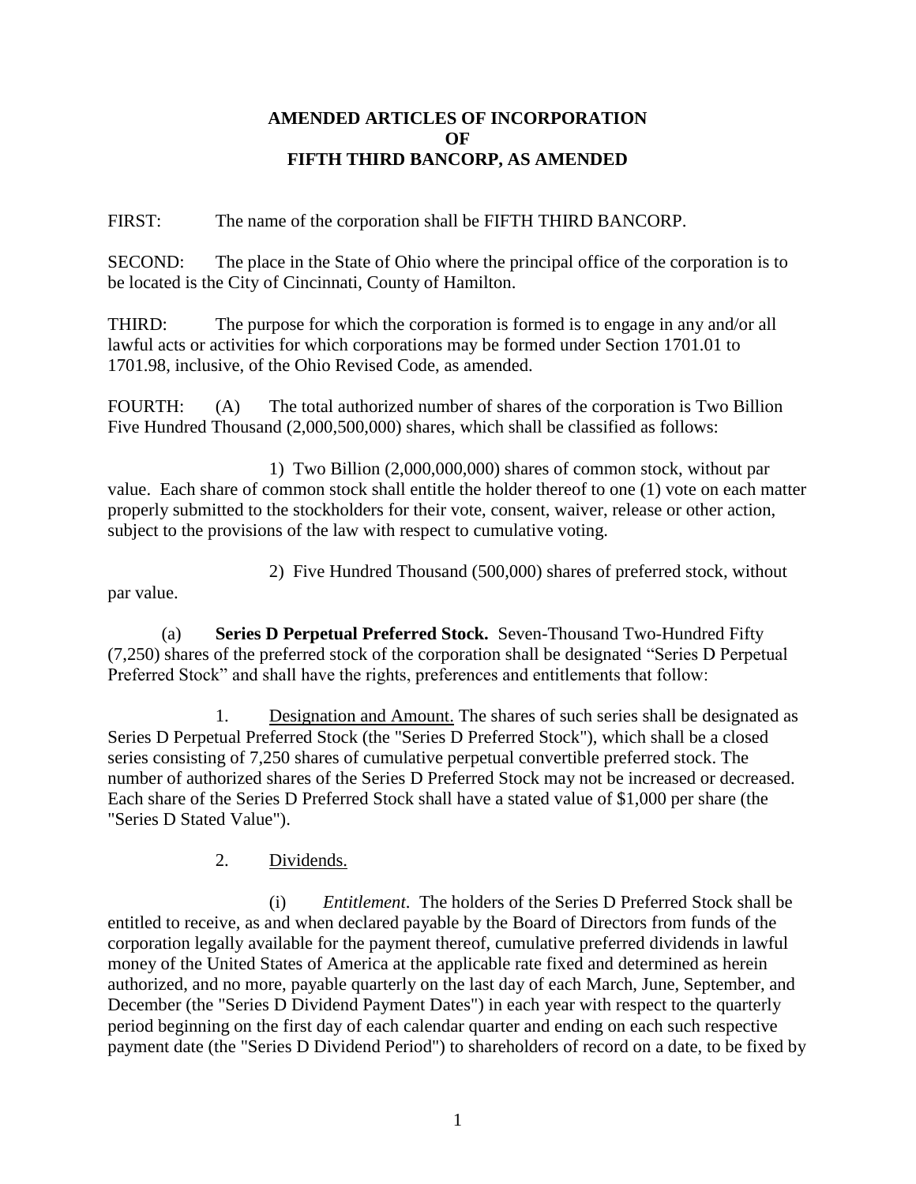# AMENDED ARTICLES OF INCORPORATION
# OF
# FIFTH THIRD BANCORP, AS AMENDED

FIRST: The name of the corporation shall be FIFTH THIRD BANCORP.

SECOND: The place in the State of Ohio where the principal office of the corporation is to be located is the City of Cincinnati, County of Hamilton.

THIRD: The purpose for which the corporation is formed is to engage in any and/or all lawful acts or activities for which corporations may be formed under Section 1701.01 to 1701.98, inclusive, of the Ohio Revised Code, as amended.

FOURTH: (A) The total authorized number of shares of the corporation is Two Billion Five Hundred Thousand (2,000,500,000) shares, which shall be classified as follows:

1) Two Billion (2,000,000,000) shares of common stock, without par value. Each share of common stock shall entitle the holder thereof to one (1) vote on each matter properly submitted to the stockholders for their vote, consent, waiver, release or other action, subject to the provisions of the law with respect to cumulative voting.

2) Five Hundred Thousand (500,000) shares of preferred stock, without par value.

(a) **Series D Perpetual Preferred Stock.** Seven-Thousand Two-Hundred Fifty (7,250) shares of the preferred stock of the corporation shall be designated "Series D Perpetual Preferred Stock" and shall have the rights, preferences and entitlements that follow:

1. Designation and Amount. The shares of such series shall be designated as Series D Perpetual Preferred Stock (the "Series D Preferred Stock"), which shall be a closed series consisting of 7,250 shares of cumulative perpetual convertible preferred stock. The number of authorized shares of the Series D Preferred Stock may not be increased or decreased. Each share of the Series D Preferred Stock shall have a stated value of $1,000 per share (the "Series D Stated Value").

2. Dividends.

(i) *Entitlement*. The holders of the Series D Preferred Stock shall be entitled to receive, as and when declared payable by the Board of Directors from funds of the corporation legally available for the payment thereof, cumulative preferred dividends in lawful money of the United States of America at the applicable rate fixed and determined as herein authorized, and no more, payable quarterly on the last day of each March, June, September, and December (the "Series D Dividend Payment Dates") in each year with respect to the quarterly period beginning on the first day of each calendar quarter and ending on each such respective payment date (the "Series D Dividend Period") to shareholders of record on a date, to be fixed by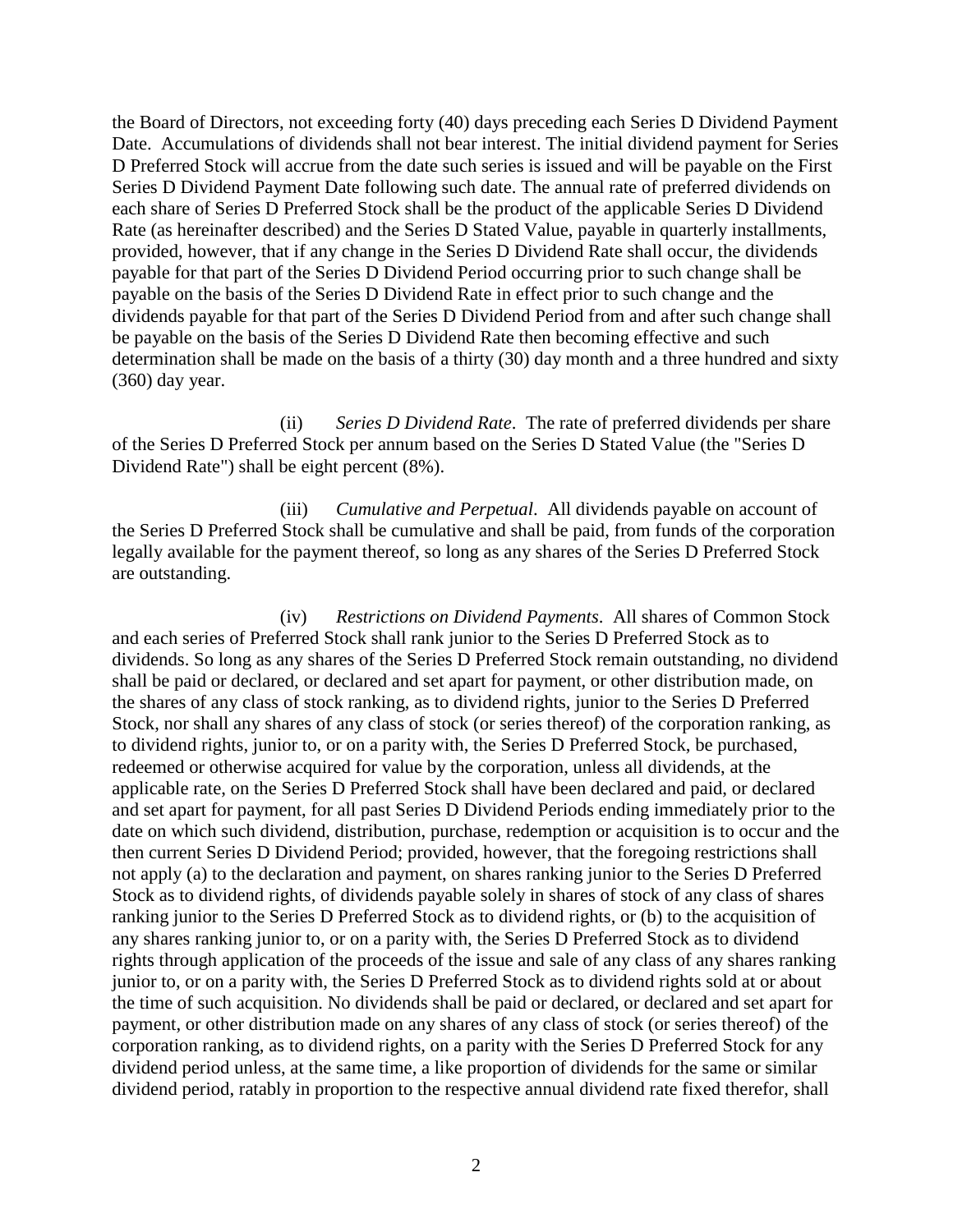the Board of Directors, not exceeding forty (40) days preceding each Series D Dividend Payment Date. Accumulations of dividends shall not bear interest. The initial dividend payment for Series D Preferred Stock will accrue from the date such series is issued and will be payable on the First Series D Dividend Payment Date following such date. The annual rate of preferred dividends on each share of Series D Preferred Stock shall be the product of the applicable Series D Dividend Rate (as hereinafter described) and the Series D Stated Value, payable in quarterly installments, provided, however, that if any change in the Series D Dividend Rate shall occur, the dividends payable for that part of the Series D Dividend Period occurring prior to such change shall be payable on the basis of the Series D Dividend Rate in effect prior to such change and the dividends payable for that part of the Series D Dividend Period from and after such change shall be payable on the basis of the Series D Dividend Rate then becoming effective and such determination shall be made on the basis of a thirty (30) day month and a three hundred and sixty (360) day year.

(ii) *Series D Dividend Rate*. The rate of preferred dividends per share of the Series D Preferred Stock per annum based on the Series D Stated Value (the "Series D Dividend Rate") shall be eight percent (8%).

(iii) *Cumulative and Perpetual*. All dividends payable on account of the Series D Preferred Stock shall be cumulative and shall be paid, from funds of the corporation legally available for the payment thereof, so long as any shares of the Series D Preferred Stock are outstanding.

(iv) *Restrictions on Dividend Payments*. All shares of Common Stock and each series of Preferred Stock shall rank junior to the Series D Preferred Stock as to dividends. So long as any shares of the Series D Preferred Stock remain outstanding, no dividend shall be paid or declared, or declared and set apart for payment, or other distribution made, on the shares of any class of stock ranking, as to dividend rights, junior to the Series D Preferred Stock, nor shall any shares of any class of stock (or series thereof) of the corporation ranking, as to dividend rights, junior to, or on a parity with, the Series D Preferred Stock, be purchased, redeemed or otherwise acquired for value by the corporation, unless all dividends, at the applicable rate, on the Series D Preferred Stock shall have been declared and paid, or declared and set apart for payment, for all past Series D Dividend Periods ending immediately prior to the date on which such dividend, distribution, purchase, redemption or acquisition is to occur and the then current Series D Dividend Period; provided, however, that the foregoing restrictions shall not apply (a) to the declaration and payment, on shares ranking junior to the Series D Preferred Stock as to dividend rights, of dividends payable solely in shares of stock of any class of shares ranking junior to the Series D Preferred Stock as to dividend rights, or (b) to the acquisition of any shares ranking junior to, or on a parity with, the Series D Preferred Stock as to dividend rights through application of the proceeds of the issue and sale of any class of any shares ranking junior to, or on a parity with, the Series D Preferred Stock as to dividend rights sold at or about the time of such acquisition. No dividends shall be paid or declared, or declared and set apart for payment, or other distribution made on any shares of any class of stock (or series thereof) of the corporation ranking, as to dividend rights, on a parity with the Series D Preferred Stock for any dividend period unless, at the same time, a like proportion of dividends for the same or similar dividend period, ratably in proportion to the respective annual dividend rate fixed therefor, shall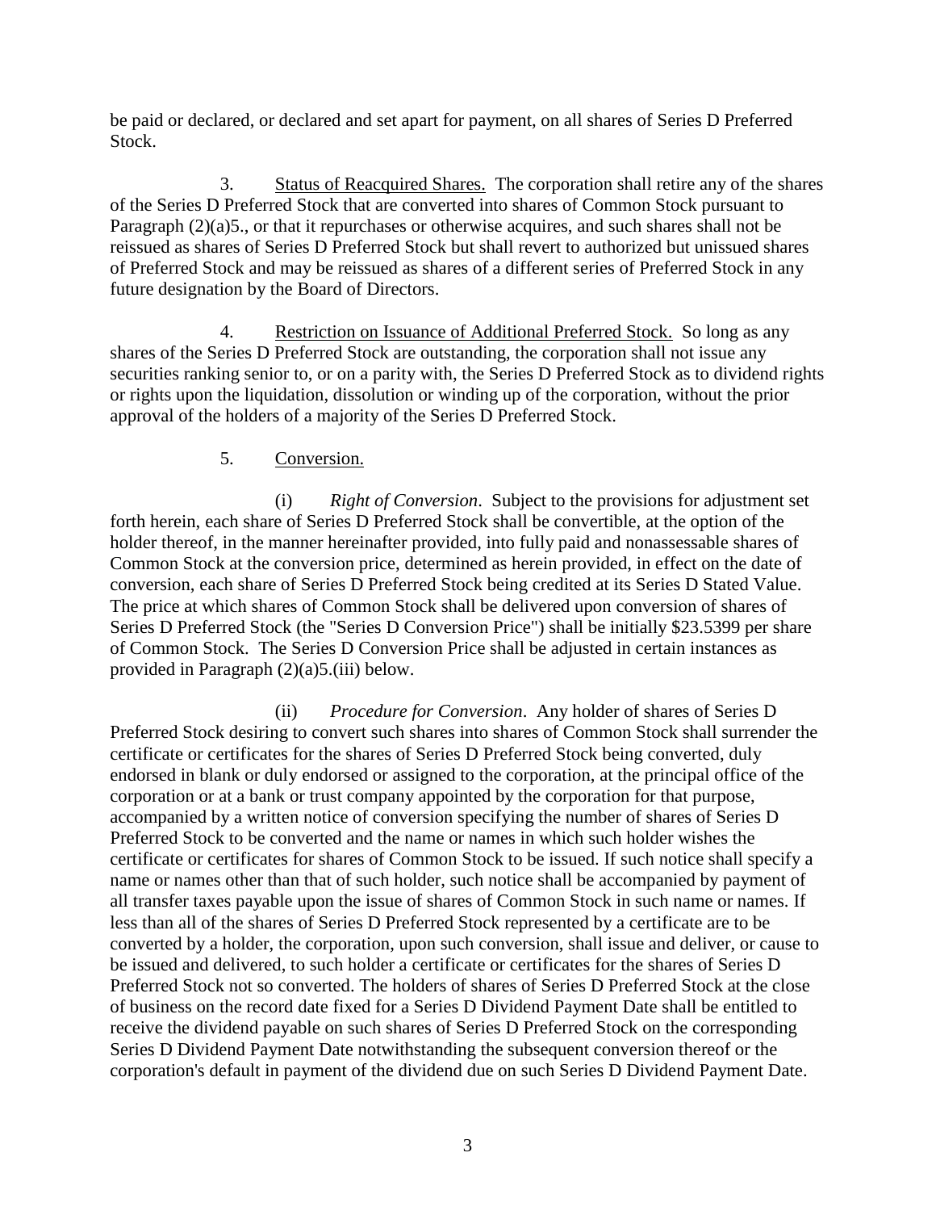be paid or declared, or declared and set apart for payment, on all shares of Series D Preferred Stock.

3. Status of Reacquired Shares. The corporation shall retire any of the shares of the Series D Preferred Stock that are converted into shares of Common Stock pursuant to Paragraph (2)(a)5., or that it repurchases or otherwise acquires, and such shares shall not be reissued as shares of Series D Preferred Stock but shall revert to authorized but unissued shares of Preferred Stock and may be reissued as shares of a different series of Preferred Stock in any future designation by the Board of Directors.

4. Restriction on Issuance of Additional Preferred Stock. So long as any shares of the Series D Preferred Stock are outstanding, the corporation shall not issue any securities ranking senior to, or on a parity with, the Series D Preferred Stock as to dividend rights or rights upon the liquidation, dissolution or winding up of the corporation, without the prior approval of the holders of a majority of the Series D Preferred Stock.

5. Conversion.

(i) *Right of Conversion*. Subject to the provisions for adjustment set forth herein, each share of Series D Preferred Stock shall be convertible, at the option of the holder thereof, in the manner hereinafter provided, into fully paid and nonassessable shares of Common Stock at the conversion price, determined as herein provided, in effect on the date of conversion, each share of Series D Preferred Stock being credited at its Series D Stated Value. The price at which shares of Common Stock shall be delivered upon conversion of shares of Series D Preferred Stock (the "Series D Conversion Price") shall be initially $23.5399 per share of Common Stock. The Series D Conversion Price shall be adjusted in certain instances as provided in Paragraph (2)(a)5.(iii) below.

(ii) *Procedure for Conversion*. Any holder of shares of Series D Preferred Stock desiring to convert such shares into shares of Common Stock shall surrender the certificate or certificates for the shares of Series D Preferred Stock being converted, duly endorsed in blank or duly endorsed or assigned to the corporation, at the principal office of the corporation or at a bank or trust company appointed by the corporation for that purpose, accompanied by a written notice of conversion specifying the number of shares of Series D Preferred Stock to be converted and the name or names in which such holder wishes the certificate or certificates for shares of Common Stock to be issued. If such notice shall specify a name or names other than that of such holder, such notice shall be accompanied by payment of all transfer taxes payable upon the issue of shares of Common Stock in such name or names. If less than all of the shares of Series D Preferred Stock represented by a certificate are to be converted by a holder, the corporation, upon such conversion, shall issue and deliver, or cause to be issued and delivered, to such holder a certificate or certificates for the shares of Series D Preferred Stock not so converted. The holders of shares of Series D Preferred Stock at the close of business on the record date fixed for a Series D Dividend Payment Date shall be entitled to receive the dividend payable on such shares of Series D Preferred Stock on the corresponding Series D Dividend Payment Date notwithstanding the subsequent conversion thereof or the corporation's default in payment of the dividend due on such Series D Dividend Payment Date.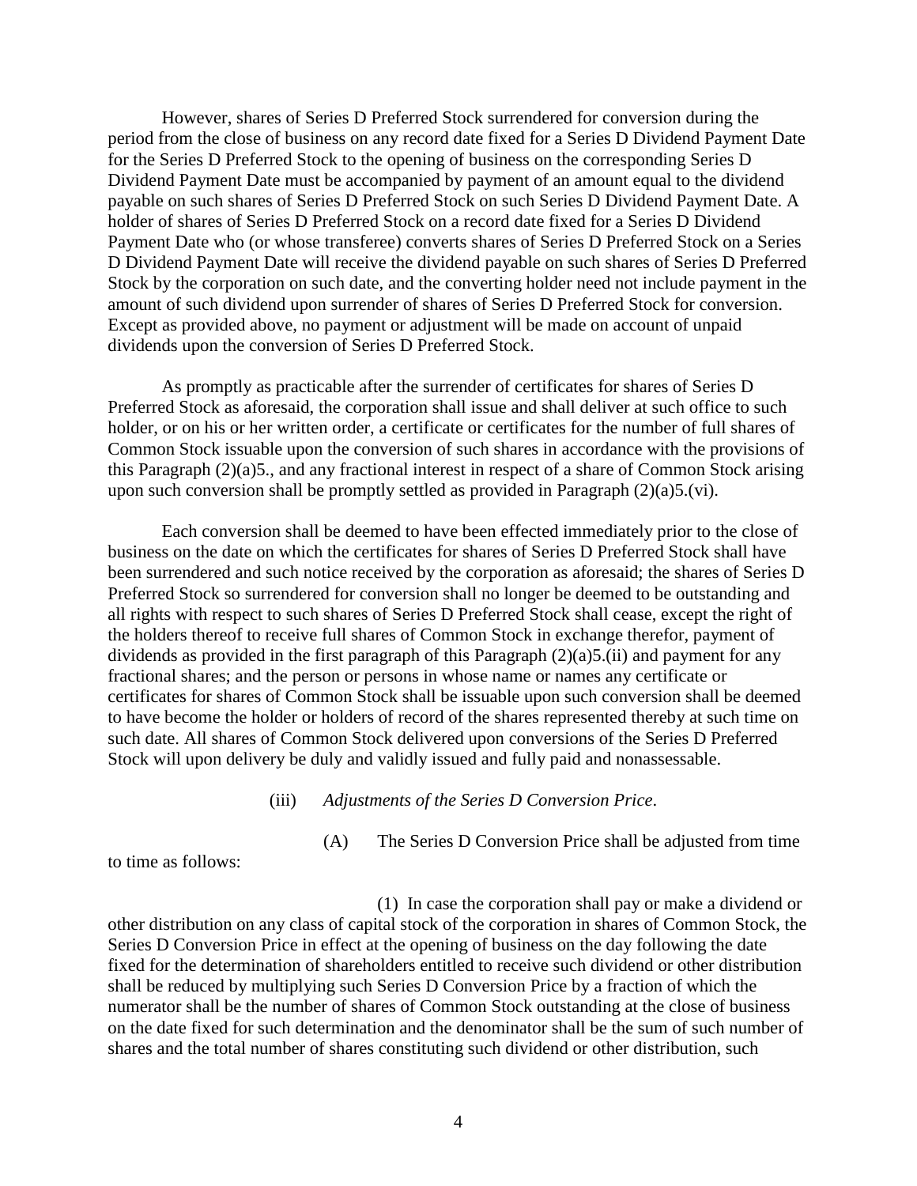However, shares of Series D Preferred Stock surrendered for conversion during the period from the close of business on any record date fixed for a Series D Dividend Payment Date for the Series D Preferred Stock to the opening of business on the corresponding Series D Dividend Payment Date must be accompanied by payment of an amount equal to the dividend payable on such shares of Series D Preferred Stock on such Series D Dividend Payment Date. A holder of shares of Series D Preferred Stock on a record date fixed for a Series D Dividend Payment Date who (or whose transferee) converts shares of Series D Preferred Stock on a Series D Dividend Payment Date will receive the dividend payable on such shares of Series D Preferred Stock by the corporation on such date, and the converting holder need not include payment in the amount of such dividend upon surrender of shares of Series D Preferred Stock for conversion. Except as provided above, no payment or adjustment will be made on account of unpaid dividends upon the conversion of Series D Preferred Stock.

As promptly as practicable after the surrender of certificates for shares of Series D Preferred Stock as aforesaid, the corporation shall issue and shall deliver at such office to such holder, or on his or her written order, a certificate or certificates for the number of full shares of Common Stock issuable upon the conversion of such shares in accordance with the provisions of this Paragraph (2)(a)5., and any fractional interest in respect of a share of Common Stock arising upon such conversion shall be promptly settled as provided in Paragraph (2)(a)5.(vi).

Each conversion shall be deemed to have been effected immediately prior to the close of business on the date on which the certificates for shares of Series D Preferred Stock shall have been surrendered and such notice received by the corporation as aforesaid; the shares of Series D Preferred Stock so surrendered for conversion shall no longer be deemed to be outstanding and all rights with respect to such shares of Series D Preferred Stock shall cease, except the right of the holders thereof to receive full shares of Common Stock in exchange therefor, payment of dividends as provided in the first paragraph of this Paragraph (2)(a)5.(ii) and payment for any fractional shares; and the person or persons in whose name or names any certificate or certificates for shares of Common Stock shall be issuable upon such conversion shall be deemed to have become the holder or holders of record of the shares represented thereby at such time on such date. All shares of Common Stock delivered upon conversions of the Series D Preferred Stock will upon delivery be duly and validly issued and fully paid and nonassessable.

(iii) *Adjustments of the Series D Conversion Price*.

(A) The Series D Conversion Price shall be adjusted from time to time as follows:

(1) In case the corporation shall pay or make a dividend or other distribution on any class of capital stock of the corporation in shares of Common Stock, the Series D Conversion Price in effect at the opening of business on the day following the date fixed for the determination of shareholders entitled to receive such dividend or other distribution shall be reduced by multiplying such Series D Conversion Price by a fraction of which the numerator shall be the number of shares of Common Stock outstanding at the close of business on the date fixed for such determination and the denominator shall be the sum of such number of shares and the total number of shares constituting such dividend or other distribution, such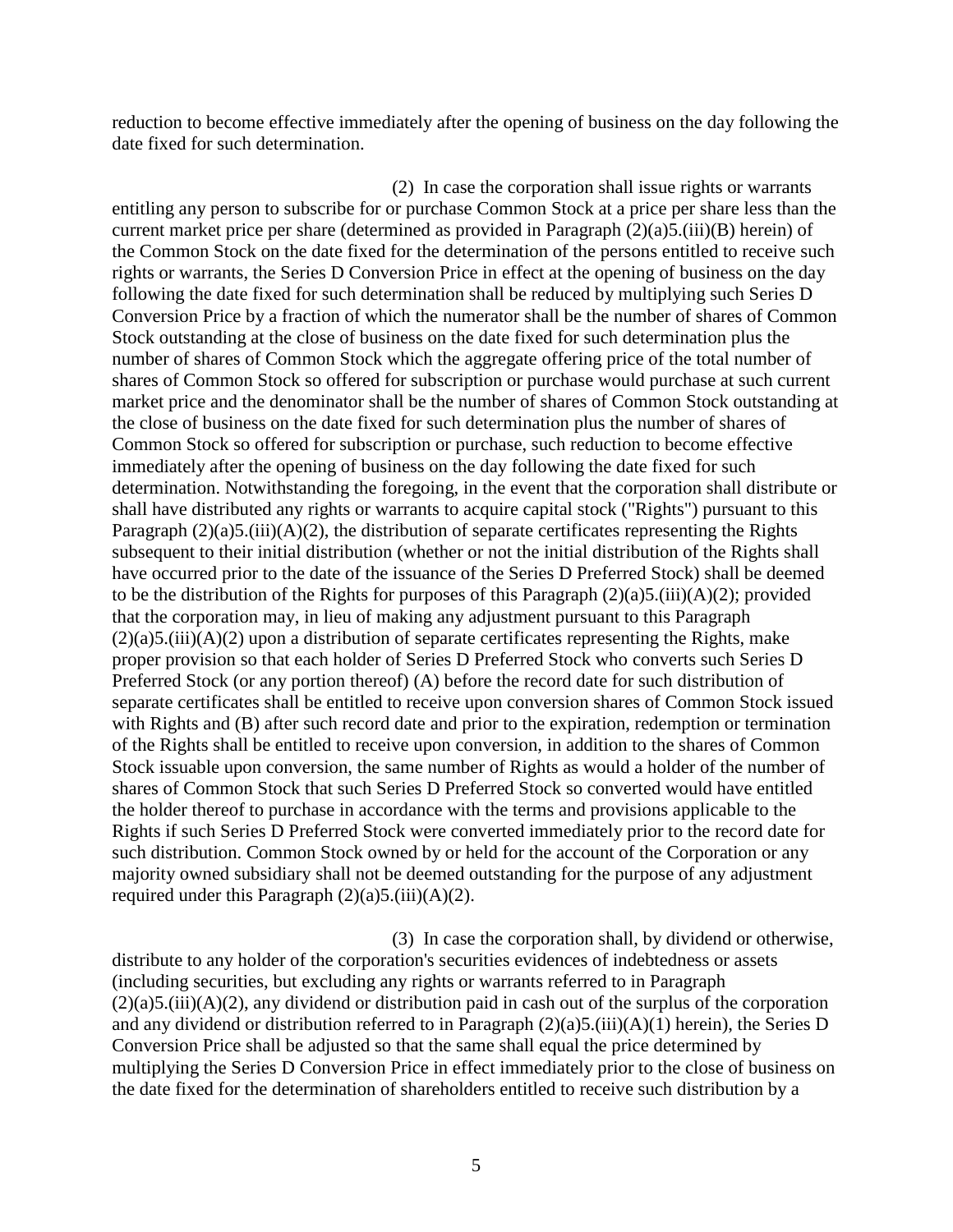reduction to become effective immediately after the opening of business on the day following the date fixed for such determination.

(2) In case the corporation shall issue rights or warrants entitling any person to subscribe for or purchase Common Stock at a price per share less than the current market price per share (determined as provided in Paragraph (2)(a)5.(iii)(B) herein) of the Common Stock on the date fixed for the determination of the persons entitled to receive such rights or warrants, the Series D Conversion Price in effect at the opening of business on the day following the date fixed for such determination shall be reduced by multiplying such Series D Conversion Price by a fraction of which the numerator shall be the number of shares of Common Stock outstanding at the close of business on the date fixed for such determination plus the number of shares of Common Stock which the aggregate offering price of the total number of shares of Common Stock so offered for subscription or purchase would purchase at such current market price and the denominator shall be the number of shares of Common Stock outstanding at the close of business on the date fixed for such determination plus the number of shares of Common Stock so offered for subscription or purchase, such reduction to become effective immediately after the opening of business on the day following the date fixed for such determination. Notwithstanding the foregoing, in the event that the corporation shall distribute or shall have distributed any rights or warrants to acquire capital stock ("Rights") pursuant to this Paragraph (2)(a)5.(iii)(A)(2), the distribution of separate certificates representing the Rights subsequent to their initial distribution (whether or not the initial distribution of the Rights shall have occurred prior to the date of the issuance of the Series D Preferred Stock) shall be deemed to be the distribution of the Rights for purposes of this Paragraph (2)(a)5.(iii)(A)(2); provided that the corporation may, in lieu of making any adjustment pursuant to this Paragraph (2)(a)5.(iii)(A)(2) upon a distribution of separate certificates representing the Rights, make proper provision so that each holder of Series D Preferred Stock who converts such Series D Preferred Stock (or any portion thereof) (A) before the record date for such distribution of separate certificates shall be entitled to receive upon conversion shares of Common Stock issued with Rights and (B) after such record date and prior to the expiration, redemption or termination of the Rights shall be entitled to receive upon conversion, in addition to the shares of Common Stock issuable upon conversion, the same number of Rights as would a holder of the number of shares of Common Stock that such Series D Preferred Stock so converted would have entitled the holder thereof to purchase in accordance with the terms and provisions applicable to the Rights if such Series D Preferred Stock were converted immediately prior to the record date for such distribution. Common Stock owned by or held for the account of the Corporation or any majority owned subsidiary shall not be deemed outstanding for the purpose of any adjustment required under this Paragraph (2)(a)5.(iii)(A)(2).

(3) In case the corporation shall, by dividend or otherwise, distribute to any holder of the corporation's securities evidences of indebtedness or assets (including securities, but excluding any rights or warrants referred to in Paragraph (2)(a)5.(iii)(A)(2), any dividend or distribution paid in cash out of the surplus of the corporation and any dividend or distribution referred to in Paragraph (2)(a)5.(iii)(A)(1) herein), the Series D Conversion Price shall be adjusted so that the same shall equal the price determined by multiplying the Series D Conversion Price in effect immediately prior to the close of business on the date fixed for the determination of shareholders entitled to receive such distribution by a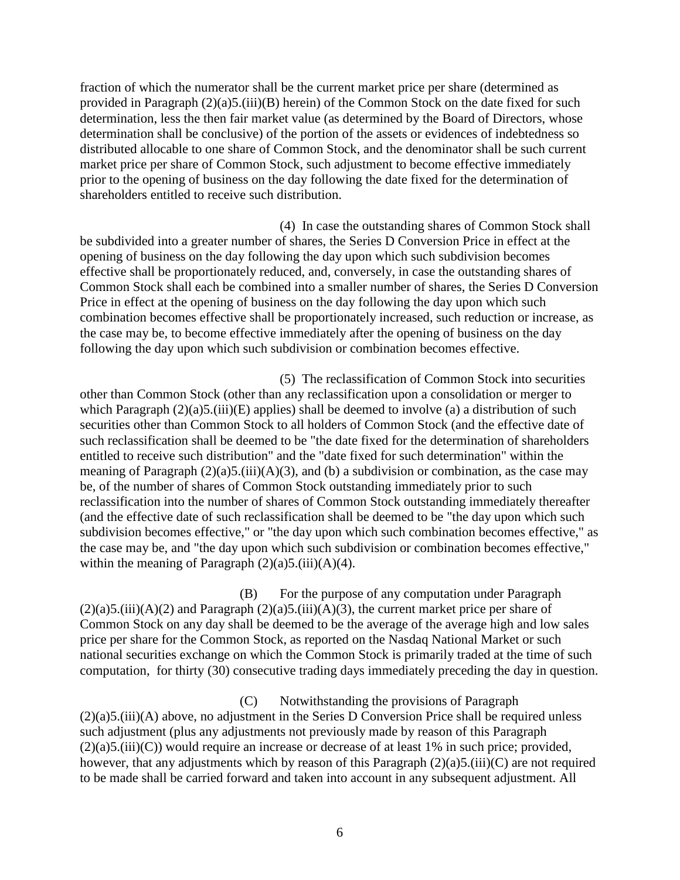fraction of which the numerator shall be the current market price per share (determined as provided in Paragraph (2)(a)5.(iii)(B) herein) of the Common Stock on the date fixed for such determination, less the then fair market value (as determined by the Board of Directors, whose determination shall be conclusive) of the portion of the assets or evidences of indebtedness so distributed allocable to one share of Common Stock, and the denominator shall be such current market price per share of Common Stock, such adjustment to become effective immediately prior to the opening of business on the day following the date fixed for the determination of shareholders entitled to receive such distribution.

(4) In case the outstanding shares of Common Stock shall be subdivided into a greater number of shares, the Series D Conversion Price in effect at the opening of business on the day following the day upon which such subdivision becomes effective shall be proportionately reduced, and, conversely, in case the outstanding shares of Common Stock shall each be combined into a smaller number of shares, the Series D Conversion Price in effect at the opening of business on the day following the day upon which such combination becomes effective shall be proportionately increased, such reduction or increase, as the case may be, to become effective immediately after the opening of business on the day following the day upon which such subdivision or combination becomes effective.

(5) The reclassification of Common Stock into securities other than Common Stock (other than any reclassification upon a consolidation or merger to which Paragraph (2)(a)5.(iii)(E) applies) shall be deemed to involve (a) a distribution of such securities other than Common Stock to all holders of Common Stock (and the effective date of such reclassification shall be deemed to be "the date fixed for the determination of shareholders entitled to receive such distribution" and the "date fixed for such determination" within the meaning of Paragraph (2)(a)5.(iii)(A)(3), and (b) a subdivision or combination, as the case may be, of the number of shares of Common Stock outstanding immediately prior to such reclassification into the number of shares of Common Stock outstanding immediately thereafter (and the effective date of such reclassification shall be deemed to be "the day upon which such subdivision becomes effective," or "the day upon which such combination becomes effective," as the case may be, and "the day upon which such subdivision or combination becomes effective," within the meaning of Paragraph (2)(a)5.(iii)(A)(4).

(B) For the purpose of any computation under Paragraph (2)(a)5.(iii)(A)(2) and Paragraph (2)(a)5.(iii)(A)(3), the current market price per share of Common Stock on any day shall be deemed to be the average of the average high and low sales price per share for the Common Stock, as reported on the Nasdaq National Market or such national securities exchange on which the Common Stock is primarily traded at the time of such computation, for thirty (30) consecutive trading days immediately preceding the day in question.

(C) Notwithstanding the provisions of Paragraph (2)(a)5.(iii)(A) above, no adjustment in the Series D Conversion Price shall be required unless such adjustment (plus any adjustments not previously made by reason of this Paragraph (2)(a)5.(iii)(C)) would require an increase or decrease of at least 1% in such price; provided, however, that any adjustments which by reason of this Paragraph (2)(a)5.(iii)(C) are not required to be made shall be carried forward and taken into account in any subsequent adjustment. All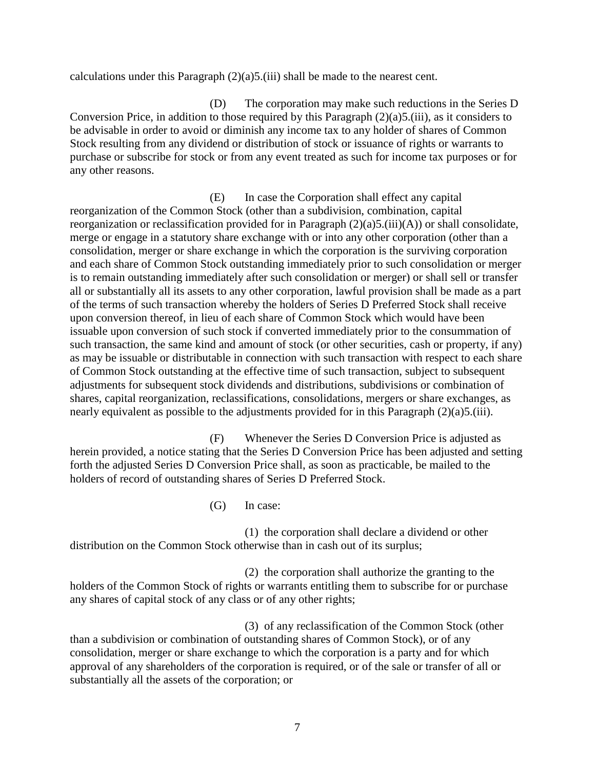calculations under this Paragraph (2)(a)5.(iii) shall be made to the nearest cent.

(D) The corporation may make such reductions in the Series D Conversion Price, in addition to those required by this Paragraph (2)(a)5.(iii), as it considers to be advisable in order to avoid or diminish any income tax to any holder of shares of Common Stock resulting from any dividend or distribution of stock or issuance of rights or warrants to purchase or subscribe for stock or from any event treated as such for income tax purposes or for any other reasons.

(E) In case the Corporation shall effect any capital reorganization of the Common Stock (other than a subdivision, combination, capital reorganization or reclassification provided for in Paragraph (2)(a)5.(iii)(A)) or shall consolidate, merge or engage in a statutory share exchange with or into any other corporation (other than a consolidation, merger or share exchange in which the corporation is the surviving corporation and each share of Common Stock outstanding immediately prior to such consolidation or merger is to remain outstanding immediately after such consolidation or merger) or shall sell or transfer all or substantially all its assets to any other corporation, lawful provision shall be made as a part of the terms of such transaction whereby the holders of Series D Preferred Stock shall receive upon conversion thereof, in lieu of each share of Common Stock which would have been issuable upon conversion of such stock if converted immediately prior to the consummation of such transaction, the same kind and amount of stock (or other securities, cash or property, if any) as may be issuable or distributable in connection with such transaction with respect to each share of Common Stock outstanding at the effective time of such transaction, subject to subsequent adjustments for subsequent stock dividends and distributions, subdivisions or combination of shares, capital reorganization, reclassifications, consolidations, mergers or share exchanges, as nearly equivalent as possible to the adjustments provided for in this Paragraph (2)(a)5.(iii).

(F) Whenever the Series D Conversion Price is adjusted as herein provided, a notice stating that the Series D Conversion Price has been adjusted and setting forth the adjusted Series D Conversion Price shall, as soon as practicable, be mailed to the holders of record of outstanding shares of Series D Preferred Stock.

(G) In case:

(1) the corporation shall declare a dividend or other distribution on the Common Stock otherwise than in cash out of its surplus;

(2) the corporation shall authorize the granting to the holders of the Common Stock of rights or warrants entitling them to subscribe for or purchase any shares of capital stock of any class or of any other rights;

(3) of any reclassification of the Common Stock (other than a subdivision or combination of outstanding shares of Common Stock), or of any consolidation, merger or share exchange to which the corporation is a party and for which approval of any shareholders of the corporation is required, or of the sale or transfer of all or substantially all the assets of the corporation; or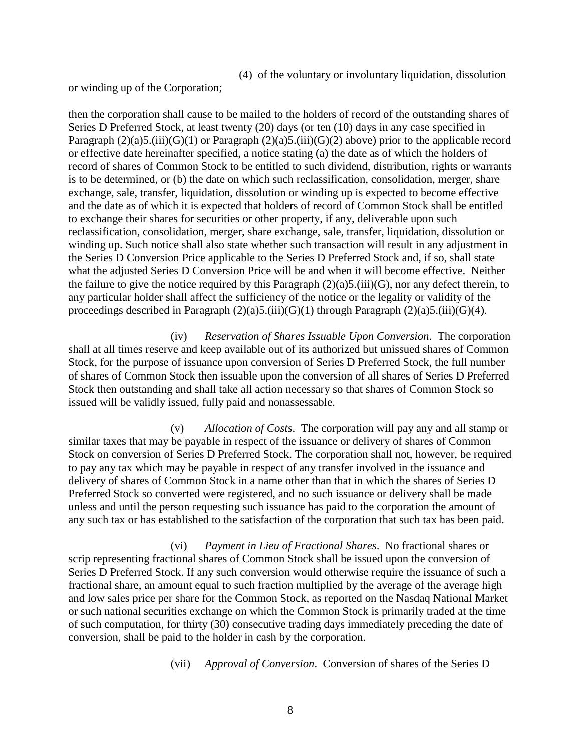(4) of the voluntary or involuntary liquidation, dissolution or winding up of the Corporation;

then the corporation shall cause to be mailed to the holders of record of the outstanding shares of Series D Preferred Stock, at least twenty (20) days (or ten (10) days in any case specified in Paragraph (2)(a)5.(iii)(G)(1) or Paragraph (2)(a)5.(iii)(G)(2) above) prior to the applicable record or effective date hereinafter specified, a notice stating (a) the date as of which the holders of record of shares of Common Stock to be entitled to such dividend, distribution, rights or warrants is to be determined, or (b) the date on which such reclassification, consolidation, merger, share exchange, sale, transfer, liquidation, dissolution or winding up is expected to become effective and the date as of which it is expected that holders of record of Common Stock shall be entitled to exchange their shares for securities or other property, if any, deliverable upon such reclassification, consolidation, merger, share exchange, sale, transfer, liquidation, dissolution or winding up. Such notice shall also state whether such transaction will result in any adjustment in the Series D Conversion Price applicable to the Series D Preferred Stock and, if so, shall state what the adjusted Series D Conversion Price will be and when it will become effective. Neither the failure to give the notice required by this Paragraph (2)(a)5.(iii)(G), nor any defect therein, to any particular holder shall affect the sufficiency of the notice or the legality or validity of the proceedings described in Paragraph (2)(a)5.(iii)(G)(1) through Paragraph (2)(a)5.(iii)(G)(4).

(iv) *Reservation of Shares Issuable Upon Conversion*. The corporation shall at all times reserve and keep available out of its authorized but unissued shares of Common Stock, for the purpose of issuance upon conversion of Series D Preferred Stock, the full number of shares of Common Stock then issuable upon the conversion of all shares of Series D Preferred Stock then outstanding and shall take all action necessary so that shares of Common Stock so issued will be validly issued, fully paid and nonassessable.

(v) *Allocation of Costs*. The corporation will pay any and all stamp or similar taxes that may be payable in respect of the issuance or delivery of shares of Common Stock on conversion of Series D Preferred Stock. The corporation shall not, however, be required to pay any tax which may be payable in respect of any transfer involved in the issuance and delivery of shares of Common Stock in a name other than that in which the shares of Series D Preferred Stock so converted were registered, and no such issuance or delivery shall be made unless and until the person requesting such issuance has paid to the corporation the amount of any such tax or has established to the satisfaction of the corporation that such tax has been paid.

(vi) *Payment in Lieu of Fractional Shares*. No fractional shares or scrip representing fractional shares of Common Stock shall be issued upon the conversion of Series D Preferred Stock. If any such conversion would otherwise require the issuance of such a fractional share, an amount equal to such fraction multiplied by the average of the average high and low sales price per share for the Common Stock, as reported on the Nasdaq National Market or such national securities exchange on which the Common Stock is primarily traded at the time of such computation, for thirty (30) consecutive trading days immediately preceding the date of conversion, shall be paid to the holder in cash by the corporation.

(vii) *Approval of Conversion*. Conversion of shares of the Series D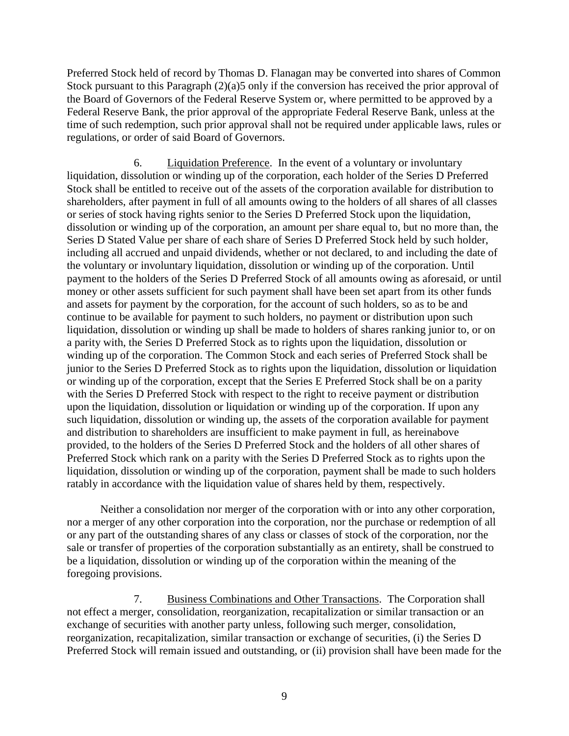Preferred Stock held of record by Thomas D. Flanagan may be converted into shares of Common Stock pursuant to this Paragraph (2)(a)5 only if the conversion has received the prior approval of the Board of Governors of the Federal Reserve System or, where permitted to be approved by a Federal Reserve Bank, the prior approval of the appropriate Federal Reserve Bank, unless at the time of such redemption, such prior approval shall not be required under applicable laws, rules or regulations, or order of said Board of Governors.

6. Liquidation Preference. In the event of a voluntary or involuntary liquidation, dissolution or winding up of the corporation, each holder of the Series D Preferred Stock shall be entitled to receive out of the assets of the corporation available for distribution to shareholders, after payment in full of all amounts owing to the holders of all shares of all classes or series of stock having rights senior to the Series D Preferred Stock upon the liquidation, dissolution or winding up of the corporation, an amount per share equal to, but no more than, the Series D Stated Value per share of each share of Series D Preferred Stock held by such holder, including all accrued and unpaid dividends, whether or not declared, to and including the date of the voluntary or involuntary liquidation, dissolution or winding up of the corporation. Until payment to the holders of the Series D Preferred Stock of all amounts owing as aforesaid, or until money or other assets sufficient for such payment shall have been set apart from its other funds and assets for payment by the corporation, for the account of such holders, so as to be and continue to be available for payment to such holders, no payment or distribution upon such liquidation, dissolution or winding up shall be made to holders of shares ranking junior to, or on a parity with, the Series D Preferred Stock as to rights upon the liquidation, dissolution or winding up of the corporation. The Common Stock and each series of Preferred Stock shall be junior to the Series D Preferred Stock as to rights upon the liquidation, dissolution or liquidation or winding up of the corporation, except that the Series E Preferred Stock shall be on a parity with the Series D Preferred Stock with respect to the right to receive payment or distribution upon the liquidation, dissolution or liquidation or winding up of the corporation. If upon any such liquidation, dissolution or winding up, the assets of the corporation available for payment and distribution to shareholders are insufficient to make payment in full, as hereinabove provided, to the holders of the Series D Preferred Stock and the holders of all other shares of Preferred Stock which rank on a parity with the Series D Preferred Stock as to rights upon the liquidation, dissolution or winding up of the corporation, payment shall be made to such holders ratably in accordance with the liquidation value of shares held by them, respectively.

Neither a consolidation nor merger of the corporation with or into any other corporation, nor a merger of any other corporation into the corporation, nor the purchase or redemption of all or any part of the outstanding shares of any class or classes of stock of the corporation, nor the sale or transfer of properties of the corporation substantially as an entirety, shall be construed to be a liquidation, dissolution or winding up of the corporation within the meaning of the foregoing provisions.

7. Business Combinations and Other Transactions. The Corporation shall not effect a merger, consolidation, reorganization, recapitalization or similar transaction or an exchange of securities with another party unless, following such merger, consolidation, reorganization, recapitalization, similar transaction or exchange of securities, (i) the Series D Preferred Stock will remain issued and outstanding, or (ii) provision shall have been made for the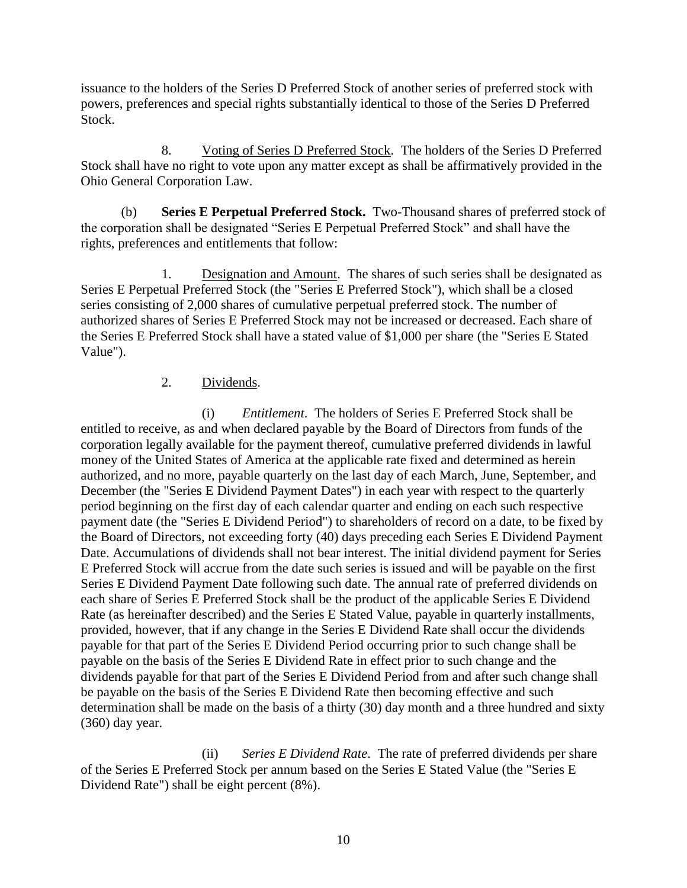issuance to the holders of the Series D Preferred Stock of another series of preferred stock with powers, preferences and special rights substantially identical to those of the Series D Preferred Stock.

8. Voting of Series D Preferred Stock. The holders of the Series D Preferred Stock shall have no right to vote upon any matter except as shall be affirmatively provided in the Ohio General Corporation Law.

(b) **Series E Perpetual Preferred Stock.** Two-Thousand shares of preferred stock of the corporation shall be designated "Series E Perpetual Preferred Stock" and shall have the rights, preferences and entitlements that follow:

1. Designation and Amount. The shares of such series shall be designated as Series E Perpetual Preferred Stock (the "Series E Preferred Stock"), which shall be a closed series consisting of 2,000 shares of cumulative perpetual preferred stock. The number of authorized shares of Series E Preferred Stock may not be increased or decreased. Each share of the Series E Preferred Stock shall have a stated value of $1,000 per share (the "Series E Stated Value").

2. Dividends.

(i) *Entitlement*. The holders of Series E Preferred Stock shall be entitled to receive, as and when declared payable by the Board of Directors from funds of the corporation legally available for the payment thereof, cumulative preferred dividends in lawful money of the United States of America at the applicable rate fixed and determined as herein authorized, and no more, payable quarterly on the last day of each March, June, September, and December (the "Series E Dividend Payment Dates") in each year with respect to the quarterly period beginning on the first day of each calendar quarter and ending on each such respective payment date (the "Series E Dividend Period") to shareholders of record on a date, to be fixed by the Board of Directors, not exceeding forty (40) days preceding each Series E Dividend Payment Date. Accumulations of dividends shall not bear interest. The initial dividend payment for Series E Preferred Stock will accrue from the date such series is issued and will be payable on the first Series E Dividend Payment Date following such date. The annual rate of preferred dividends on each share of Series E Preferred Stock shall be the product of the applicable Series E Dividend Rate (as hereinafter described) and the Series E Stated Value, payable in quarterly installments, provided, however, that if any change in the Series E Dividend Rate shall occur the dividends payable for that part of the Series E Dividend Period occurring prior to such change shall be payable on the basis of the Series E Dividend Rate in effect prior to such change and the dividends payable for that part of the Series E Dividend Period from and after such change shall be payable on the basis of the Series E Dividend Rate then becoming effective and such determination shall be made on the basis of a thirty (30) day month and a three hundred and sixty (360) day year.

(ii) *Series E Dividend Rate*. The rate of preferred dividends per share of the Series E Preferred Stock per annum based on the Series E Stated Value (the "Series E Dividend Rate") shall be eight percent (8%).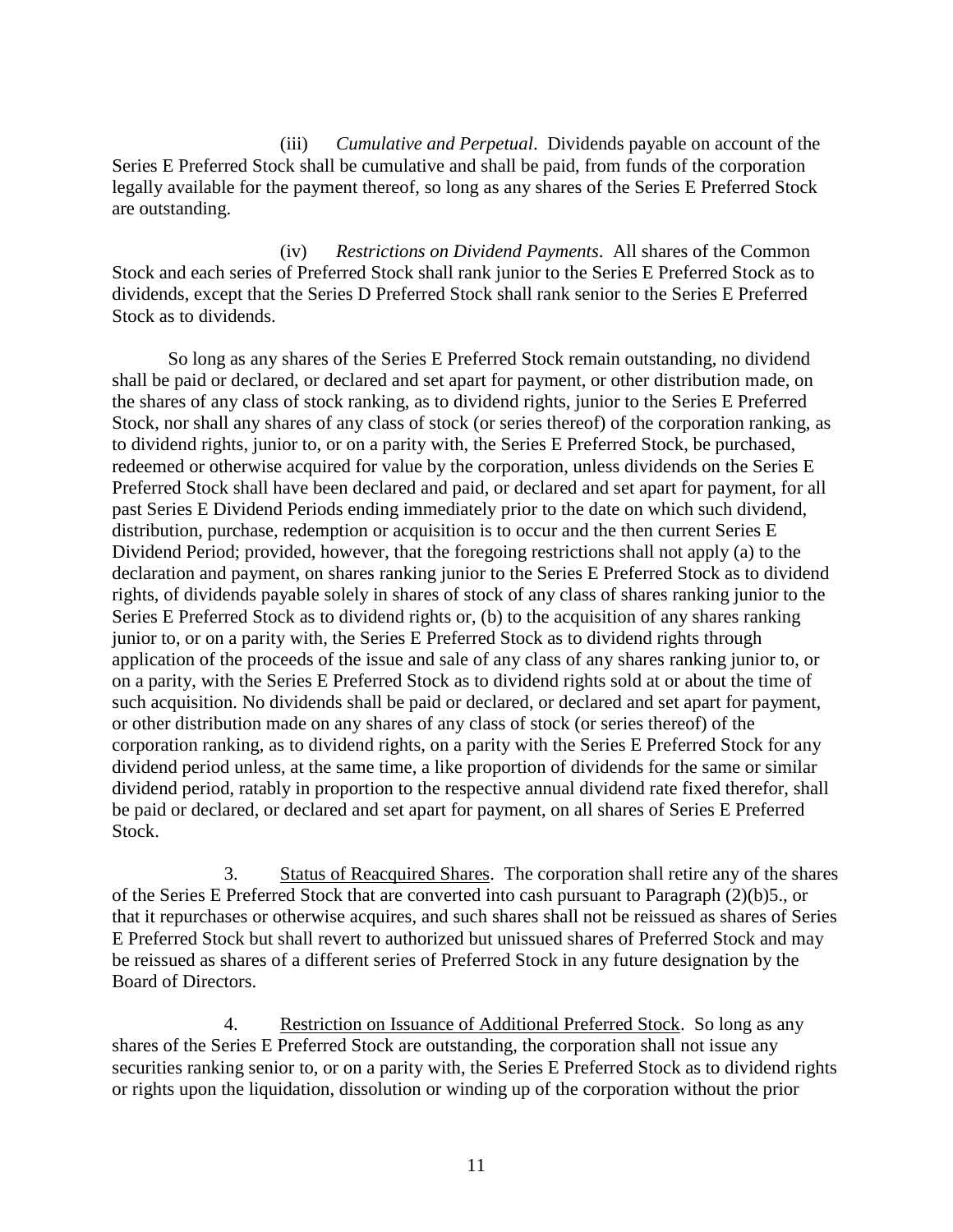(iii) *Cumulative and Perpetual*. Dividends payable on account of the Series E Preferred Stock shall be cumulative and shall be paid, from funds of the corporation legally available for the payment thereof, so long as any shares of the Series E Preferred Stock are outstanding.

(iv) *Restrictions on Dividend Payments*. All shares of the Common Stock and each series of Preferred Stock shall rank junior to the Series E Preferred Stock as to dividends, except that the Series D Preferred Stock shall rank senior to the Series E Preferred Stock as to dividends.

So long as any shares of the Series E Preferred Stock remain outstanding, no dividend shall be paid or declared, or declared and set apart for payment, or other distribution made, on the shares of any class of stock ranking, as to dividend rights, junior to the Series E Preferred Stock, nor shall any shares of any class of stock (or series thereof) of the corporation ranking, as to dividend rights, junior to, or on a parity with, the Series E Preferred Stock, be purchased, redeemed or otherwise acquired for value by the corporation, unless dividends on the Series E Preferred Stock shall have been declared and paid, or declared and set apart for payment, for all past Series E Dividend Periods ending immediately prior to the date on which such dividend, distribution, purchase, redemption or acquisition is to occur and the then current Series E Dividend Period; provided, however, that the foregoing restrictions shall not apply (a) to the declaration and payment, on shares ranking junior to the Series E Preferred Stock as to dividend rights, of dividends payable solely in shares of stock of any class of shares ranking junior to the Series E Preferred Stock as to dividend rights or, (b) to the acquisition of any shares ranking junior to, or on a parity with, the Series E Preferred Stock as to dividend rights through application of the proceeds of the issue and sale of any class of any shares ranking junior to, or on a parity, with the Series E Preferred Stock as to dividend rights sold at or about the time of such acquisition. No dividends shall be paid or declared, or declared and set apart for payment, or other distribution made on any shares of any class of stock (or series thereof) of the corporation ranking, as to dividend rights, on a parity with the Series E Preferred Stock for any dividend period unless, at the same time, a like proportion of dividends for the same or similar dividend period, ratably in proportion to the respective annual dividend rate fixed therefor, shall be paid or declared, or declared and set apart for payment, on all shares of Series E Preferred Stock.

3. Status of Reacquired Shares. The corporation shall retire any of the shares of the Series E Preferred Stock that are converted into cash pursuant to Paragraph (2)(b)5., or that it repurchases or otherwise acquires, and such shares shall not be reissued as shares of Series E Preferred Stock but shall revert to authorized but unissued shares of Preferred Stock and may be reissued as shares of a different series of Preferred Stock in any future designation by the Board of Directors.

4. Restriction on Issuance of Additional Preferred Stock. So long as any shares of the Series E Preferred Stock are outstanding, the corporation shall not issue any securities ranking senior to, or on a parity with, the Series E Preferred Stock as to dividend rights or rights upon the liquidation, dissolution or winding up of the corporation without the prior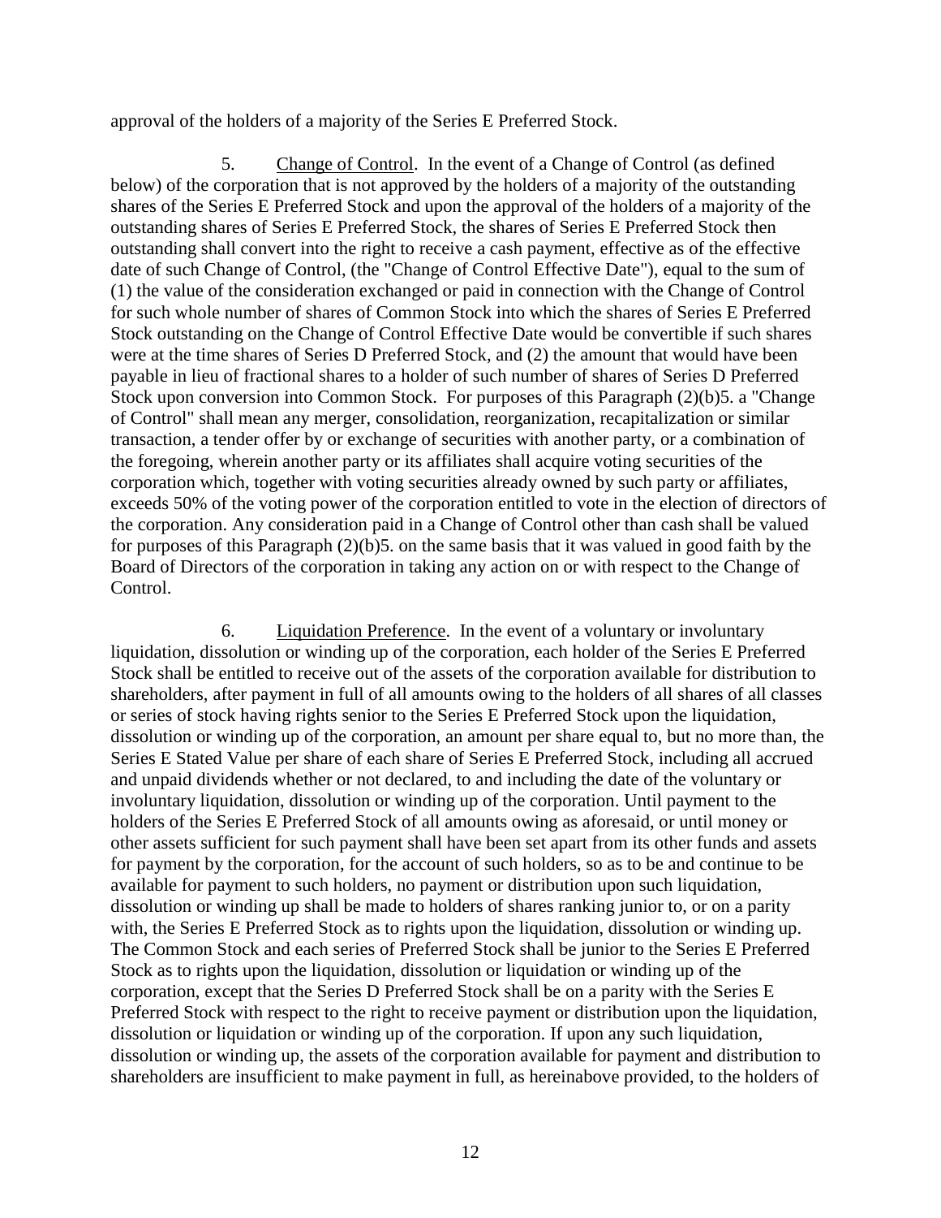approval of the holders of a majority of the Series E Preferred Stock.

5. Change of Control. In the event of a Change of Control (as defined below) of the corporation that is not approved by the holders of a majority of the outstanding shares of the Series E Preferred Stock and upon the approval of the holders of a majority of the outstanding shares of Series E Preferred Stock, the shares of Series E Preferred Stock then outstanding shall convert into the right to receive a cash payment, effective as of the effective date of such Change of Control, (the "Change of Control Effective Date"), equal to the sum of (1) the value of the consideration exchanged or paid in connection with the Change of Control for such whole number of shares of Common Stock into which the shares of Series E Preferred Stock outstanding on the Change of Control Effective Date would be convertible if such shares were at the time shares of Series D Preferred Stock, and (2) the amount that would have been payable in lieu of fractional shares to a holder of such number of shares of Series D Preferred Stock upon conversion into Common Stock. For purposes of this Paragraph (2)(b)5. a "Change of Control" shall mean any merger, consolidation, reorganization, recapitalization or similar transaction, a tender offer by or exchange of securities with another party, or a combination of the foregoing, wherein another party or its affiliates shall acquire voting securities of the corporation which, together with voting securities already owned by such party or affiliates, exceeds 50% of the voting power of the corporation entitled to vote in the election of directors of the corporation. Any consideration paid in a Change of Control other than cash shall be valued for purposes of this Paragraph (2)(b)5. on the same basis that it was valued in good faith by the Board of Directors of the corporation in taking any action on or with respect to the Change of Control.

6. Liquidation Preference. In the event of a voluntary or involuntary liquidation, dissolution or winding up of the corporation, each holder of the Series E Preferred Stock shall be entitled to receive out of the assets of the corporation available for distribution to shareholders, after payment in full of all amounts owing to the holders of all shares of all classes or series of stock having rights senior to the Series E Preferred Stock upon the liquidation, dissolution or winding up of the corporation, an amount per share equal to, but no more than, the Series E Stated Value per share of each share of Series E Preferred Stock, including all accrued and unpaid dividends whether or not declared, to and including the date of the voluntary or involuntary liquidation, dissolution or winding up of the corporation. Until payment to the holders of the Series E Preferred Stock of all amounts owing as aforesaid, or until money or other assets sufficient for such payment shall have been set apart from its other funds and assets for payment by the corporation, for the account of such holders, so as to be and continue to be available for payment to such holders, no payment or distribution upon such liquidation, dissolution or winding up shall be made to holders of shares ranking junior to, or on a parity with, the Series E Preferred Stock as to rights upon the liquidation, dissolution or winding up. The Common Stock and each series of Preferred Stock shall be junior to the Series E Preferred Stock as to rights upon the liquidation, dissolution or liquidation or winding up of the corporation, except that the Series D Preferred Stock shall be on a parity with the Series E Preferred Stock with respect to the right to receive payment or distribution upon the liquidation, dissolution or liquidation or winding up of the corporation. If upon any such liquidation, dissolution or winding up, the assets of the corporation available for payment and distribution to shareholders are insufficient to make payment in full, as hereinabove provided, to the holders of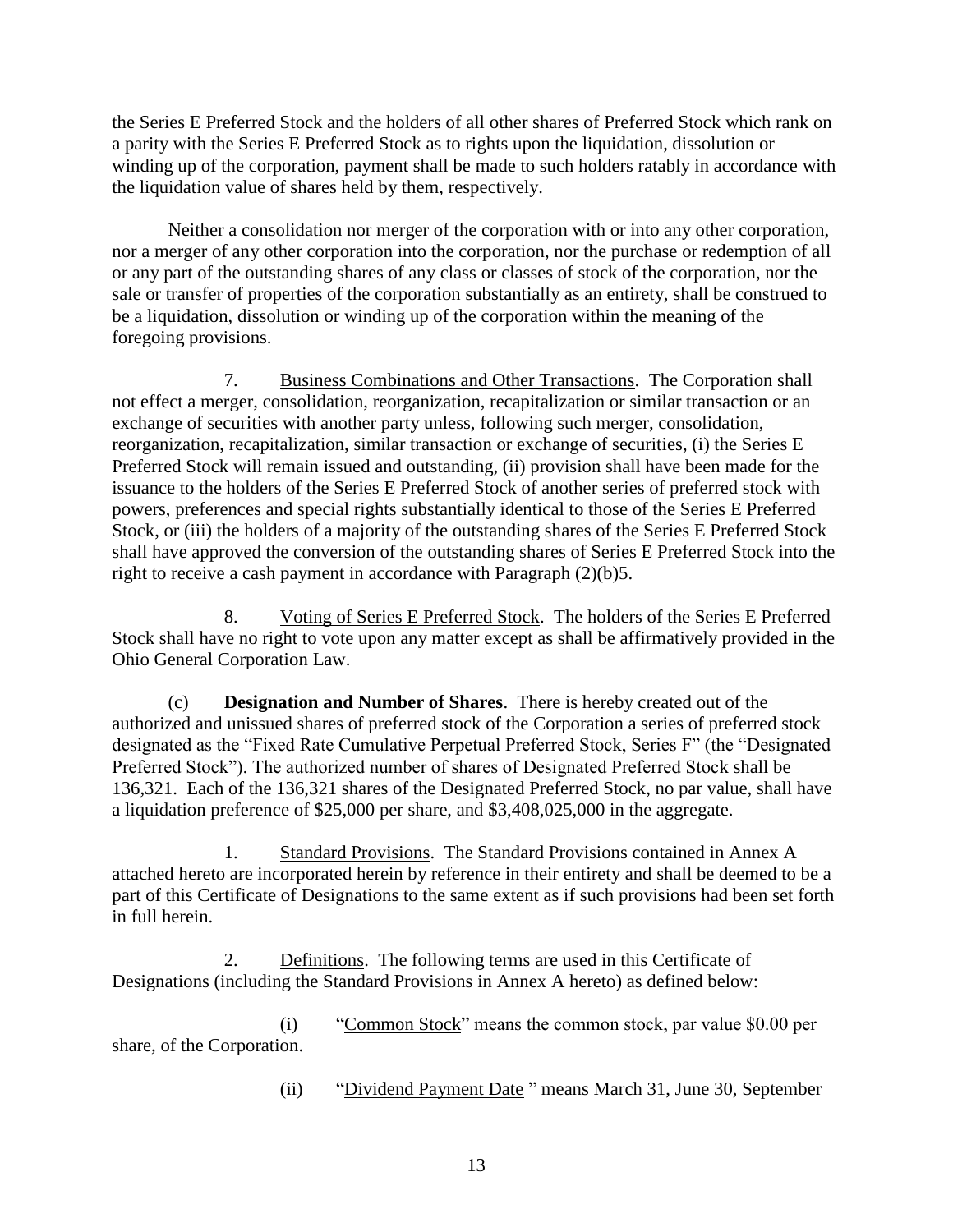the Series E Preferred Stock and the holders of all other shares of Preferred Stock which rank on a parity with the Series E Preferred Stock as to rights upon the liquidation, dissolution or winding up of the corporation, payment shall be made to such holders ratably in accordance with the liquidation value of shares held by them, respectively.

Neither a consolidation nor merger of the corporation with or into any other corporation, nor a merger of any other corporation into the corporation, nor the purchase or redemption of all or any part of the outstanding shares of any class or classes of stock of the corporation, nor the sale or transfer of properties of the corporation substantially as an entirety, shall be construed to be a liquidation, dissolution or winding up of the corporation within the meaning of the foregoing provisions.

7. Business Combinations and Other Transactions. The Corporation shall not effect a merger, consolidation, reorganization, recapitalization or similar transaction or an exchange of securities with another party unless, following such merger, consolidation, reorganization, recapitalization, similar transaction or exchange of securities, (i) the Series E Preferred Stock will remain issued and outstanding, (ii) provision shall have been made for the issuance to the holders of the Series E Preferred Stock of another series of preferred stock with powers, preferences and special rights substantially identical to those of the Series E Preferred Stock, or (iii) the holders of a majority of the outstanding shares of the Series E Preferred Stock shall have approved the conversion of the outstanding shares of Series E Preferred Stock into the right to receive a cash payment in accordance with Paragraph (2)(b)5.

8. Voting of Series E Preferred Stock. The holders of the Series E Preferred Stock shall have no right to vote upon any matter except as shall be affirmatively provided in the Ohio General Corporation Law.

(c) **Designation and Number of Shares**. There is hereby created out of the authorized and unissued shares of preferred stock of the Corporation a series of preferred stock designated as the "Fixed Rate Cumulative Perpetual Preferred Stock, Series F" (the "Designated Preferred Stock"). The authorized number of shares of Designated Preferred Stock shall be 136,321. Each of the 136,321 shares of the Designated Preferred Stock, no par value, shall have a liquidation preference of $25,000 per share, and $3,408,025,000 in the aggregate.

1. Standard Provisions. The Standard Provisions contained in Annex A attached hereto are incorporated herein by reference in their entirety and shall be deemed to be a part of this Certificate of Designations to the same extent as if such provisions had been set forth in full herein.

2. Definitions. The following terms are used in this Certificate of Designations (including the Standard Provisions in Annex A hereto) as defined below:

(i) "Common Stock" means the common stock, par value $0.00 per share, of the Corporation.

(ii) "Dividend Payment Date " means March 31, June 30, September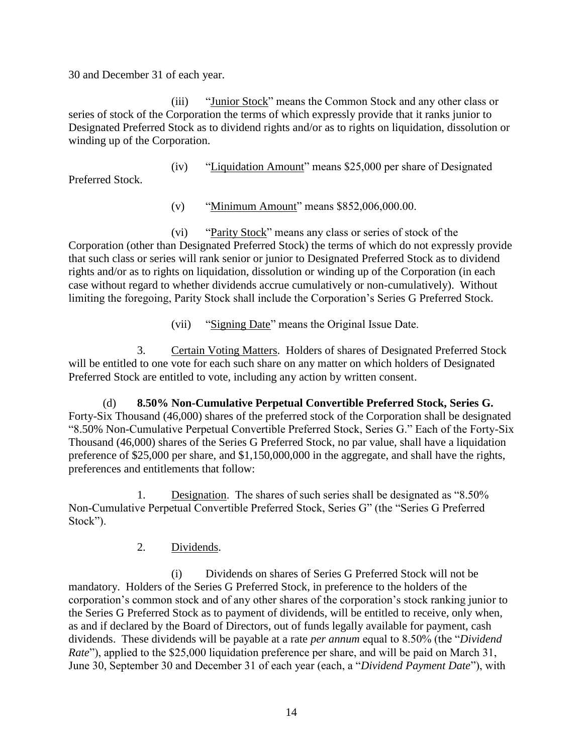30 and December 31 of each year.

(iii) "Junior Stock" means the Common Stock and any other class or series of stock of the Corporation the terms of which expressly provide that it ranks junior to Designated Preferred Stock as to dividend rights and/or as to rights on liquidation, dissolution or winding up of the Corporation.

(iv) "Liquidation Amount" means $25,000 per share of Designated Preferred Stock.

(v) "Minimum Amount" means $852,006,000.00.

(vi) "Parity Stock" means any class or series of stock of the Corporation (other than Designated Preferred Stock) the terms of which do not expressly provide that such class or series will rank senior or junior to Designated Preferred Stock as to dividend rights and/or as to rights on liquidation, dissolution or winding up of the Corporation (in each case without regard to whether dividends accrue cumulatively or non-cumulatively). Without limiting the foregoing, Parity Stock shall include the Corporation's Series G Preferred Stock.

(vii) "Signing Date" means the Original Issue Date.

3. Certain Voting Matters. Holders of shares of Designated Preferred Stock will be entitled to one vote for each such share on any matter on which holders of Designated Preferred Stock are entitled to vote, including any action by written consent.

(d) **8.50% Non-Cumulative Perpetual Convertible Preferred Stock, Series G.** Forty-Six Thousand (46,000) shares of the preferred stock of the Corporation shall be designated "8.50% Non-Cumulative Perpetual Convertible Preferred Stock, Series G." Each of the Forty-Six Thousand (46,000) shares of the Series G Preferred Stock, no par value, shall have a liquidation preference of $25,000 per share, and $1,150,000,000 in the aggregate, and shall have the rights, preferences and entitlements that follow:

1. Designation. The shares of such series shall be designated as "8.50% Non-Cumulative Perpetual Convertible Preferred Stock, Series G" (the "Series G Preferred Stock").

2. Dividends.

(i) Dividends on shares of Series G Preferred Stock will not be mandatory. Holders of the Series G Preferred Stock, in preference to the holders of the corporation's common stock and of any other shares of the corporation's stock ranking junior to the Series G Preferred Stock as to payment of dividends, will be entitled to receive, only when, as and if declared by the Board of Directors, out of funds legally available for payment, cash dividends. These dividends will be payable at a rate *per annum* equal to 8.50% (the "*Dividend Rate*"), applied to the $25,000 liquidation preference per share, and will be paid on March 31, June 30, September 30 and December 31 of each year (each, a "*Dividend Payment Date*"), with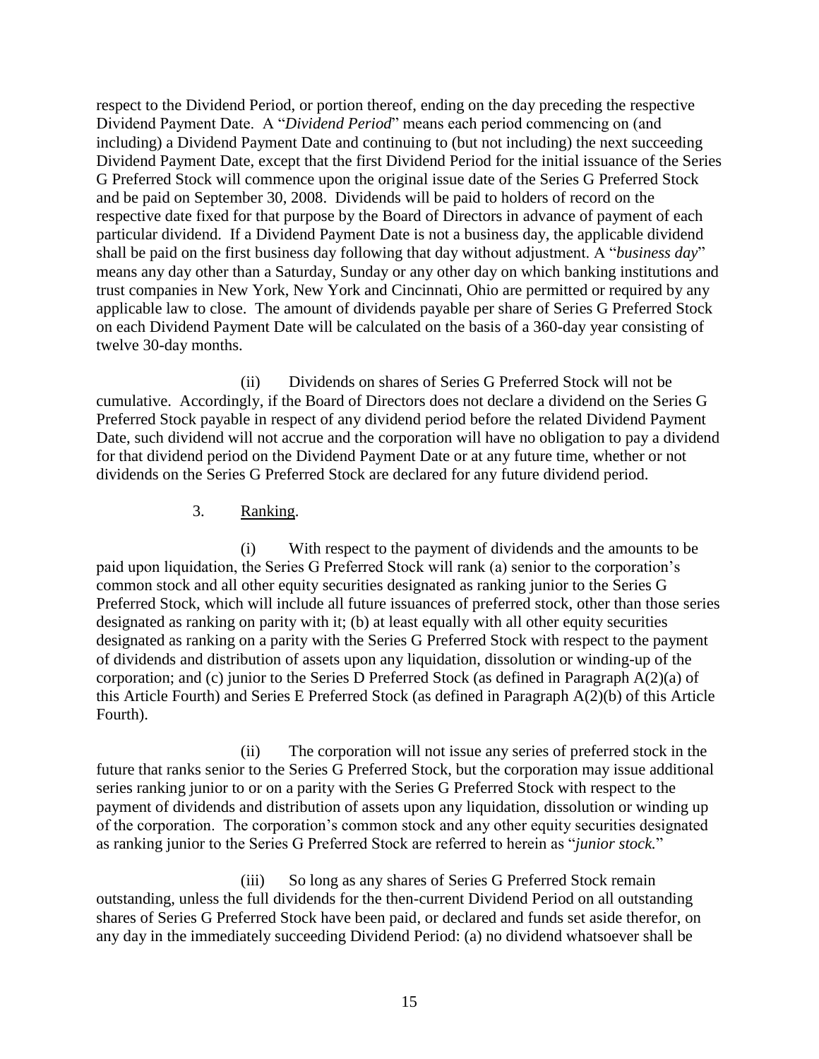respect to the Dividend Period, or portion thereof, ending on the day preceding the respective Dividend Payment Date. A "*Dividend Period*" means each period commencing on (and including) a Dividend Payment Date and continuing to (but not including) the next succeeding Dividend Payment Date, except that the first Dividend Period for the initial issuance of the Series G Preferred Stock will commence upon the original issue date of the Series G Preferred Stock and be paid on September 30, 2008. Dividends will be paid to holders of record on the respective date fixed for that purpose by the Board of Directors in advance of payment of each particular dividend. If a Dividend Payment Date is not a business day, the applicable dividend shall be paid on the first business day following that day without adjustment. A "*business day*" means any day other than a Saturday, Sunday or any other day on which banking institutions and trust companies in New York, New York and Cincinnati, Ohio are permitted or required by any applicable law to close. The amount of dividends payable per share of Series G Preferred Stock on each Dividend Payment Date will be calculated on the basis of a 360-day year consisting of twelve 30-day months.

(ii) Dividends on shares of Series G Preferred Stock will not be cumulative. Accordingly, if the Board of Directors does not declare a dividend on the Series G Preferred Stock payable in respect of any dividend period before the related Dividend Payment Date, such dividend will not accrue and the corporation will have no obligation to pay a dividend for that dividend period on the Dividend Payment Date or at any future time, whether or not dividends on the Series G Preferred Stock are declared for any future dividend period.

3. Ranking.

(i) With respect to the payment of dividends and the amounts to be paid upon liquidation, the Series G Preferred Stock will rank (a) senior to the corporation's common stock and all other equity securities designated as ranking junior to the Series G Preferred Stock, which will include all future issuances of preferred stock, other than those series designated as ranking on parity with it; (b) at least equally with all other equity securities designated as ranking on a parity with the Series G Preferred Stock with respect to the payment of dividends and distribution of assets upon any liquidation, dissolution or winding-up of the corporation; and (c) junior to the Series D Preferred Stock (as defined in Paragraph A(2)(a) of this Article Fourth) and Series E Preferred Stock (as defined in Paragraph A(2)(b) of this Article Fourth).

(ii) The corporation will not issue any series of preferred stock in the future that ranks senior to the Series G Preferred Stock, but the corporation may issue additional series ranking junior to or on a parity with the Series G Preferred Stock with respect to the payment of dividends and distribution of assets upon any liquidation, dissolution or winding up of the corporation. The corporation's common stock and any other equity securities designated as ranking junior to the Series G Preferred Stock are referred to herein as "*junior stock.*"

(iii) So long as any shares of Series G Preferred Stock remain outstanding, unless the full dividends for the then-current Dividend Period on all outstanding shares of Series G Preferred Stock have been paid, or declared and funds set aside therefor, on any day in the immediately succeeding Dividend Period: (a) no dividend whatsoever shall be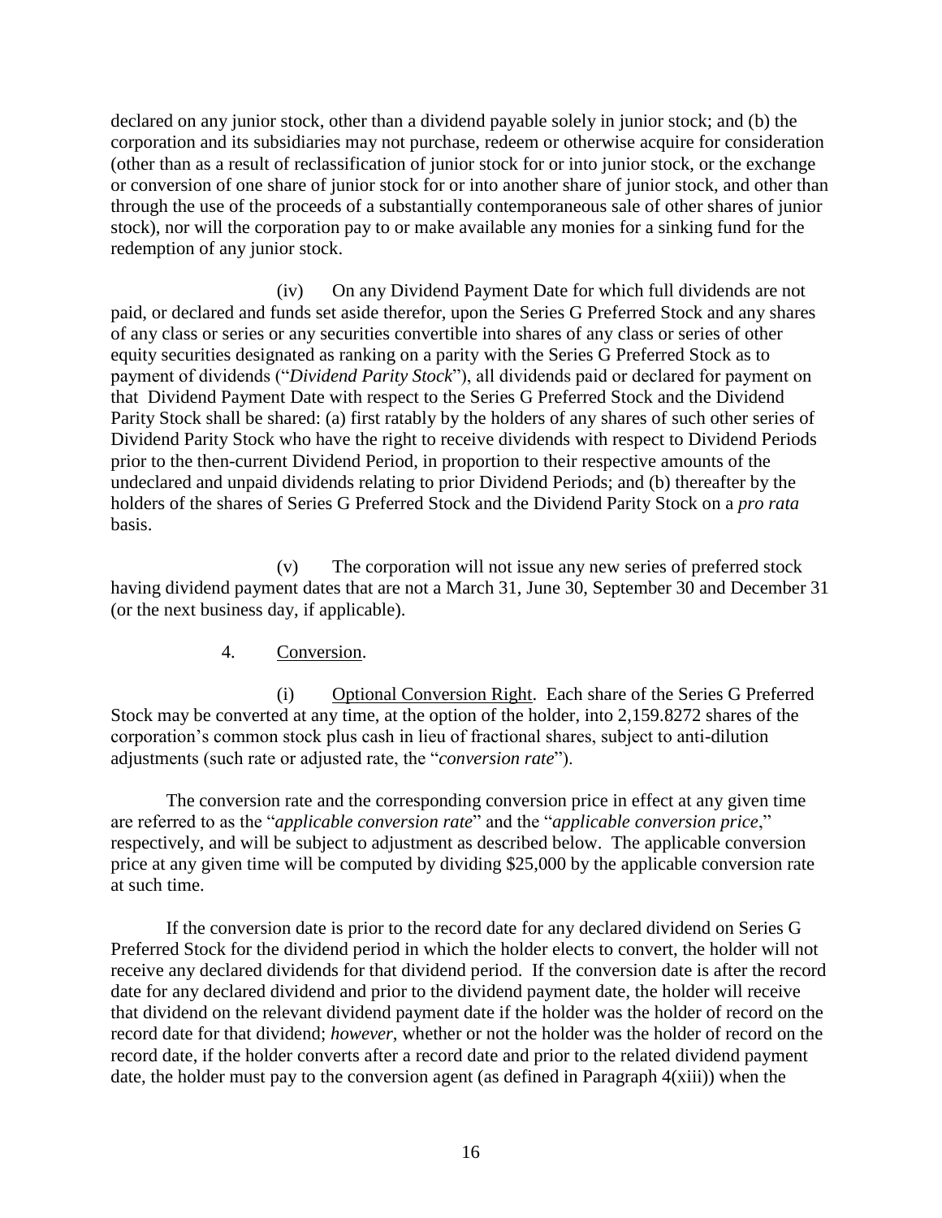declared on any junior stock, other than a dividend payable solely in junior stock; and (b) the corporation and its subsidiaries may not purchase, redeem or otherwise acquire for consideration (other than as a result of reclassification of junior stock for or into junior stock, or the exchange or conversion of one share of junior stock for or into another share of junior stock, and other than through the use of the proceeds of a substantially contemporaneous sale of other shares of junior stock), nor will the corporation pay to or make available any monies for a sinking fund for the redemption of any junior stock.

(iv) On any Dividend Payment Date for which full dividends are not paid, or declared and funds set aside therefor, upon the Series G Preferred Stock and any shares of any class or series or any securities convertible into shares of any class or series of other equity securities designated as ranking on a parity with the Series G Preferred Stock as to payment of dividends ("*Dividend Parity Stock*"), all dividends paid or declared for payment on that Dividend Payment Date with respect to the Series G Preferred Stock and the Dividend Parity Stock shall be shared: (a) first ratably by the holders of any shares of such other series of Dividend Parity Stock who have the right to receive dividends with respect to Dividend Periods prior to the then-current Dividend Period, in proportion to their respective amounts of the undeclared and unpaid dividends relating to prior Dividend Periods; and (b) thereafter by the holders of the shares of Series G Preferred Stock and the Dividend Parity Stock on a *pro rata* basis.

(v) The corporation will not issue any new series of preferred stock having dividend payment dates that are not a March 31, June 30, September 30 and December 31 (or the next business day, if applicable).

4. Conversion.

(i) Optional Conversion Right. Each share of the Series G Preferred Stock may be converted at any time, at the option of the holder, into 2,159.8272 shares of the corporation's common stock plus cash in lieu of fractional shares, subject to anti-dilution adjustments (such rate or adjusted rate, the "*conversion rate*").

The conversion rate and the corresponding conversion price in effect at any given time are referred to as the "*applicable conversion rate*" and the "*applicable conversion price*," respectively, and will be subject to adjustment as described below. The applicable conversion price at any given time will be computed by dividing $25,000 by the applicable conversion rate at such time.

If the conversion date is prior to the record date for any declared dividend on Series G Preferred Stock for the dividend period in which the holder elects to convert, the holder will not receive any declared dividends for that dividend period. If the conversion date is after the record date for any declared dividend and prior to the dividend payment date, the holder will receive that dividend on the relevant dividend payment date if the holder was the holder of record on the record date for that dividend; *however*, whether or not the holder was the holder of record on the record date, if the holder converts after a record date and prior to the related dividend payment date, the holder must pay to the conversion agent (as defined in Paragraph 4(xiii)) when the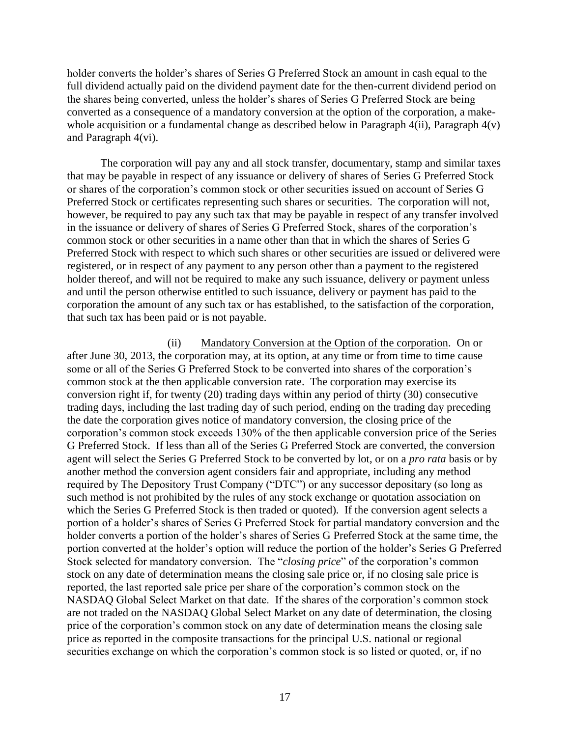holder converts the holder's shares of Series G Preferred Stock an amount in cash equal to the full dividend actually paid on the dividend payment date for the then-current dividend period on the shares being converted, unless the holder's shares of Series G Preferred Stock are being converted as a consequence of a mandatory conversion at the option of the corporation, a make-whole acquisition or a fundamental change as described below in Paragraph 4(ii), Paragraph 4(v) and Paragraph 4(vi).

The corporation will pay any and all stock transfer, documentary, stamp and similar taxes that may be payable in respect of any issuance or delivery of shares of Series G Preferred Stock or shares of the corporation's common stock or other securities issued on account of Series G Preferred Stock or certificates representing such shares or securities. The corporation will not, however, be required to pay any such tax that may be payable in respect of any transfer involved in the issuance or delivery of shares of Series G Preferred Stock, shares of the corporation's common stock or other securities in a name other than that in which the shares of Series G Preferred Stock with respect to which such shares or other securities are issued or delivered were registered, or in respect of any payment to any person other than a payment to the registered holder thereof, and will not be required to make any such issuance, delivery or payment unless and until the person otherwise entitled to such issuance, delivery or payment has paid to the corporation the amount of any such tax or has established, to the satisfaction of the corporation, that such tax has been paid or is not payable.

(ii) Mandatory Conversion at the Option of the corporation. On or after June 30, 2013, the corporation may, at its option, at any time or from time to time cause some or all of the Series G Preferred Stock to be converted into shares of the corporation's common stock at the then applicable conversion rate. The corporation may exercise its conversion right if, for twenty (20) trading days within any period of thirty (30) consecutive trading days, including the last trading day of such period, ending on the trading day preceding the date the corporation gives notice of mandatory conversion, the closing price of the corporation's common stock exceeds 130% of the then applicable conversion price of the Series G Preferred Stock. If less than all of the Series G Preferred Stock are converted, the conversion agent will select the Series G Preferred Stock to be converted by lot, or on a *pro rata* basis or by another method the conversion agent considers fair and appropriate, including any method required by The Depository Trust Company ("DTC") or any successor depositary (so long as such method is not prohibited by the rules of any stock exchange or quotation association on which the Series G Preferred Stock is then traded or quoted). If the conversion agent selects a portion of a holder's shares of Series G Preferred Stock for partial mandatory conversion and the holder converts a portion of the holder's shares of Series G Preferred Stock at the same time, the portion converted at the holder's option will reduce the portion of the holder's Series G Preferred Stock selected for mandatory conversion. The "*closing price*" of the corporation's common stock on any date of determination means the closing sale price or, if no closing sale price is reported, the last reported sale price per share of the corporation's common stock on the NASDAQ Global Select Market on that date. If the shares of the corporation's common stock are not traded on the NASDAQ Global Select Market on any date of determination, the closing price of the corporation's common stock on any date of determination means the closing sale price as reported in the composite transactions for the principal U.S. national or regional securities exchange on which the corporation's common stock is so listed or quoted, or, if no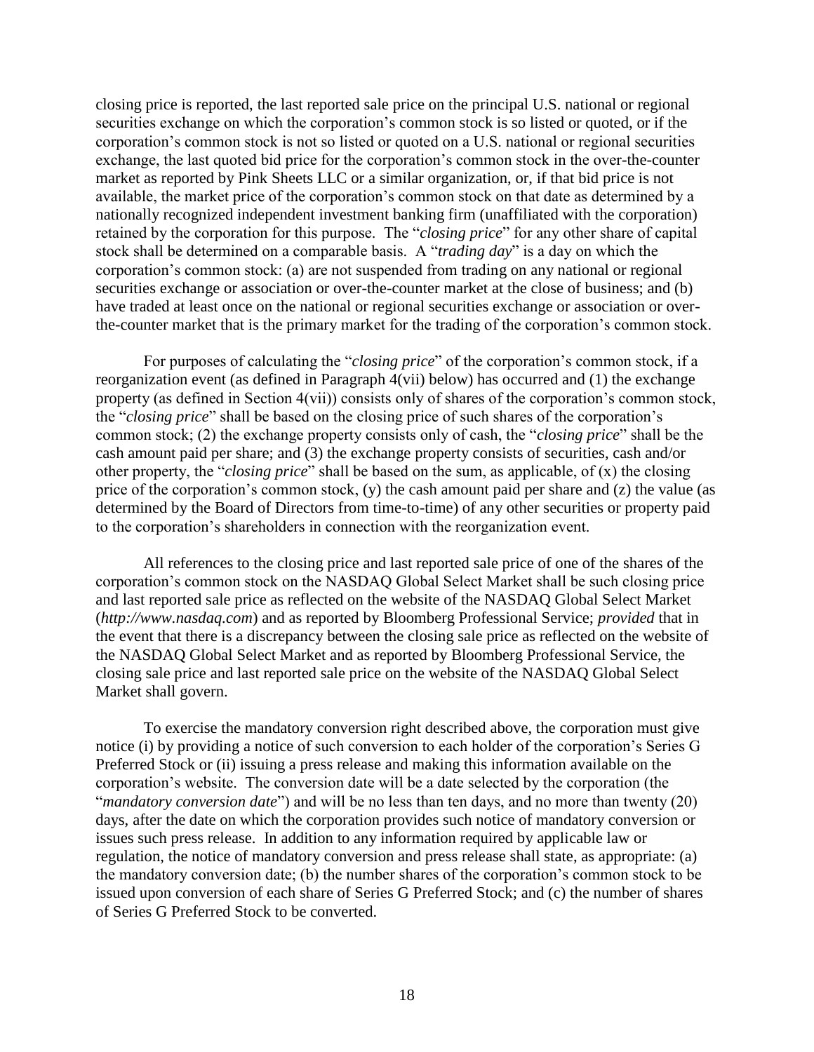closing price is reported, the last reported sale price on the principal U.S. national or regional securities exchange on which the corporation's common stock is so listed or quoted, or if the corporation's common stock is not so listed or quoted on a U.S. national or regional securities exchange, the last quoted bid price for the corporation's common stock in the over-the-counter market as reported by Pink Sheets LLC or a similar organization, or, if that bid price is not available, the market price of the corporation's common stock on that date as determined by a nationally recognized independent investment banking firm (unaffiliated with the corporation) retained by the corporation for this purpose. The "*closing price*" for any other share of capital stock shall be determined on a comparable basis. A "*trading day*" is a day on which the corporation's common stock: (a) are not suspended from trading on any national or regional securities exchange or association or over-the-counter market at the close of business; and (b) have traded at least once on the national or regional securities exchange or association or over-the-counter market that is the primary market for the trading of the corporation's common stock.

For purposes of calculating the "*closing price*" of the corporation's common stock, if a reorganization event (as defined in Paragraph 4(vii) below) has occurred and (1) the exchange property (as defined in Section 4(vii)) consists only of shares of the corporation's common stock, the "*closing price*" shall be based on the closing price of such shares of the corporation's common stock; (2) the exchange property consists only of cash, the "*closing price*" shall be the cash amount paid per share; and (3) the exchange property consists of securities, cash and/or other property, the "*closing price*" shall be based on the sum, as applicable, of (x) the closing price of the corporation's common stock, (y) the cash amount paid per share and (z) the value (as determined by the Board of Directors from time-to-time) of any other securities or property paid to the corporation's shareholders in connection with the reorganization event.

All references to the closing price and last reported sale price of one of the shares of the corporation's common stock on the NASDAQ Global Select Market shall be such closing price and last reported sale price as reflected on the website of the NASDAQ Global Select Market (*http://www.nasdaq.com*) and as reported by Bloomberg Professional Service; *provided* that in the event that there is a discrepancy between the closing sale price as reflected on the website of the NASDAQ Global Select Market and as reported by Bloomberg Professional Service, the closing sale price and last reported sale price on the website of the NASDAQ Global Select Market shall govern.

To exercise the mandatory conversion right described above, the corporation must give notice (i) by providing a notice of such conversion to each holder of the corporation's Series G Preferred Stock or (ii) issuing a press release and making this information available on the corporation's website. The conversion date will be a date selected by the corporation (the "*mandatory conversion date*") and will be no less than ten days, and no more than twenty (20) days, after the date on which the corporation provides such notice of mandatory conversion or issues such press release. In addition to any information required by applicable law or regulation, the notice of mandatory conversion and press release shall state, as appropriate: (a) the mandatory conversion date; (b) the number shares of the corporation's common stock to be issued upon conversion of each share of Series G Preferred Stock; and (c) the number of shares of Series G Preferred Stock to be converted.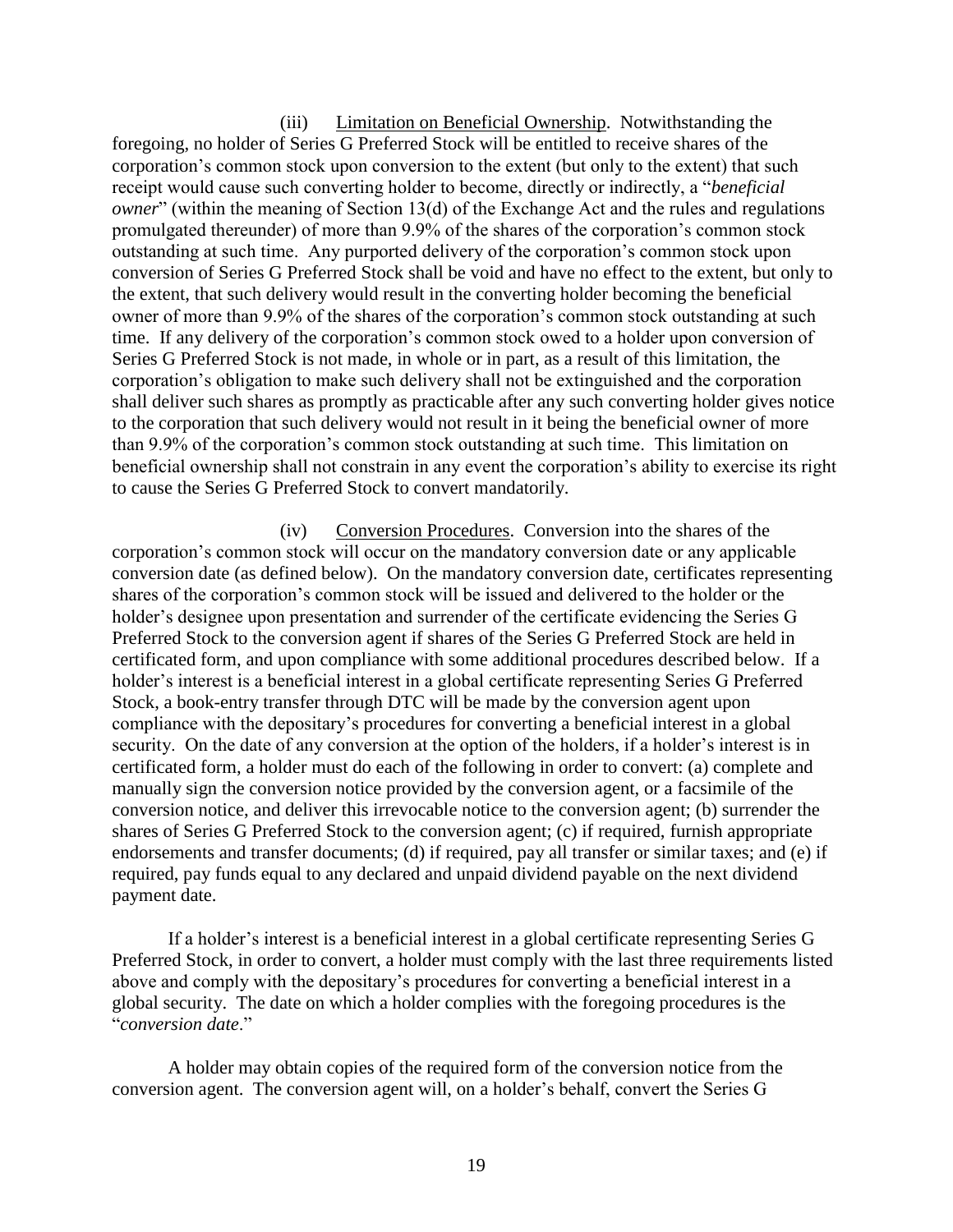(iii) Limitation on Beneficial Ownership. Notwithstanding the foregoing, no holder of Series G Preferred Stock will be entitled to receive shares of the corporation's common stock upon conversion to the extent (but only to the extent) that such receipt would cause such converting holder to become, directly or indirectly, a "*beneficial owner*" (within the meaning of Section 13(d) of the Exchange Act and the rules and regulations promulgated thereunder) of more than 9.9% of the shares of the corporation's common stock outstanding at such time. Any purported delivery of the corporation's common stock upon conversion of Series G Preferred Stock shall be void and have no effect to the extent, but only to the extent, that such delivery would result in the converting holder becoming the beneficial owner of more than 9.9% of the shares of the corporation's common stock outstanding at such time. If any delivery of the corporation's common stock owed to a holder upon conversion of Series G Preferred Stock is not made, in whole or in part, as a result of this limitation, the corporation's obligation to make such delivery shall not be extinguished and the corporation shall deliver such shares as promptly as practicable after any such converting holder gives notice to the corporation that such delivery would not result in it being the beneficial owner of more than 9.9% of the corporation's common stock outstanding at such time. This limitation on beneficial ownership shall not constrain in any event the corporation's ability to exercise its right to cause the Series G Preferred Stock to convert mandatorily.

(iv) Conversion Procedures. Conversion into the shares of the corporation's common stock will occur on the mandatory conversion date or any applicable conversion date (as defined below). On the mandatory conversion date, certificates representing shares of the corporation's common stock will be issued and delivered to the holder or the holder's designee upon presentation and surrender of the certificate evidencing the Series G Preferred Stock to the conversion agent if shares of the Series G Preferred Stock are held in certificated form, and upon compliance with some additional procedures described below. If a holder's interest is a beneficial interest in a global certificate representing Series G Preferred Stock, a book-entry transfer through DTC will be made by the conversion agent upon compliance with the depositary's procedures for converting a beneficial interest in a global security. On the date of any conversion at the option of the holders, if a holder's interest is in certificated form, a holder must do each of the following in order to convert: (a) complete and manually sign the conversion notice provided by the conversion agent, or a facsimile of the conversion notice, and deliver this irrevocable notice to the conversion agent; (b) surrender the shares of Series G Preferred Stock to the conversion agent; (c) if required, furnish appropriate endorsements and transfer documents; (d) if required, pay all transfer or similar taxes; and (e) if required, pay funds equal to any declared and unpaid dividend payable on the next dividend payment date.

If a holder's interest is a beneficial interest in a global certificate representing Series G Preferred Stock, in order to convert, a holder must comply with the last three requirements listed above and comply with the depositary's procedures for converting a beneficial interest in a global security. The date on which a holder complies with the foregoing procedures is the "*conversion date*."

A holder may obtain copies of the required form of the conversion notice from the conversion agent. The conversion agent will, on a holder's behalf, convert the Series G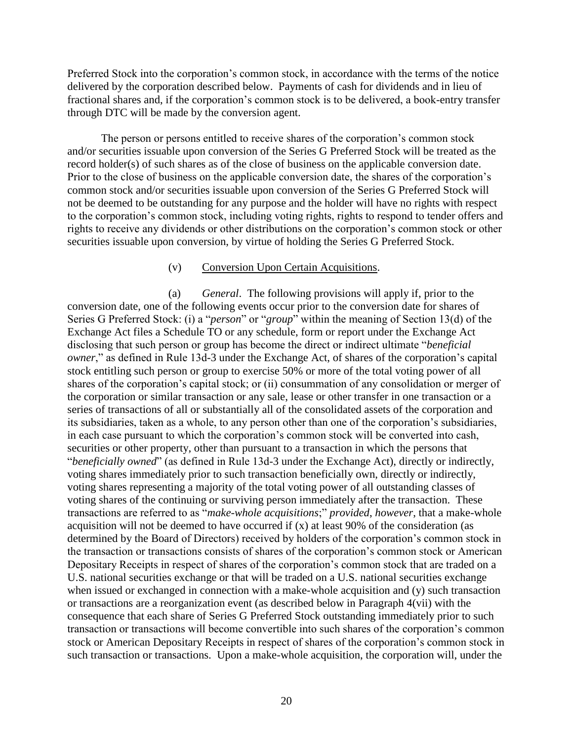Preferred Stock into the corporation's common stock, in accordance with the terms of the notice delivered by the corporation described below. Payments of cash for dividends and in lieu of fractional shares and, if the corporation's common stock is to be delivered, a book-entry transfer through DTC will be made by the conversion agent.

The person or persons entitled to receive shares of the corporation's common stock and/or securities issuable upon conversion of the Series G Preferred Stock will be treated as the record holder(s) of such shares as of the close of business on the applicable conversion date. Prior to the close of business on the applicable conversion date, the shares of the corporation's common stock and/or securities issuable upon conversion of the Series G Preferred Stock will not be deemed to be outstanding for any purpose and the holder will have no rights with respect to the corporation's common stock, including voting rights, rights to respond to tender offers and rights to receive any dividends or other distributions on the corporation's common stock or other securities issuable upon conversion, by virtue of holding the Series G Preferred Stock.

(v) Conversion Upon Certain Acquisitions.

(a) *General*. The following provisions will apply if, prior to the conversion date, one of the following events occur prior to the conversion date for shares of Series G Preferred Stock: (i) a "*person*" or "*group*" within the meaning of Section 13(d) of the Exchange Act files a Schedule TO or any schedule, form or report under the Exchange Act disclosing that such person or group has become the direct or indirect ultimate "*beneficial owner*," as defined in Rule 13d-3 under the Exchange Act, of shares of the corporation's capital stock entitling such person or group to exercise 50% or more of the total voting power of all shares of the corporation's capital stock; or (ii) consummation of any consolidation or merger of the corporation or similar transaction or any sale, lease or other transfer in one transaction or a series of transactions of all or substantially all of the consolidated assets of the corporation and its subsidiaries, taken as a whole, to any person other than one of the corporation's subsidiaries, in each case pursuant to which the corporation's common stock will be converted into cash, securities or other property, other than pursuant to a transaction in which the persons that "*beneficially owned*" (as defined in Rule 13d-3 under the Exchange Act), directly or indirectly, voting shares immediately prior to such transaction beneficially own, directly or indirectly, voting shares representing a majority of the total voting power of all outstanding classes of voting shares of the continuing or surviving person immediately after the transaction. These transactions are referred to as "*make-whole acquisitions*;" *provided*, *however*, that a make-whole acquisition will not be deemed to have occurred if (x) at least 90% of the consideration (as determined by the Board of Directors) received by holders of the corporation's common stock in the transaction or transactions consists of shares of the corporation's common stock or American Depositary Receipts in respect of shares of the corporation's common stock that are traded on a U.S. national securities exchange or that will be traded on a U.S. national securities exchange when issued or exchanged in connection with a make-whole acquisition and (y) such transaction or transactions are a reorganization event (as described below in Paragraph 4(vii) with the consequence that each share of Series G Preferred Stock outstanding immediately prior to such transaction or transactions will become convertible into such shares of the corporation's common stock or American Depositary Receipts in respect of shares of the corporation's common stock in such transaction or transactions. Upon a make-whole acquisition, the corporation will, under the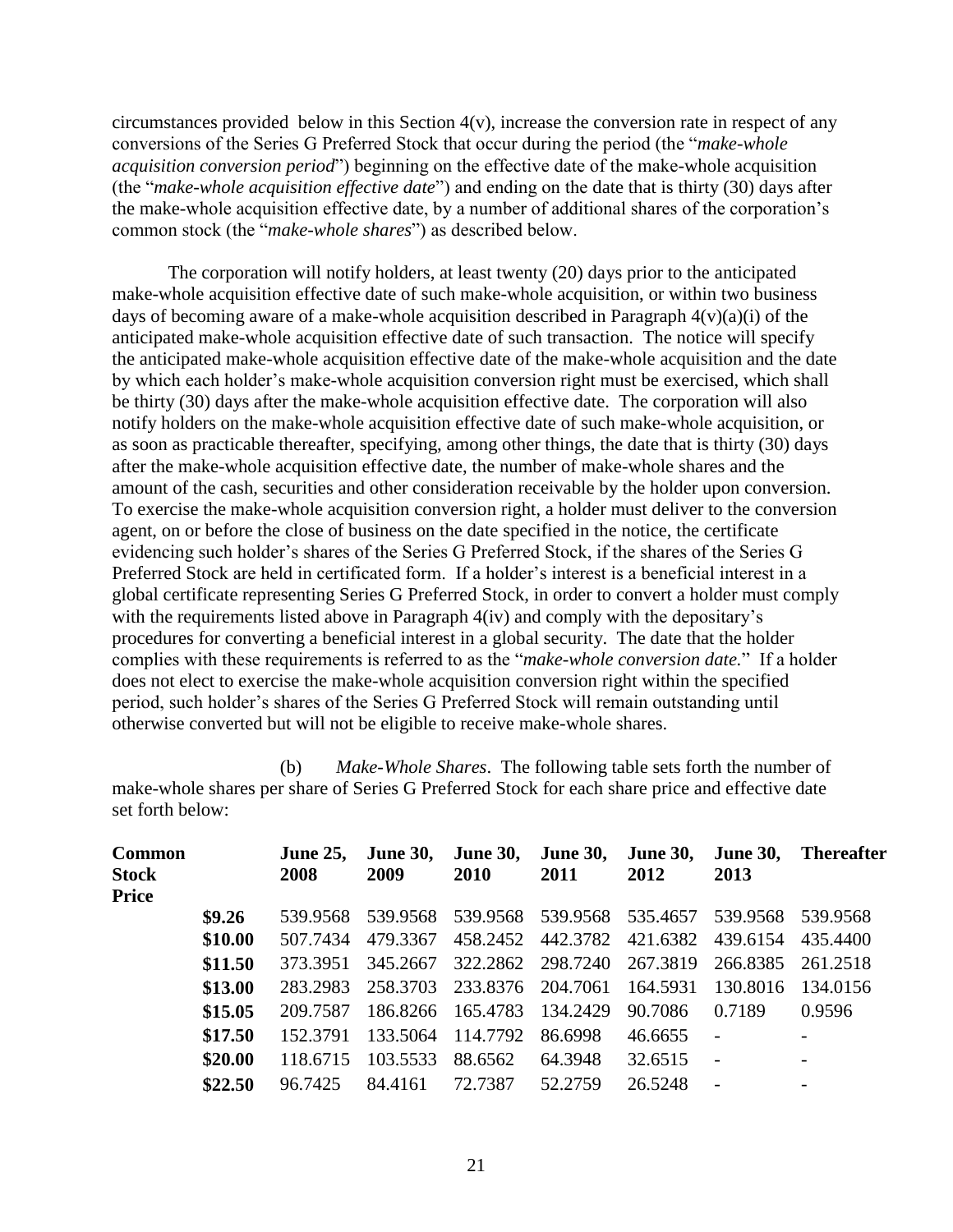circumstances provided below in this Section 4(v), increase the conversion rate in respect of any conversions of the Series G Preferred Stock that occur during the period (the "*make-whole acquisition conversion period*") beginning on the effective date of the make-whole acquisition (the "*make-whole acquisition effective date*") and ending on the date that is thirty (30) days after the make-whole acquisition effective date, by a number of additional shares of the corporation's common stock (the "*make-whole shares*") as described below.

The corporation will notify holders, at least twenty (20) days prior to the anticipated make-whole acquisition effective date of such make-whole acquisition, or within two business days of becoming aware of a make-whole acquisition described in Paragraph 4(v)(a)(i) of the anticipated make-whole acquisition effective date of such transaction. The notice will specify the anticipated make-whole acquisition effective date of the make-whole acquisition and the date by which each holder's make-whole acquisition conversion right must be exercised, which shall be thirty (30) days after the make-whole acquisition effective date. The corporation will also notify holders on the make-whole acquisition effective date of such make-whole acquisition, or as soon as practicable thereafter, specifying, among other things, the date that is thirty (30) days after the make-whole acquisition effective date, the number of make-whole shares and the amount of the cash, securities and other consideration receivable by the holder upon conversion. To exercise the make-whole acquisition conversion right, a holder must deliver to the conversion agent, on or before the close of business on the date specified in the notice, the certificate evidencing such holder's shares of the Series G Preferred Stock, if the shares of the Series G Preferred Stock are held in certificated form. If a holder's interest is a beneficial interest in a global certificate representing Series G Preferred Stock, in order to convert a holder must comply with the requirements listed above in Paragraph 4(iv) and comply with the depositary's procedures for converting a beneficial interest in a global security. The date that the holder complies with these requirements is referred to as the "*make-whole conversion date.*" If a holder does not elect to exercise the make-whole acquisition conversion right within the specified period, such holder's shares of the Series G Preferred Stock will remain outstanding until otherwise converted but will not be eligible to receive make-whole shares.

(b) *Make-Whole Shares*. The following table sets forth the number of make-whole shares per share of Series G Preferred Stock for each share price and effective date set forth below:

| **Common Stock Price** | **June 25, 2008** | **June 30, 2009** | **June 30, 2010** | **June 30, 2011** | **June 30, 2012** | **June 30, 2013** | **Thereafter** |
|---|---|---|---|---|---|---|---|
| **$9.26** | 539.9568 | 539.9568 | 539.9568 | 539.9568 | 535.4657 | 539.9568 | 539.9568 |
| **$10.00** | 507.7434 | 479.3367 | 458.2452 | 442.3782 | 421.6382 | 439.6154 | 435.4400 |
| **$11.50** | 373.3951 | 345.2667 | 322.2862 | 298.7240 | 267.3819 | 266.8385 | 261.2518 |
| **$13.00** | 283.2983 | 258.3703 | 233.8376 | 204.7061 | 164.5931 | 130.8016 | 134.0156 |
| **$15.05** | 209.7587 | 186.8266 | 165.4783 | 134.2429 | 90.7086 | 0.7189 | 0.9596 |
| **$17.50** | 152.3791 | 133.5064 | 114.7792 | 86.6998 | 46.6655 | - | - |
| **$20.00** | 118.6715 | 103.5533 | 88.6562 | 64.3948 | 32.6515 | - | - |
| **$22.50** | 96.7425 | 84.4161 | 72.7387 | 52.2759 | 26.5248 | - | - |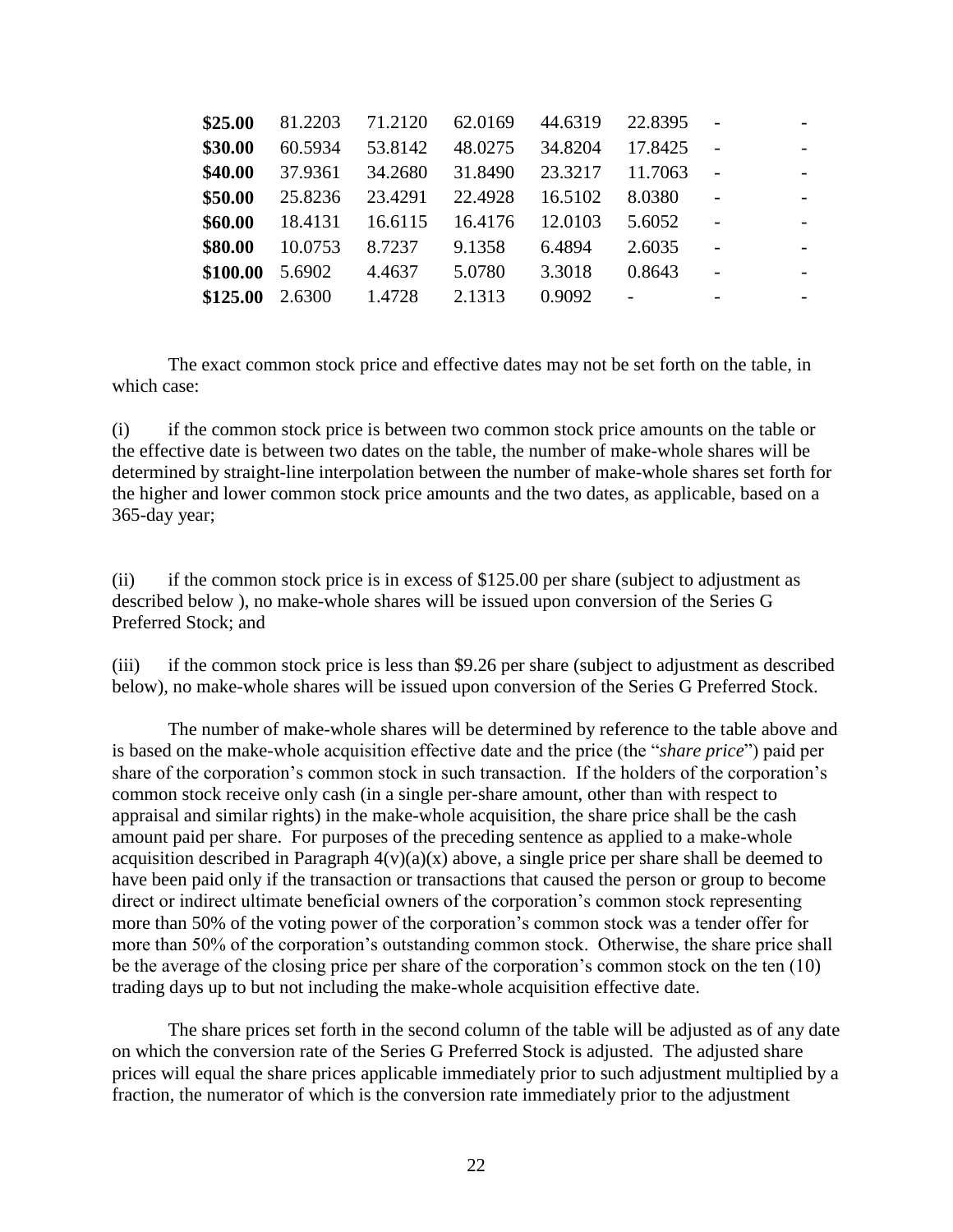| | | | | | | | |
|---|---|---|---|---|---|---|---|
| **$25.00** | 81.2203 | 71.2120 | 62.0169 | 44.6319 | 22.8395 | - | - |
| **$30.00** | 60.5934 | 53.8142 | 48.0275 | 34.8204 | 17.8425 | - | - |
| **$40.00** | 37.9361 | 34.2680 | 31.8490 | 23.3217 | 11.7063 | - | - |
| **$50.00** | 25.8236 | 23.4291 | 22.4928 | 16.5102 | 8.0380 | - | - |
| **$60.00** | 18.4131 | 16.6115 | 16.4176 | 12.0103 | 5.6052 | - | - |
| **$80.00** | 10.0753 | 8.7237 | 9.1358 | 6.4894 | 2.6035 | - | - |
| **$100.00** | 5.6902 | 4.4637 | 5.0780 | 3.3018 | 0.8643 | - | - |
| **$125.00** | 2.6300 | 1.4728 | 2.1313 | 0.9092 | - | - | - |

The exact common stock price and effective dates may not be set forth on the table, in which case:

(i) if the common stock price is between two common stock price amounts on the table or the effective date is between two dates on the table, the number of make-whole shares will be determined by straight-line interpolation between the number of make-whole shares set forth for the higher and lower common stock price amounts and the two dates, as applicable, based on a 365-day year;

(ii) if the common stock price is in excess of $125.00 per share (subject to adjustment as described below ), no make-whole shares will be issued upon conversion of the Series G Preferred Stock; and

(iii) if the common stock price is less than $9.26 per share (subject to adjustment as described below), no make-whole shares will be issued upon conversion of the Series G Preferred Stock.

The number of make-whole shares will be determined by reference to the table above and is based on the make-whole acquisition effective date and the price (the "*share price*") paid per share of the corporation's common stock in such transaction. If the holders of the corporation's common stock receive only cash (in a single per-share amount, other than with respect to appraisal and similar rights) in the make-whole acquisition, the share price shall be the cash amount paid per share. For purposes of the preceding sentence as applied to a make-whole acquisition described in Paragraph 4(v)(a)(x) above, a single price per share shall be deemed to have been paid only if the transaction or transactions that caused the person or group to become direct or indirect ultimate beneficial owners of the corporation's common stock representing more than 50% of the voting power of the corporation's common stock was a tender offer for more than 50% of the corporation's outstanding common stock. Otherwise, the share price shall be the average of the closing price per share of the corporation's common stock on the ten (10) trading days up to but not including the make-whole acquisition effective date.

The share prices set forth in the second column of the table will be adjusted as of any date on which the conversion rate of the Series G Preferred Stock is adjusted. The adjusted share prices will equal the share prices applicable immediately prior to such adjustment multiplied by a fraction, the numerator of which is the conversion rate immediately prior to the adjustment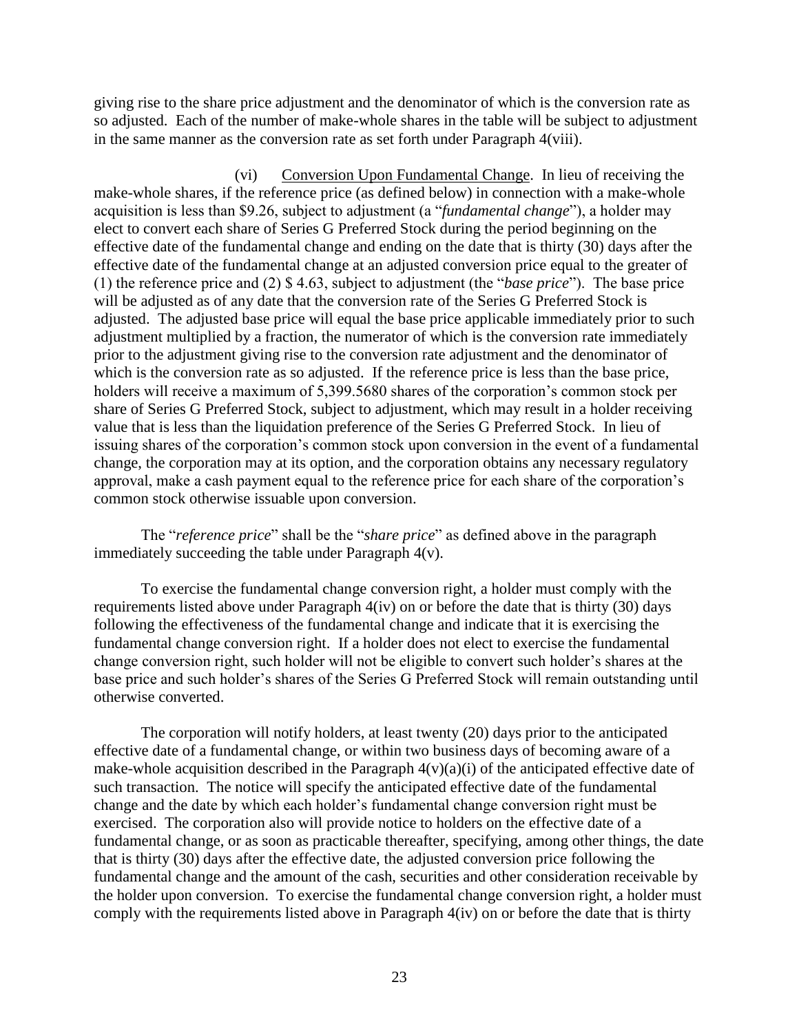giving rise to the share price adjustment and the denominator of which is the conversion rate as so adjusted. Each of the number of make-whole shares in the table will be subject to adjustment in the same manner as the conversion rate as set forth under Paragraph 4(viii).

(vi) Conversion Upon Fundamental Change. In lieu of receiving the make-whole shares, if the reference price (as defined below) in connection with a make-whole acquisition is less than \$9.26, subject to adjustment (a "*fundamental change*"), a holder may elect to convert each share of Series G Preferred Stock during the period beginning on the effective date of the fundamental change and ending on the date that is thirty (30) days after the effective date of the fundamental change at an adjusted conversion price equal to the greater of (1) the reference price and (2) \$ 4.63, subject to adjustment (the "*base price*"). The base price will be adjusted as of any date that the conversion rate of the Series G Preferred Stock is adjusted. The adjusted base price will equal the base price applicable immediately prior to such adjustment multiplied by a fraction, the numerator of which is the conversion rate immediately prior to the adjustment giving rise to the conversion rate adjustment and the denominator of which is the conversion rate as so adjusted. If the reference price is less than the base price, holders will receive a maximum of 5,399.5680 shares of the corporation's common stock per share of Series G Preferred Stock, subject to adjustment, which may result in a holder receiving value that is less than the liquidation preference of the Series G Preferred Stock. In lieu of issuing shares of the corporation's common stock upon conversion in the event of a fundamental change, the corporation may at its option, and the corporation obtains any necessary regulatory approval, make a cash payment equal to the reference price for each share of the corporation's common stock otherwise issuable upon conversion.

The "*reference price*" shall be the "*share price*" as defined above in the paragraph immediately succeeding the table under Paragraph 4(v).

To exercise the fundamental change conversion right, a holder must comply with the requirements listed above under Paragraph 4(iv) on or before the date that is thirty (30) days following the effectiveness of the fundamental change and indicate that it is exercising the fundamental change conversion right. If a holder does not elect to exercise the fundamental change conversion right, such holder will not be eligible to convert such holder's shares at the base price and such holder's shares of the Series G Preferred Stock will remain outstanding until otherwise converted.

The corporation will notify holders, at least twenty (20) days prior to the anticipated effective date of a fundamental change, or within two business days of becoming aware of a make-whole acquisition described in the Paragraph 4(v)(a)(i) of the anticipated effective date of such transaction. The notice will specify the anticipated effective date of the fundamental change and the date by which each holder's fundamental change conversion right must be exercised. The corporation also will provide notice to holders on the effective date of a fundamental change, or as soon as practicable thereafter, specifying, among other things, the date that is thirty (30) days after the effective date, the adjusted conversion price following the fundamental change and the amount of the cash, securities and other consideration receivable by the holder upon conversion. To exercise the fundamental change conversion right, a holder must comply with the requirements listed above in Paragraph 4(iv) on or before the date that is thirty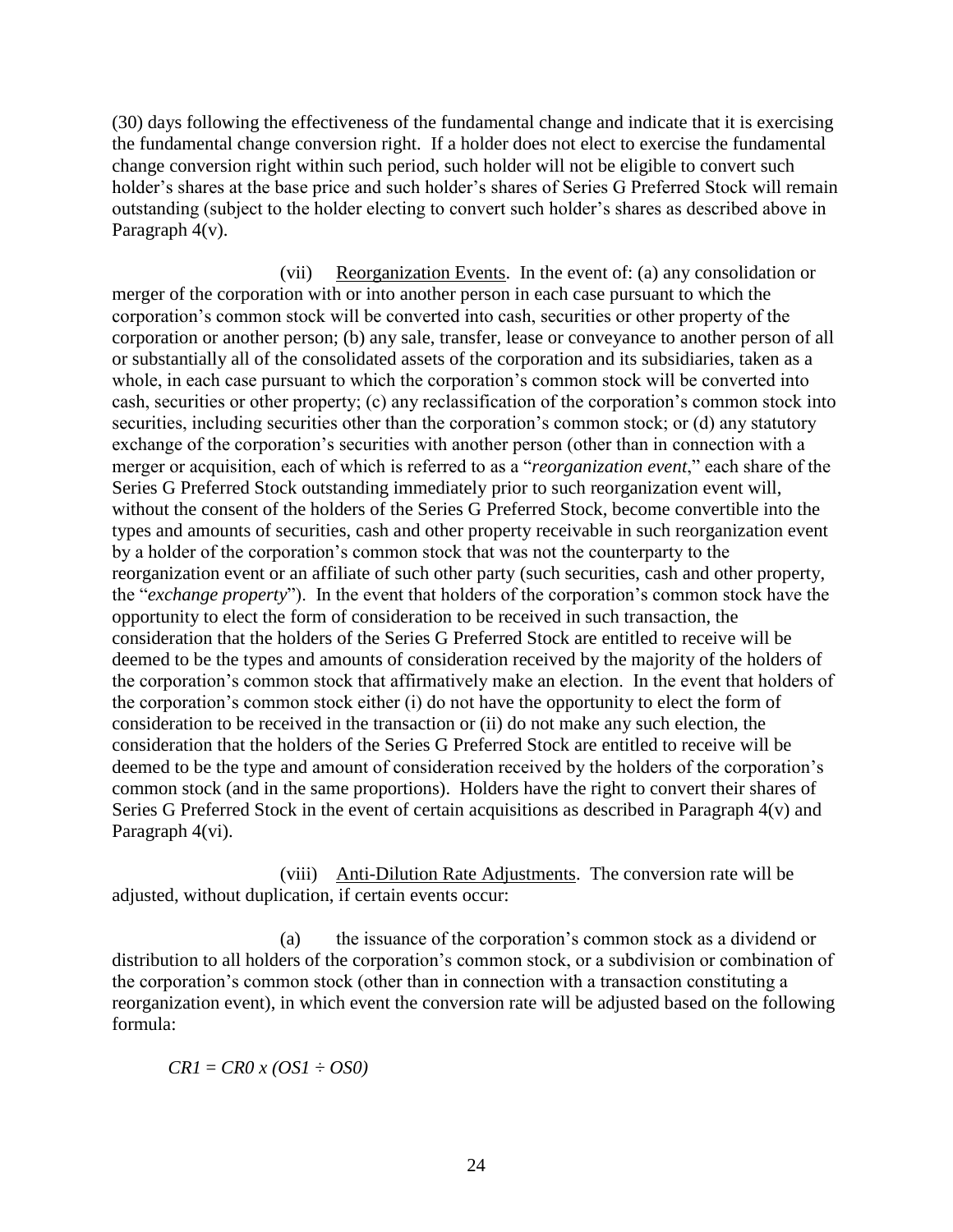(30) days following the effectiveness of the fundamental change and indicate that it is exercising the fundamental change conversion right. If a holder does not elect to exercise the fundamental change conversion right within such period, such holder will not be eligible to convert such holder's shares at the base price and such holder's shares of Series G Preferred Stock will remain outstanding (subject to the holder electing to convert such holder's shares as described above in Paragraph 4(v).

(vii) Reorganization Events. In the event of: (a) any consolidation or merger of the corporation with or into another person in each case pursuant to which the corporation's common stock will be converted into cash, securities or other property of the corporation or another person; (b) any sale, transfer, lease or conveyance to another person of all or substantially all of the consolidated assets of the corporation and its subsidiaries, taken as a whole, in each case pursuant to which the corporation's common stock will be converted into cash, securities or other property; (c) any reclassification of the corporation's common stock into securities, including securities other than the corporation's common stock; or (d) any statutory exchange of the corporation's securities with another person (other than in connection with a merger or acquisition, each of which is referred to as a "*reorganization event*," each share of the Series G Preferred Stock outstanding immediately prior to such reorganization event will, without the consent of the holders of the Series G Preferred Stock, become convertible into the types and amounts of securities, cash and other property receivable in such reorganization event by a holder of the corporation's common stock that was not the counterparty to the reorganization event or an affiliate of such other party (such securities, cash and other property, the "*exchange property*"). In the event that holders of the corporation's common stock have the opportunity to elect the form of consideration to be received in such transaction, the consideration that the holders of the Series G Preferred Stock are entitled to receive will be deemed to be the types and amounts of consideration received by the majority of the holders of the corporation's common stock that affirmatively make an election. In the event that holders of the corporation's common stock either (i) do not have the opportunity to elect the form of consideration to be received in the transaction or (ii) do not make any such election, the consideration that the holders of the Series G Preferred Stock are entitled to receive will be deemed to be the type and amount of consideration received by the holders of the corporation's common stock (and in the same proportions). Holders have the right to convert their shares of Series G Preferred Stock in the event of certain acquisitions as described in Paragraph 4(v) and Paragraph 4(vi).

(viii) Anti-Dilution Rate Adjustments. The conversion rate will be adjusted, without duplication, if certain events occur:

(a) the issuance of the corporation's common stock as a dividend or distribution to all holders of the corporation's common stock, or a subdivision or combination of the corporation's common stock (other than in connection with a transaction constituting a reorganization event), in which event the conversion rate will be adjusted based on the following formula:

$$CR1 = CR0 \times (OS1 \div OS0)$$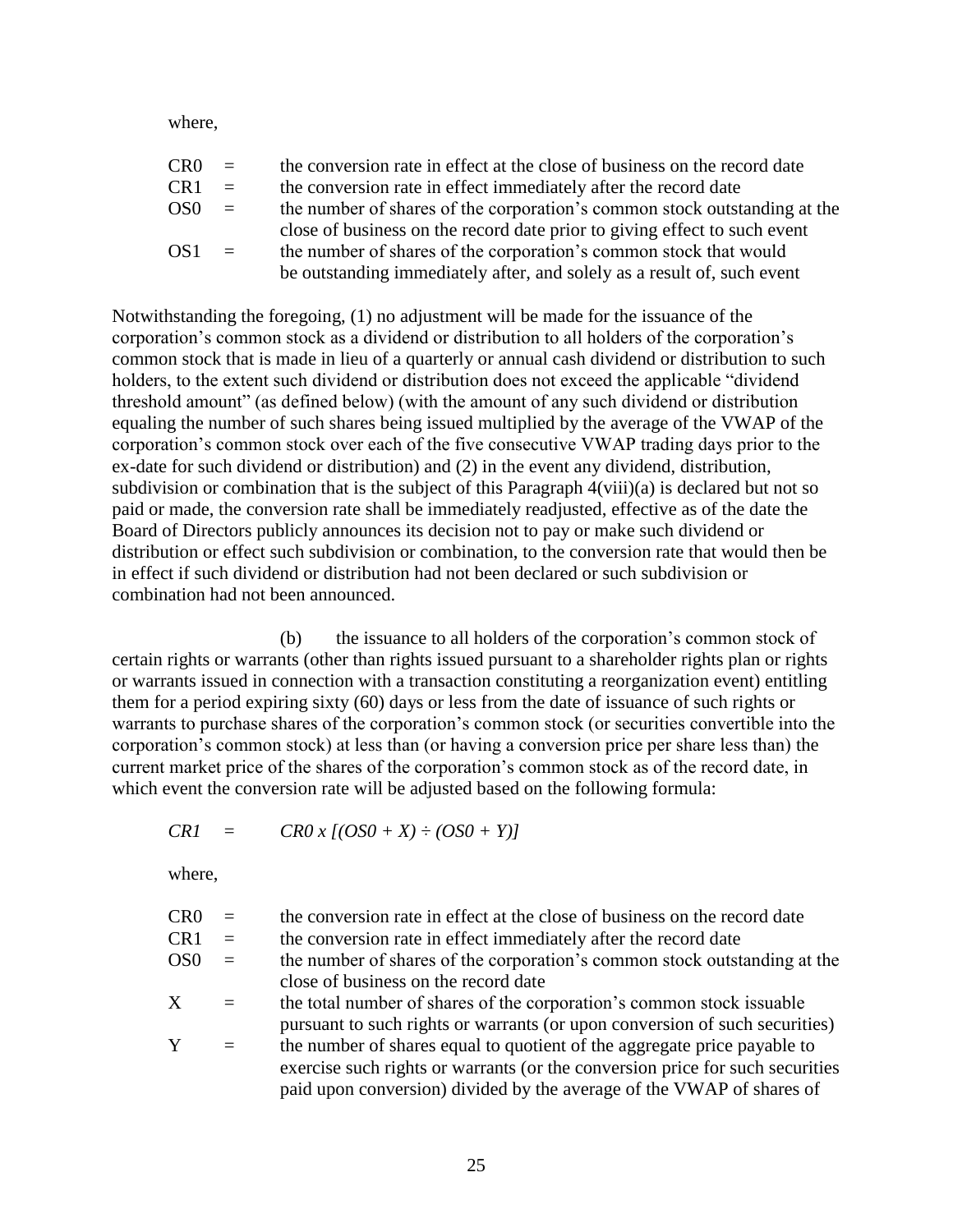where,

| | | |
|---|---|---|
| $CR0$ | = | the conversion rate in effect at the close of business on the record date |
| $CR1$ | = | the conversion rate in effect immediately after the record date |
| $OS0$ | = | the number of shares of the corporation's common stock outstanding at the close of business on the record date prior to giving effect to such event |
| $OS1$ | = | the number of shares of the corporation's common stock that would be outstanding immediately after, and solely as a result of, such event |

Notwithstanding the foregoing, (1) no adjustment will be made for the issuance of the corporation's common stock as a dividend or distribution to all holders of the corporation's common stock that is made in lieu of a quarterly or annual cash dividend or distribution to such holders, to the extent such dividend or distribution does not exceed the applicable "dividend threshold amount" (as defined below) (with the amount of any such dividend or distribution equaling the number of such shares being issued multiplied by the average of the VWAP of the corporation's common stock over each of the five consecutive VWAP trading days prior to the ex-date for such dividend or distribution) and (2) in the event any dividend, distribution, subdivision or combination that is the subject of this Paragraph 4(viii)(a) is declared but not so paid or made, the conversion rate shall be immediately readjusted, effective as of the date the Board of Directors publicly announces its decision not to pay or make such dividend or distribution or effect such subdivision or combination, to the conversion rate that would then be in effect if such dividend or distribution had not been declared or such subdivision or combination had not been announced.

(b) the issuance to all holders of the corporation's common stock of certain rights or warrants (other than rights issued pursuant to a shareholder rights plan or rights or warrants issued in connection with a transaction constituting a reorganization event) entitling them for a period expiring sixty (60) days or less from the date of issuance of such rights or warrants to purchase shares of the corporation's common stock (or securities convertible into the corporation's common stock) at less than (or having a conversion price per share less than) the current market price of the shares of the corporation's common stock as of the record date, in which event the conversion rate will be adjusted based on the following formula:

$$CR1 = CR0 \times [(OS0 + X) \div (OS0 + Y)]$$

where,

| | | |
|---|---|---|
| $CR0$ | = | the conversion rate in effect at the close of business on the record date |
| $CR1$ | = | the conversion rate in effect immediately after the record date |
| $OS0$ | = | the number of shares of the corporation's common stock outstanding at the close of business on the record date |
| $X$ | = | the total number of shares of the corporation's common stock issuable pursuant to such rights or warrants (or upon conversion of such securities) |
| $Y$ | = | the number of shares equal to quotient of the aggregate price payable to exercise such rights or warrants (or the conversion price for such securities paid upon conversion) divided by the average of the VWAP of shares of |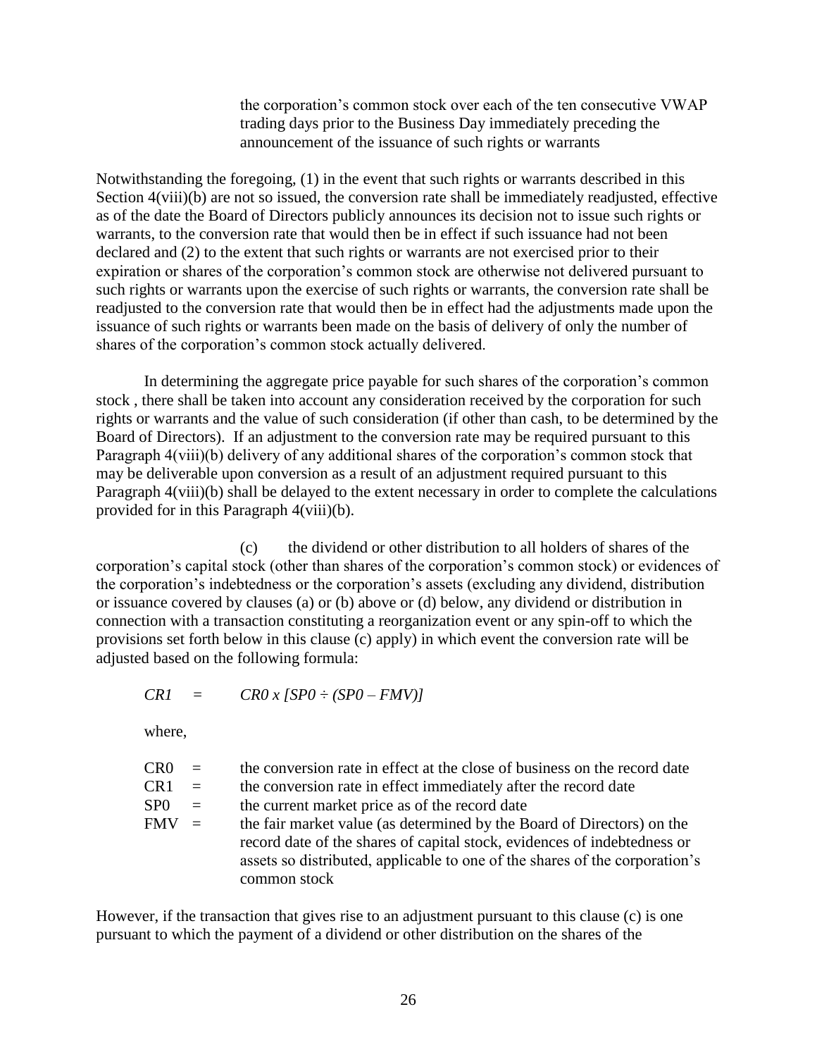the corporation's common stock over each of the ten consecutive VWAP trading days prior to the Business Day immediately preceding the announcement of the issuance of such rights or warrants

Notwithstanding the foregoing, (1) in the event that such rights or warrants described in this Section 4(viii)(b) are not so issued, the conversion rate shall be immediately readjusted, effective as of the date the Board of Directors publicly announces its decision not to issue such rights or warrants, to the conversion rate that would then be in effect if such issuance had not been declared and (2) to the extent that such rights or warrants are not exercised prior to their expiration or shares of the corporation's common stock are otherwise not delivered pursuant to such rights or warrants upon the exercise of such rights or warrants, the conversion rate shall be readjusted to the conversion rate that would then be in effect had the adjustments made upon the issuance of such rights or warrants been made on the basis of delivery of only the number of shares of the corporation's common stock actually delivered.

In determining the aggregate price payable for such shares of the corporation's common stock , there shall be taken into account any consideration received by the corporation for such rights or warrants and the value of such consideration (if other than cash, to be determined by the Board of Directors). If an adjustment to the conversion rate may be required pursuant to this Paragraph 4(viii)(b) delivery of any additional shares of the corporation's common stock that may be deliverable upon conversion as a result of an adjustment required pursuant to this Paragraph 4(viii)(b) shall be delayed to the extent necessary in order to complete the calculations provided for in this Paragraph 4(viii)(b).

(c) the dividend or other distribution to all holders of shares of the corporation's capital stock (other than shares of the corporation's common stock) or evidences of the corporation's indebtedness or the corporation's assets (excluding any dividend, distribution or issuance covered by clauses (a) or (b) above or (d) below, any dividend or distribution in connection with a transaction constituting a reorganization event or any spin-off to which the provisions set forth below in this clause (c) apply) in which event the conversion rate will be adjusted based on the following formula:

$$CR1 = CR0 \times [SP0 \div (SP0 - FMV)]$$

where,

| | | |
|---|---|---|
| CR0 | = | the conversion rate in effect at the close of business on the record date |
| CR1 | = | the conversion rate in effect immediately after the record date |
| SP0 | = | the current market price as of the record date |
| FMV | = | the fair market value (as determined by the Board of Directors) on the record date of the shares of capital stock, evidences of indebtedness or assets so distributed, applicable to one of the shares of the corporation's common stock |

However, if the transaction that gives rise to an adjustment pursuant to this clause (c) is one pursuant to which the payment of a dividend or other distribution on the shares of the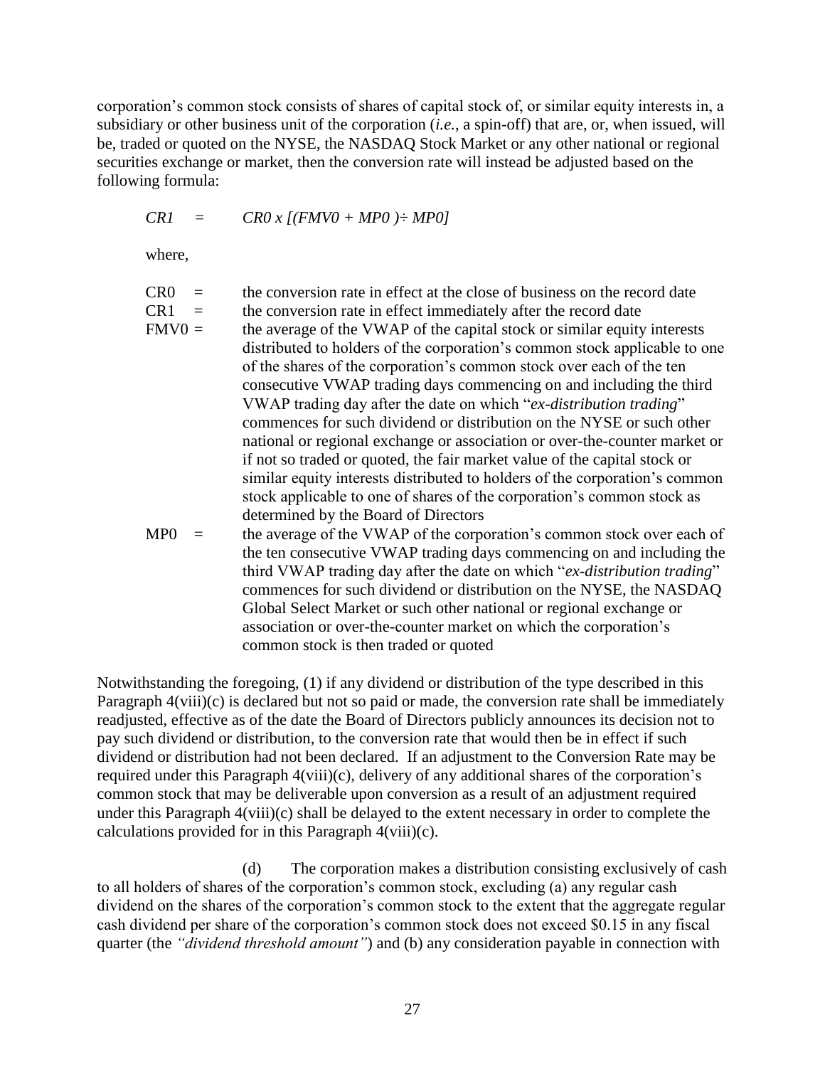corporation's common stock consists of shares of capital stock of, or similar equity interests in, a subsidiary or other business unit of the corporation (*i.e.*, a spin-off) that are, or, when issued, will be, traded or quoted on the NYSE, the NASDAQ Stock Market or any other national or regional securities exchange or market, then the conversion rate will instead be adjusted based on the following formula:

$$CR1 = CR0 \times [(FMV0 + MP0) \div MP0]$$

where,

CR0 = the conversion rate in effect at the close of business on the record date

CR1 = the conversion rate in effect immediately after the record date

FMV0 = the average of the VWAP of the capital stock or similar equity interests distributed to holders of the corporation's common stock applicable to one of the shares of the corporation's common stock over each of the ten consecutive VWAP trading days commencing on and including the third VWAP trading day after the date on which "*ex-distribution trading*" commences for such dividend or distribution on the NYSE or such other national or regional exchange or association or over-the-counter market or if not so traded or quoted, the fair market value of the capital stock or similar equity interests distributed to holders of the corporation's common stock applicable to one of shares of the corporation's common stock as determined by the Board of Directors

MP0 = the average of the VWAP of the corporation's common stock over each of the ten consecutive VWAP trading days commencing on and including the third VWAP trading day after the date on which "*ex-distribution trading*" commences for such dividend or distribution on the NYSE, the NASDAQ Global Select Market or such other national or regional exchange or association or over-the-counter market on which the corporation's common stock is then traded or quoted

Notwithstanding the foregoing, (1) if any dividend or distribution of the type described in this Paragraph 4(viii)(c) is declared but not so paid or made, the conversion rate shall be immediately readjusted, effective as of the date the Board of Directors publicly announces its decision not to pay such dividend or distribution, to the conversion rate that would then be in effect if such dividend or distribution had not been declared. If an adjustment to the Conversion Rate may be required under this Paragraph 4(viii)(c), delivery of any additional shares of the corporation's common stock that may be deliverable upon conversion as a result of an adjustment required under this Paragraph 4(viii)(c) shall be delayed to the extent necessary in order to complete the calculations provided for in this Paragraph 4(viii)(c).

(d) The corporation makes a distribution consisting exclusively of cash to all holders of shares of the corporation's common stock, excluding (a) any regular cash dividend on the shares of the corporation's common stock to the extent that the aggregate regular cash dividend per share of the corporation's common stock does not exceed \$0.15 in any fiscal quarter (the *"dividend threshold amount"*) and (b) any consideration payable in connection with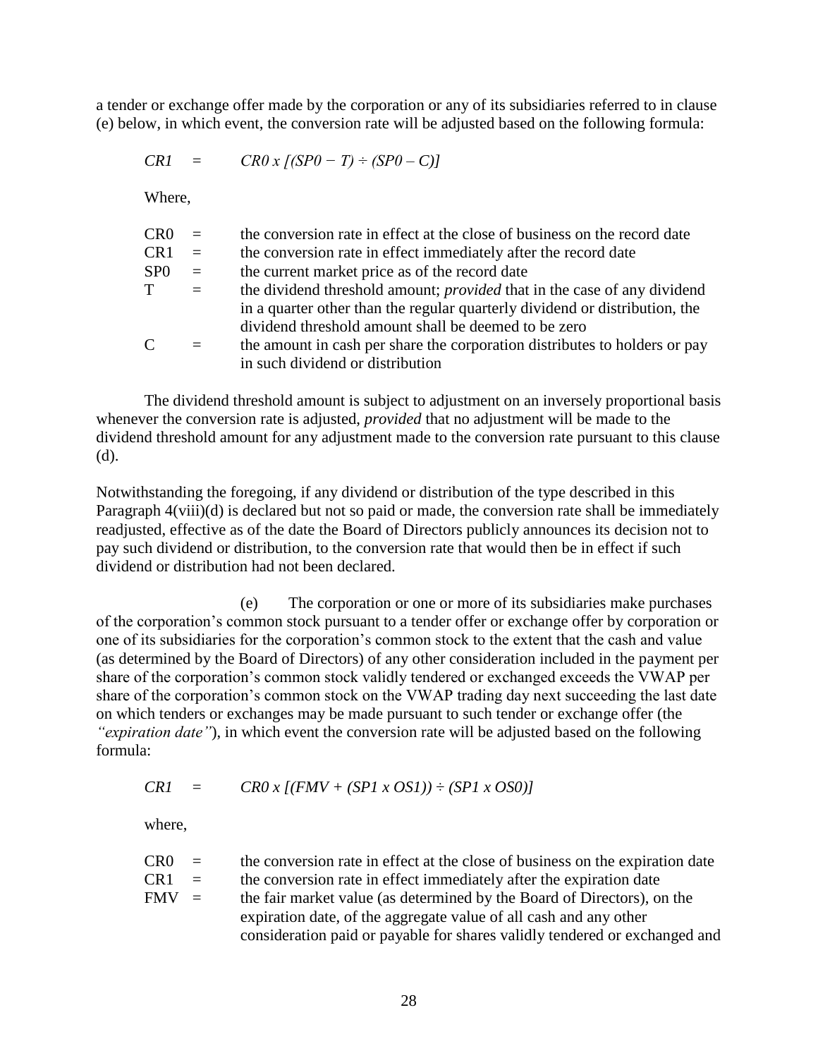a tender or exchange offer made by the corporation or any of its subsidiaries referred to in clause (e) below, in which event, the conversion rate will be adjusted based on the following formula:

$$CR1 = CR0 \times [(SP0 - T) \div (SP0 - C)]$$

Where,

| | | |
|---|---|---|
| CR0 | = | the conversion rate in effect at the close of business on the record date |
| CR1 | = | the conversion rate in effect immediately after the record date |
| SP0 | = | the current market price as of the record date |
| T | = | the dividend threshold amount; *provided* that in the case of any dividend in a quarter other than the regular quarterly dividend or distribution, the dividend threshold amount shall be deemed to be zero |
| C | = | the amount in cash per share the corporation distributes to holders or pay in such dividend or distribution |

The dividend threshold amount is subject to adjustment on an inversely proportional basis whenever the conversion rate is adjusted, *provided* that no adjustment will be made to the dividend threshold amount for any adjustment made to the conversion rate pursuant to this clause (d).

Notwithstanding the foregoing, if any dividend or distribution of the type described in this Paragraph 4(viii)(d) is declared but not so paid or made, the conversion rate shall be immediately readjusted, effective as of the date the Board of Directors publicly announces its decision not to pay such dividend or distribution, to the conversion rate that would then be in effect if such dividend or distribution had not been declared.

(e) The corporation or one or more of its subsidiaries make purchases of the corporation's common stock pursuant to a tender offer or exchange offer by corporation or one of its subsidiaries for the corporation's common stock to the extent that the cash and value (as determined by the Board of Directors) of any other consideration included in the payment per share of the corporation's common stock validly tendered or exchanged exceeds the VWAP per share of the corporation's common stock on the VWAP trading day next succeeding the last date on which tenders or exchanges may be made pursuant to such tender or exchange offer (the *"expiration date"*), in which event the conversion rate will be adjusted based on the following formula:

$$CR1 = CR0 \times [(FMV + (SP1 \times OS1)) \div (SP1 \times OS0)]$$

where,

| | | |
|---|---|---|
| CR0 | = | the conversion rate in effect at the close of business on the expiration date |
| CR1 | = | the conversion rate in effect immediately after the expiration date |
| FMV | = | the fair market value (as determined by the Board of Directors), on the expiration date, of the aggregate value of all cash and any other consideration paid or payable for shares validly tendered or exchanged and |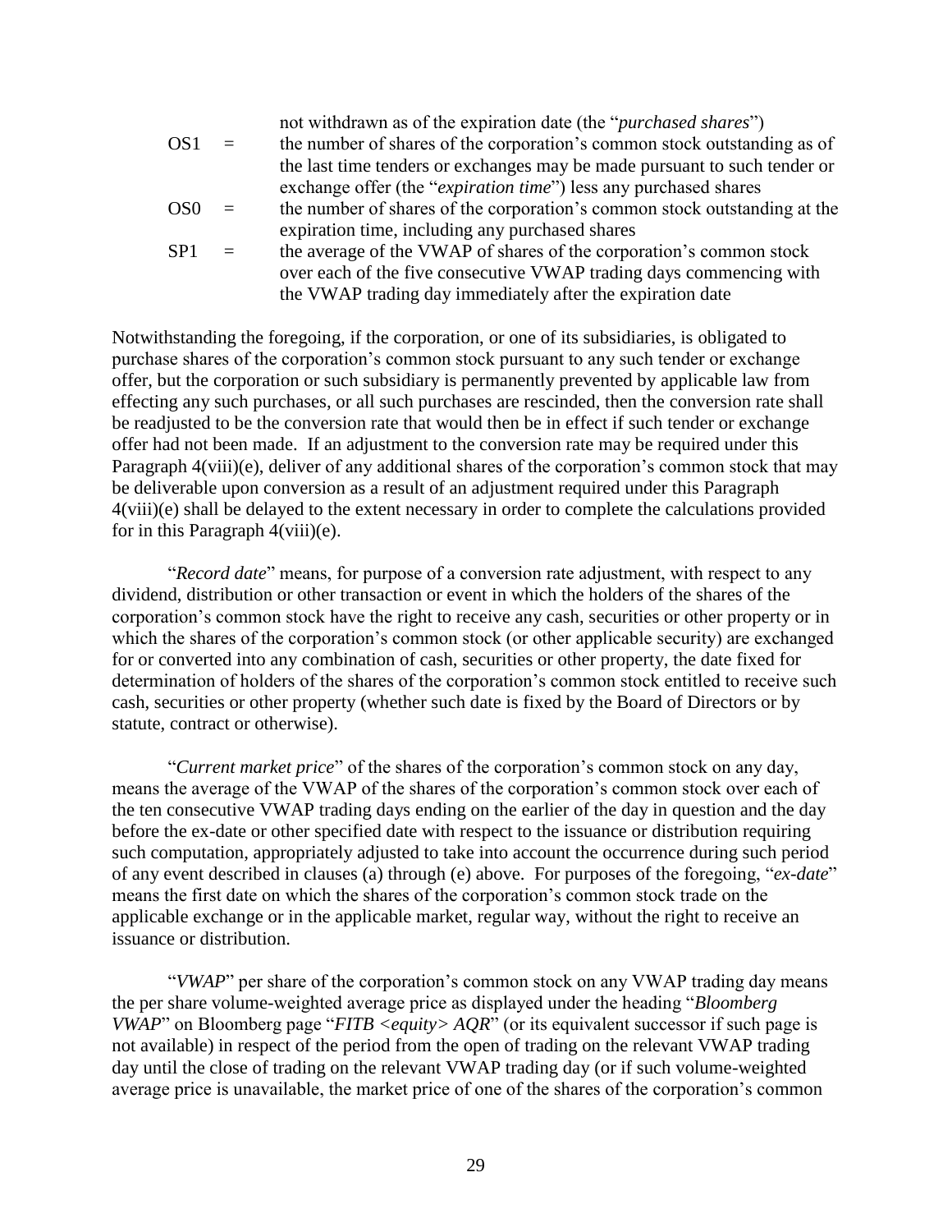not withdrawn as of the expiration date (the "*purchased shares*")

$OS1$ = the number of shares of the corporation's common stock outstanding as of the last time tenders or exchanges may be made pursuant to such tender or exchange offer (the "*expiration time*") less any purchased shares

$OS0$ = the number of shares of the corporation's common stock outstanding at the expiration time, including any purchased shares

$SP1$ = the average of the VWAP of shares of the corporation's common stock over each of the five consecutive VWAP trading days commencing with the VWAP trading day immediately after the expiration date

Notwithstanding the foregoing, if the corporation, or one of its subsidiaries, is obligated to purchase shares of the corporation's common stock pursuant to any such tender or exchange offer, but the corporation or such subsidiary is permanently prevented by applicable law from effecting any such purchases, or all such purchases are rescinded, then the conversion rate shall be readjusted to be the conversion rate that would then be in effect if such tender or exchange offer had not been made. If an adjustment to the conversion rate may be required under this Paragraph 4(viii)(e), deliver of any additional shares of the corporation's common stock that may be deliverable upon conversion as a result of an adjustment required under this Paragraph 4(viii)(e) shall be delayed to the extent necessary in order to complete the calculations provided for in this Paragraph 4(viii)(e).

"*Record date*" means, for purpose of a conversion rate adjustment, with respect to any dividend, distribution or other transaction or event in which the holders of the shares of the corporation's common stock have the right to receive any cash, securities or other property or in which the shares of the corporation's common stock (or other applicable security) are exchanged for or converted into any combination of cash, securities or other property, the date fixed for determination of holders of the shares of the corporation's common stock entitled to receive such cash, securities or other property (whether such date is fixed by the Board of Directors or by statute, contract or otherwise).

"*Current market price*" of the shares of the corporation's common stock on any day, means the average of the VWAP of the shares of the corporation's common stock over each of the ten consecutive VWAP trading days ending on the earlier of the day in question and the day before the ex-date or other specified date with respect to the issuance or distribution requiring such computation, appropriately adjusted to take into account the occurrence during such period of any event described in clauses (a) through (e) above. For purposes of the foregoing, "*ex-date*" means the first date on which the shares of the corporation's common stock trade on the applicable exchange or in the applicable market, regular way, without the right to receive an issuance or distribution.

"*VWAP*" per share of the corporation's common stock on any VWAP trading day means the per share volume-weighted average price as displayed under the heading "*Bloomberg VWAP*" on Bloomberg page "*FITB <equity> AQR*" (or its equivalent successor if such page is not available) in respect of the period from the open of trading on the relevant VWAP trading day until the close of trading on the relevant VWAP trading day (or if such volume-weighted average price is unavailable, the market price of one of the shares of the corporation's common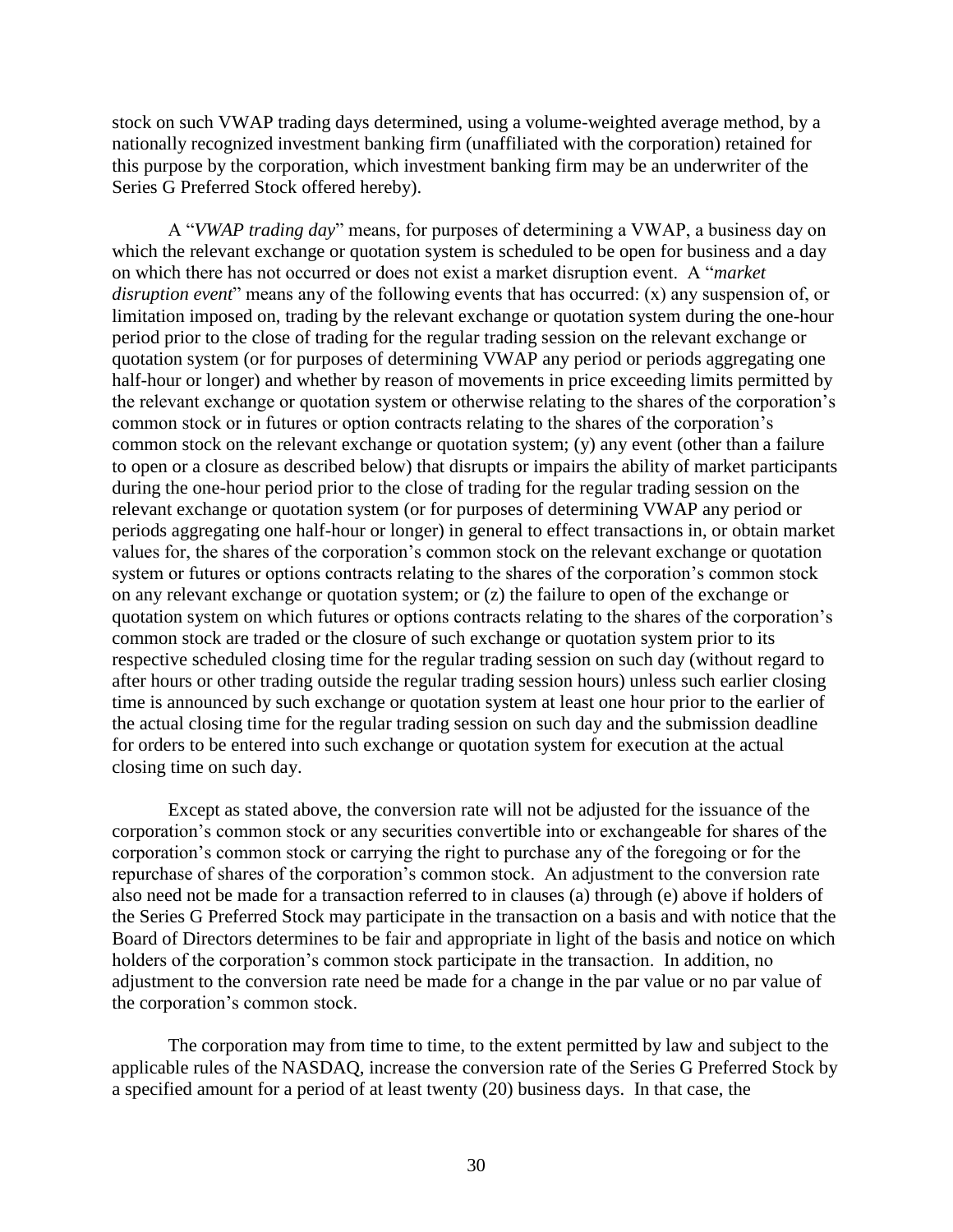stock on such VWAP trading days determined, using a volume-weighted average method, by a nationally recognized investment banking firm (unaffiliated with the corporation) retained for this purpose by the corporation, which investment banking firm may be an underwriter of the Series G Preferred Stock offered hereby).

A "*VWAP trading day*" means, for purposes of determining a VWAP, a business day on which the relevant exchange or quotation system is scheduled to be open for business and a day on which there has not occurred or does not exist a market disruption event. A "*market disruption event*" means any of the following events that has occurred: (x) any suspension of, or limitation imposed on, trading by the relevant exchange or quotation system during the one-hour period prior to the close of trading for the regular trading session on the relevant exchange or quotation system (or for purposes of determining VWAP any period or periods aggregating one half-hour or longer) and whether by reason of movements in price exceeding limits permitted by the relevant exchange or quotation system or otherwise relating to the shares of the corporation's common stock or in futures or option contracts relating to the shares of the corporation's common stock on the relevant exchange or quotation system; (y) any event (other than a failure to open or a closure as described below) that disrupts or impairs the ability of market participants during the one-hour period prior to the close of trading for the regular trading session on the relevant exchange or quotation system (or for purposes of determining VWAP any period or periods aggregating one half-hour or longer) in general to effect transactions in, or obtain market values for, the shares of the corporation's common stock on the relevant exchange or quotation system or futures or options contracts relating to the shares of the corporation's common stock on any relevant exchange or quotation system; or (z) the failure to open of the exchange or quotation system on which futures or options contracts relating to the shares of the corporation's common stock are traded or the closure of such exchange or quotation system prior to its respective scheduled closing time for the regular trading session on such day (without regard to after hours or other trading outside the regular trading session hours) unless such earlier closing time is announced by such exchange or quotation system at least one hour prior to the earlier of the actual closing time for the regular trading session on such day and the submission deadline for orders to be entered into such exchange or quotation system for execution at the actual closing time on such day.

Except as stated above, the conversion rate will not be adjusted for the issuance of the corporation's common stock or any securities convertible into or exchangeable for shares of the corporation's common stock or carrying the right to purchase any of the foregoing or for the repurchase of shares of the corporation's common stock. An adjustment to the conversion rate also need not be made for a transaction referred to in clauses (a) through (e) above if holders of the Series G Preferred Stock may participate in the transaction on a basis and with notice that the Board of Directors determines to be fair and appropriate in light of the basis and notice on which holders of the corporation's common stock participate in the transaction. In addition, no adjustment to the conversion rate need be made for a change in the par value or no par value of the corporation's common stock.

The corporation may from time to time, to the extent permitted by law and subject to the applicable rules of the NASDAQ, increase the conversion rate of the Series G Preferred Stock by a specified amount for a period of at least twenty (20) business days. In that case, the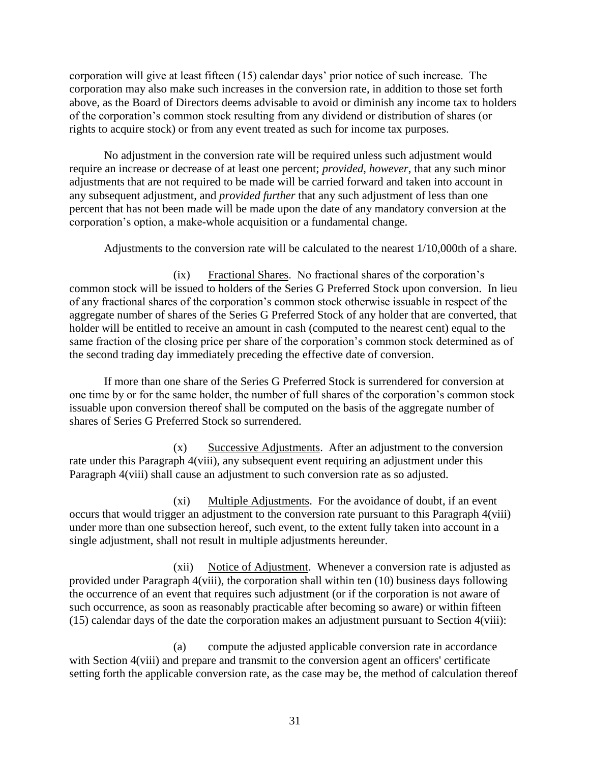corporation will give at least fifteen (15) calendar days' prior notice of such increase. The corporation may also make such increases in the conversion rate, in addition to those set forth above, as the Board of Directors deems advisable to avoid or diminish any income tax to holders of the corporation's common stock resulting from any dividend or distribution of shares (or rights to acquire stock) or from any event treated as such for income tax purposes.

No adjustment in the conversion rate will be required unless such adjustment would require an increase or decrease of at least one percent; *provided, however*, that any such minor adjustments that are not required to be made will be carried forward and taken into account in any subsequent adjustment, and *provided further* that any such adjustment of less than one percent that has not been made will be made upon the date of any mandatory conversion at the corporation's option, a make-whole acquisition or a fundamental change.

Adjustments to the conversion rate will be calculated to the nearest 1/10,000th of a share.

(ix) Fractional Shares. No fractional shares of the corporation's common stock will be issued to holders of the Series G Preferred Stock upon conversion. In lieu of any fractional shares of the corporation's common stock otherwise issuable in respect of the aggregate number of shares of the Series G Preferred Stock of any holder that are converted, that holder will be entitled to receive an amount in cash (computed to the nearest cent) equal to the same fraction of the closing price per share of the corporation's common stock determined as of the second trading day immediately preceding the effective date of conversion.

If more than one share of the Series G Preferred Stock is surrendered for conversion at one time by or for the same holder, the number of full shares of the corporation's common stock issuable upon conversion thereof shall be computed on the basis of the aggregate number of shares of Series G Preferred Stock so surrendered.

(x) Successive Adjustments. After an adjustment to the conversion rate under this Paragraph 4(viii), any subsequent event requiring an adjustment under this Paragraph 4(viii) shall cause an adjustment to such conversion rate as so adjusted.

(xi) Multiple Adjustments. For the avoidance of doubt, if an event occurs that would trigger an adjustment to the conversion rate pursuant to this Paragraph 4(viii) under more than one subsection hereof, such event, to the extent fully taken into account in a single adjustment, shall not result in multiple adjustments hereunder.

(xii) Notice of Adjustment. Whenever a conversion rate is adjusted as provided under Paragraph 4(viii), the corporation shall within ten (10) business days following the occurrence of an event that requires such adjustment (or if the corporation is not aware of such occurrence, as soon as reasonably practicable after becoming so aware) or within fifteen (15) calendar days of the date the corporation makes an adjustment pursuant to Section 4(viii):

(a) compute the adjusted applicable conversion rate in accordance with Section 4(viii) and prepare and transmit to the conversion agent an officers' certificate setting forth the applicable conversion rate, as the case may be, the method of calculation thereof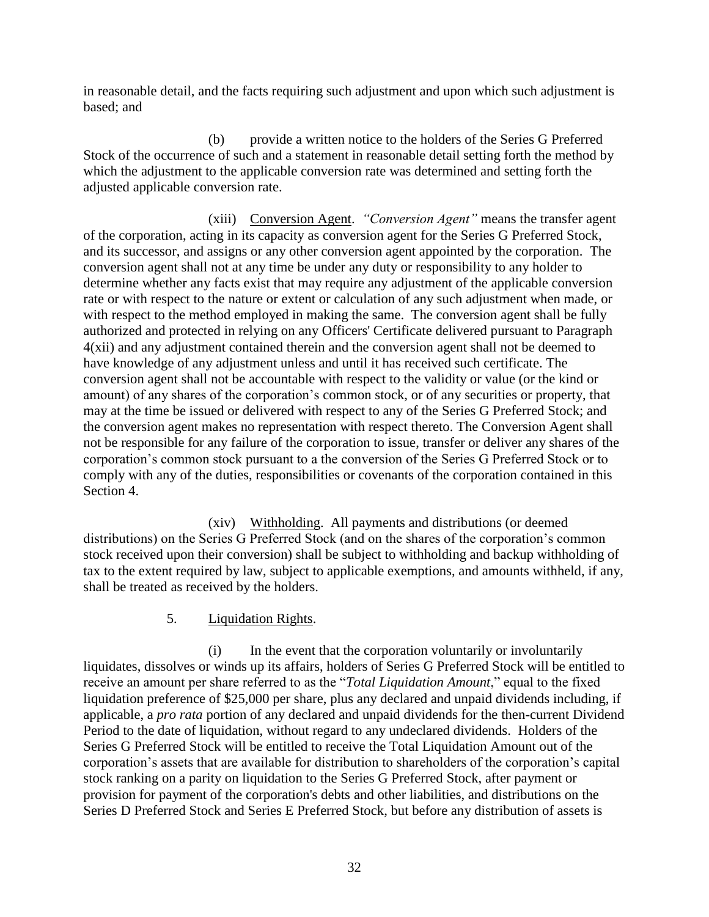in reasonable detail, and the facts requiring such adjustment and upon which such adjustment is based; and

(b) provide a written notice to the holders of the Series G Preferred Stock of the occurrence of such and a statement in reasonable detail setting forth the method by which the adjustment to the applicable conversion rate was determined and setting forth the adjusted applicable conversion rate.

(xiii) Conversion Agent. *"Conversion Agent"* means the transfer agent of the corporation, acting in its capacity as conversion agent for the Series G Preferred Stock, and its successor, and assigns or any other conversion agent appointed by the corporation. The conversion agent shall not at any time be under any duty or responsibility to any holder to determine whether any facts exist that may require any adjustment of the applicable conversion rate or with respect to the nature or extent or calculation of any such adjustment when made, or with respect to the method employed in making the same. The conversion agent shall be fully authorized and protected in relying on any Officers' Certificate delivered pursuant to Paragraph 4(xii) and any adjustment contained therein and the conversion agent shall not be deemed to have knowledge of any adjustment unless and until it has received such certificate. The conversion agent shall not be accountable with respect to the validity or value (or the kind or amount) of any shares of the corporation's common stock, or of any securities or property, that may at the time be issued or delivered with respect to any of the Series G Preferred Stock; and the conversion agent makes no representation with respect thereto. The Conversion Agent shall not be responsible for any failure of the corporation to issue, transfer or deliver any shares of the corporation's common stock pursuant to a the conversion of the Series G Preferred Stock or to comply with any of the duties, responsibilities or covenants of the corporation contained in this Section 4.

(xiv) Withholding. All payments and distributions (or deemed distributions) on the Series G Preferred Stock (and on the shares of the corporation's common stock received upon their conversion) shall be subject to withholding and backup withholding of tax to the extent required by law, subject to applicable exemptions, and amounts withheld, if any, shall be treated as received by the holders.

5. Liquidation Rights.

(i) In the event that the corporation voluntarily or involuntarily liquidates, dissolves or winds up its affairs, holders of Series G Preferred Stock will be entitled to receive an amount per share referred to as the "*Total Liquidation Amount*," equal to the fixed liquidation preference of $25,000 per share, plus any declared and unpaid dividends including, if applicable, a *pro rata* portion of any declared and unpaid dividends for the then-current Dividend Period to the date of liquidation, without regard to any undeclared dividends. Holders of the Series G Preferred Stock will be entitled to receive the Total Liquidation Amount out of the corporation's assets that are available for distribution to shareholders of the corporation's capital stock ranking on a parity on liquidation to the Series G Preferred Stock, after payment or provision for payment of the corporation's debts and other liabilities, and distributions on the Series D Preferred Stock and Series E Preferred Stock, but before any distribution of assets is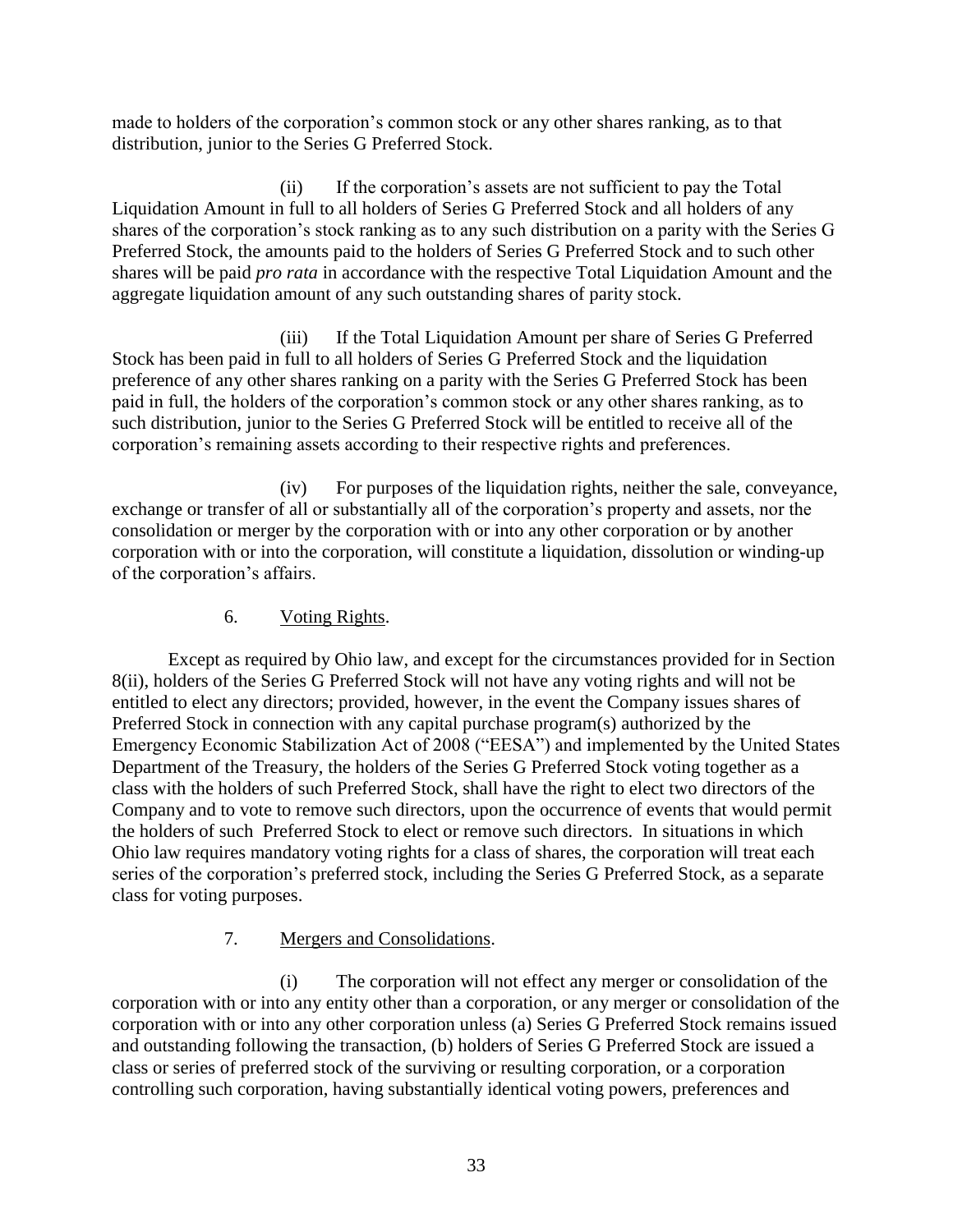made to holders of the corporation's common stock or any other shares ranking, as to that distribution, junior to the Series G Preferred Stock.

(ii) If the corporation's assets are not sufficient to pay the Total Liquidation Amount in full to all holders of Series G Preferred Stock and all holders of any shares of the corporation's stock ranking as to any such distribution on a parity with the Series G Preferred Stock, the amounts paid to the holders of Series G Preferred Stock and to such other shares will be paid *pro rata* in accordance with the respective Total Liquidation Amount and the aggregate liquidation amount of any such outstanding shares of parity stock.

(iii) If the Total Liquidation Amount per share of Series G Preferred Stock has been paid in full to all holders of Series G Preferred Stock and the liquidation preference of any other shares ranking on a parity with the Series G Preferred Stock has been paid in full, the holders of the corporation's common stock or any other shares ranking, as to such distribution, junior to the Series G Preferred Stock will be entitled to receive all of the corporation's remaining assets according to their respective rights and preferences.

(iv) For purposes of the liquidation rights, neither the sale, conveyance, exchange or transfer of all or substantially all of the corporation's property and assets, nor the consolidation or merger by the corporation with or into any other corporation or by another corporation with or into the corporation, will constitute a liquidation, dissolution or winding-up of the corporation's affairs.

6. Voting Rights.

Except as required by Ohio law, and except for the circumstances provided for in Section 8(ii), holders of the Series G Preferred Stock will not have any voting rights and will not be entitled to elect any directors; provided, however, in the event the Company issues shares of Preferred Stock in connection with any capital purchase program(s) authorized by the Emergency Economic Stabilization Act of 2008 ("EESA") and implemented by the United States Department of the Treasury, the holders of the Series G Preferred Stock voting together as a class with the holders of such Preferred Stock, shall have the right to elect two directors of the Company and to vote to remove such directors, upon the occurrence of events that would permit the holders of such Preferred Stock to elect or remove such directors. In situations in which Ohio law requires mandatory voting rights for a class of shares, the corporation will treat each series of the corporation's preferred stock, including the Series G Preferred Stock, as a separate class for voting purposes.

7. Mergers and Consolidations.

(i) The corporation will not effect any merger or consolidation of the corporation with or into any entity other than a corporation, or any merger or consolidation of the corporation with or into any other corporation unless (a) Series G Preferred Stock remains issued and outstanding following the transaction, (b) holders of Series G Preferred Stock are issued a class or series of preferred stock of the surviving or resulting corporation, or a corporation controlling such corporation, having substantially identical voting powers, preferences and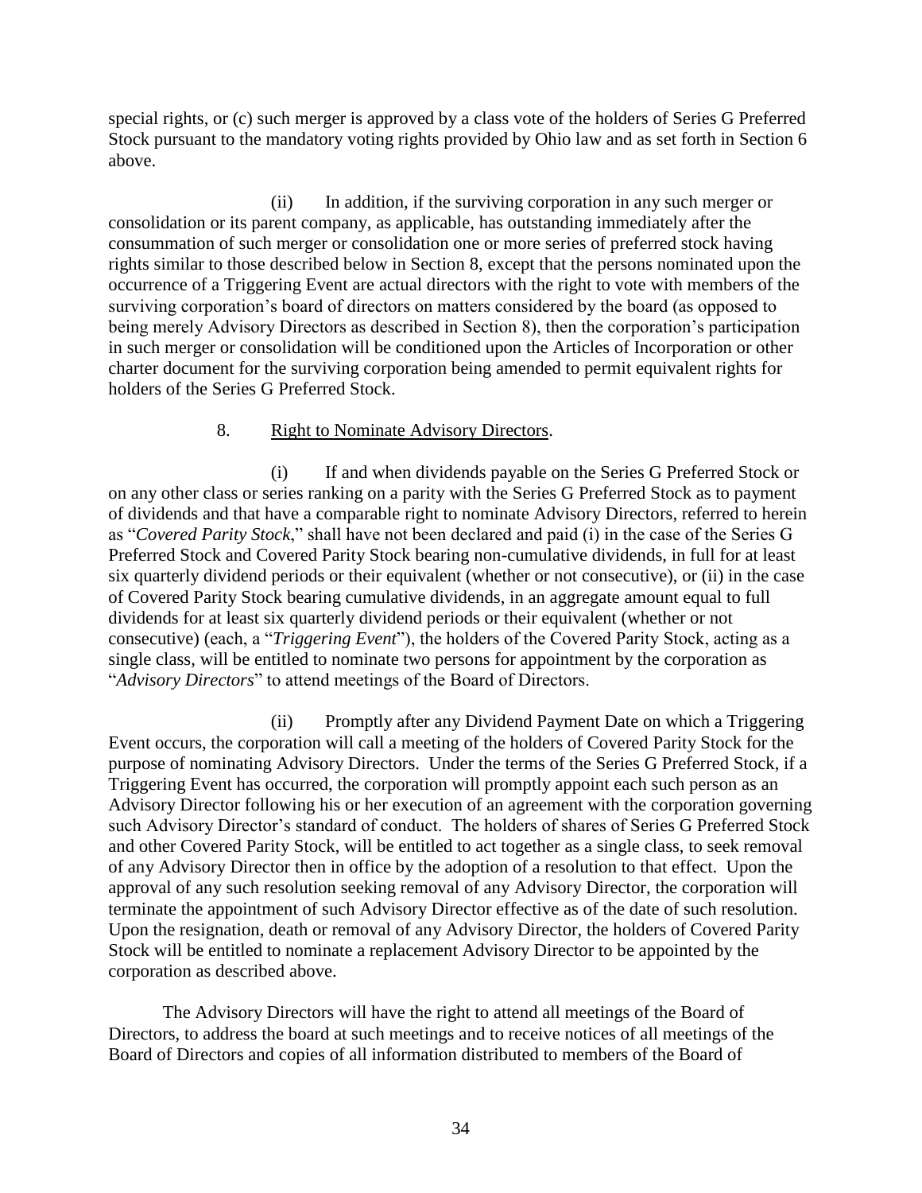special rights, or (c) such merger is approved by a class vote of the holders of Series G Preferred Stock pursuant to the mandatory voting rights provided by Ohio law and as set forth in Section 6 above.

(ii) In addition, if the surviving corporation in any such merger or consolidation or its parent company, as applicable, has outstanding immediately after the consummation of such merger or consolidation one or more series of preferred stock having rights similar to those described below in Section 8, except that the persons nominated upon the occurrence of a Triggering Event are actual directors with the right to vote with members of the surviving corporation's board of directors on matters considered by the board (as opposed to being merely Advisory Directors as described in Section 8), then the corporation's participation in such merger or consolidation will be conditioned upon the Articles of Incorporation or other charter document for the surviving corporation being amended to permit equivalent rights for holders of the Series G Preferred Stock.

8. Right to Nominate Advisory Directors.

(i) If and when dividends payable on the Series G Preferred Stock or on any other class or series ranking on a parity with the Series G Preferred Stock as to payment of dividends and that have a comparable right to nominate Advisory Directors, referred to herein as "*Covered Parity Stock*," shall have not been declared and paid (i) in the case of the Series G Preferred Stock and Covered Parity Stock bearing non-cumulative dividends, in full for at least six quarterly dividend periods or their equivalent (whether or not consecutive), or (ii) in the case of Covered Parity Stock bearing cumulative dividends, in an aggregate amount equal to full dividends for at least six quarterly dividend periods or their equivalent (whether or not consecutive) (each, a "*Triggering Event*"), the holders of the Covered Parity Stock, acting as a single class, will be entitled to nominate two persons for appointment by the corporation as "*Advisory Directors*" to attend meetings of the Board of Directors.

(ii) Promptly after any Dividend Payment Date on which a Triggering Event occurs, the corporation will call a meeting of the holders of Covered Parity Stock for the purpose of nominating Advisory Directors. Under the terms of the Series G Preferred Stock, if a Triggering Event has occurred, the corporation will promptly appoint each such person as an Advisory Director following his or her execution of an agreement with the corporation governing such Advisory Director's standard of conduct. The holders of shares of Series G Preferred Stock and other Covered Parity Stock, will be entitled to act together as a single class, to seek removal of any Advisory Director then in office by the adoption of a resolution to that effect. Upon the approval of any such resolution seeking removal of any Advisory Director, the corporation will terminate the appointment of such Advisory Director effective as of the date of such resolution. Upon the resignation, death or removal of any Advisory Director, the holders of Covered Parity Stock will be entitled to nominate a replacement Advisory Director to be appointed by the corporation as described above.

The Advisory Directors will have the right to attend all meetings of the Board of Directors, to address the board at such meetings and to receive notices of all meetings of the Board of Directors and copies of all information distributed to members of the Board of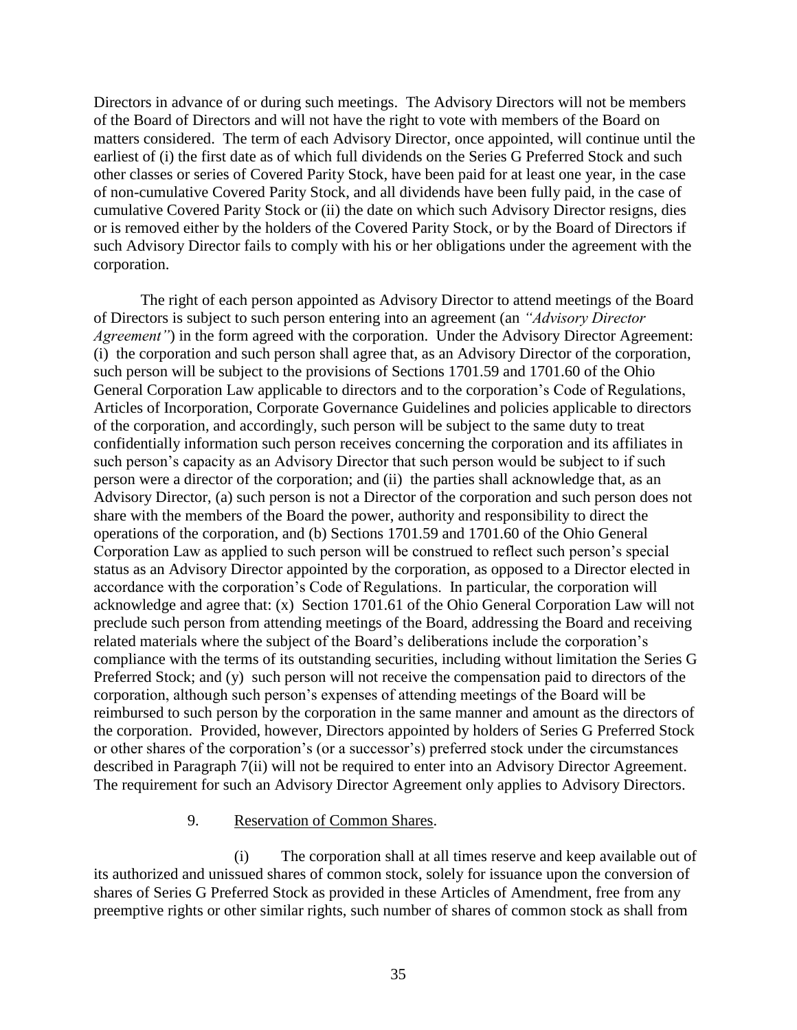Directors in advance of or during such meetings. The Advisory Directors will not be members of the Board of Directors and will not have the right to vote with members of the Board on matters considered. The term of each Advisory Director, once appointed, will continue until the earliest of (i) the first date as of which full dividends on the Series G Preferred Stock and such other classes or series of Covered Parity Stock, have been paid for at least one year, in the case of non-cumulative Covered Parity Stock, and all dividends have been fully paid, in the case of cumulative Covered Parity Stock or (ii) the date on which such Advisory Director resigns, dies or is removed either by the holders of the Covered Parity Stock, or by the Board of Directors if such Advisory Director fails to comply with his or her obligations under the agreement with the corporation.

The right of each person appointed as Advisory Director to attend meetings of the Board of Directors is subject to such person entering into an agreement (an *"Advisory Director Agreement"*) in the form agreed with the corporation. Under the Advisory Director Agreement: (i) the corporation and such person shall agree that, as an Advisory Director of the corporation, such person will be subject to the provisions of Sections 1701.59 and 1701.60 of the Ohio General Corporation Law applicable to directors and to the corporation's Code of Regulations, Articles of Incorporation, Corporate Governance Guidelines and policies applicable to directors of the corporation, and accordingly, such person will be subject to the same duty to treat confidentially information such person receives concerning the corporation and its affiliates in such person's capacity as an Advisory Director that such person would be subject to if such person were a director of the corporation; and (ii) the parties shall acknowledge that, as an Advisory Director, (a) such person is not a Director of the corporation and such person does not share with the members of the Board the power, authority and responsibility to direct the operations of the corporation, and (b) Sections 1701.59 and 1701.60 of the Ohio General Corporation Law as applied to such person will be construed to reflect such person's special status as an Advisory Director appointed by the corporation, as opposed to a Director elected in accordance with the corporation's Code of Regulations. In particular, the corporation will acknowledge and agree that: (x) Section 1701.61 of the Ohio General Corporation Law will not preclude such person from attending meetings of the Board, addressing the Board and receiving related materials where the subject of the Board's deliberations include the corporation's compliance with the terms of its outstanding securities, including without limitation the Series G Preferred Stock; and (y) such person will not receive the compensation paid to directors of the corporation, although such person's expenses of attending meetings of the Board will be reimbursed to such person by the corporation in the same manner and amount as the directors of the corporation. Provided, however, Directors appointed by holders of Series G Preferred Stock or other shares of the corporation's (or a successor's) preferred stock under the circumstances described in Paragraph 7(ii) will not be required to enter into an Advisory Director Agreement. The requirement for such an Advisory Director Agreement only applies to Advisory Directors.

9. Reservation of Common Shares.

(i) The corporation shall at all times reserve and keep available out of its authorized and unissued shares of common stock, solely for issuance upon the conversion of shares of Series G Preferred Stock as provided in these Articles of Amendment, free from any preemptive rights or other similar rights, such number of shares of common stock as shall from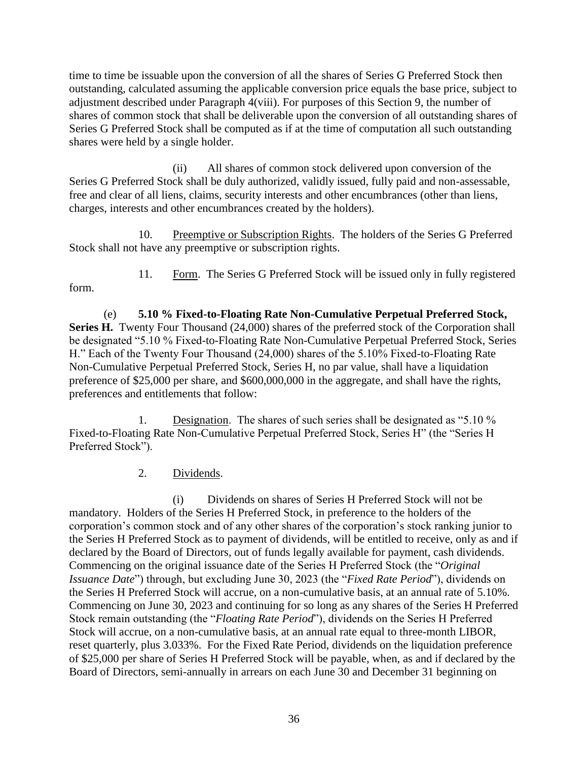time to time be issuable upon the conversion of all the shares of Series G Preferred Stock then outstanding, calculated assuming the applicable conversion price equals the base price, subject to adjustment described under Paragraph 4(viii). For purposes of this Section 9, the number of shares of common stock that shall be deliverable upon the conversion of all outstanding shares of Series G Preferred Stock shall be computed as if at the time of computation all such outstanding shares were held by a single holder.

(ii) All shares of common stock delivered upon conversion of the Series G Preferred Stock shall be duly authorized, validly issued, fully paid and non-assessable, free and clear of all liens, claims, security interests and other encumbrances (other than liens, charges, interests and other encumbrances created by the holders).

10. Preemptive or Subscription Rights. The holders of the Series G Preferred Stock shall not have any preemptive or subscription rights.

11. Form. The Series G Preferred Stock will be issued only in fully registered form.

(e) **5.10 % Fixed-to-Floating Rate Non-Cumulative Perpetual Preferred Stock, Series H.** Twenty Four Thousand (24,000) shares of the preferred stock of the Corporation shall be designated "5.10 % Fixed-to-Floating Rate Non-Cumulative Perpetual Preferred Stock, Series H." Each of the Twenty Four Thousand (24,000) shares of the 5.10% Fixed-to-Floating Rate Non-Cumulative Perpetual Preferred Stock, Series H, no par value, shall have a liquidation preference of $25,000 per share, and $600,000,000 in the aggregate, and shall have the rights, preferences and entitlements that follow:

1. Designation. The shares of such series shall be designated as "5.10 % Fixed-to-Floating Rate Non-Cumulative Perpetual Preferred Stock, Series H" (the "Series H Preferred Stock").

2. Dividends.

(i) Dividends on shares of Series H Preferred Stock will not be mandatory. Holders of the Series H Preferred Stock, in preference to the holders of the corporation's common stock and of any other shares of the corporation's stock ranking junior to the Series H Preferred Stock as to payment of dividends, will be entitled to receive, only as and if declared by the Board of Directors, out of funds legally available for payment, cash dividends. Commencing on the original issuance date of the Series H Preferred Stock (the "*Original Issuance Date*") through, but excluding June 30, 2023 (the "*Fixed Rate Period*"), dividends on the Series H Preferred Stock will accrue, on a non-cumulative basis, at an annual rate of 5.10%. Commencing on June 30, 2023 and continuing for so long as any shares of the Series H Preferred Stock remain outstanding (the "*Floating Rate Period*"), dividends on the Series H Preferred Stock will accrue, on a non-cumulative basis, at an annual rate equal to three-month LIBOR, reset quarterly, plus 3.033%. For the Fixed Rate Period, dividends on the liquidation preference of $25,000 per share of Series H Preferred Stock will be payable, when, as and if declared by the Board of Directors, semi-annually in arrears on each June 30 and December 31 beginning on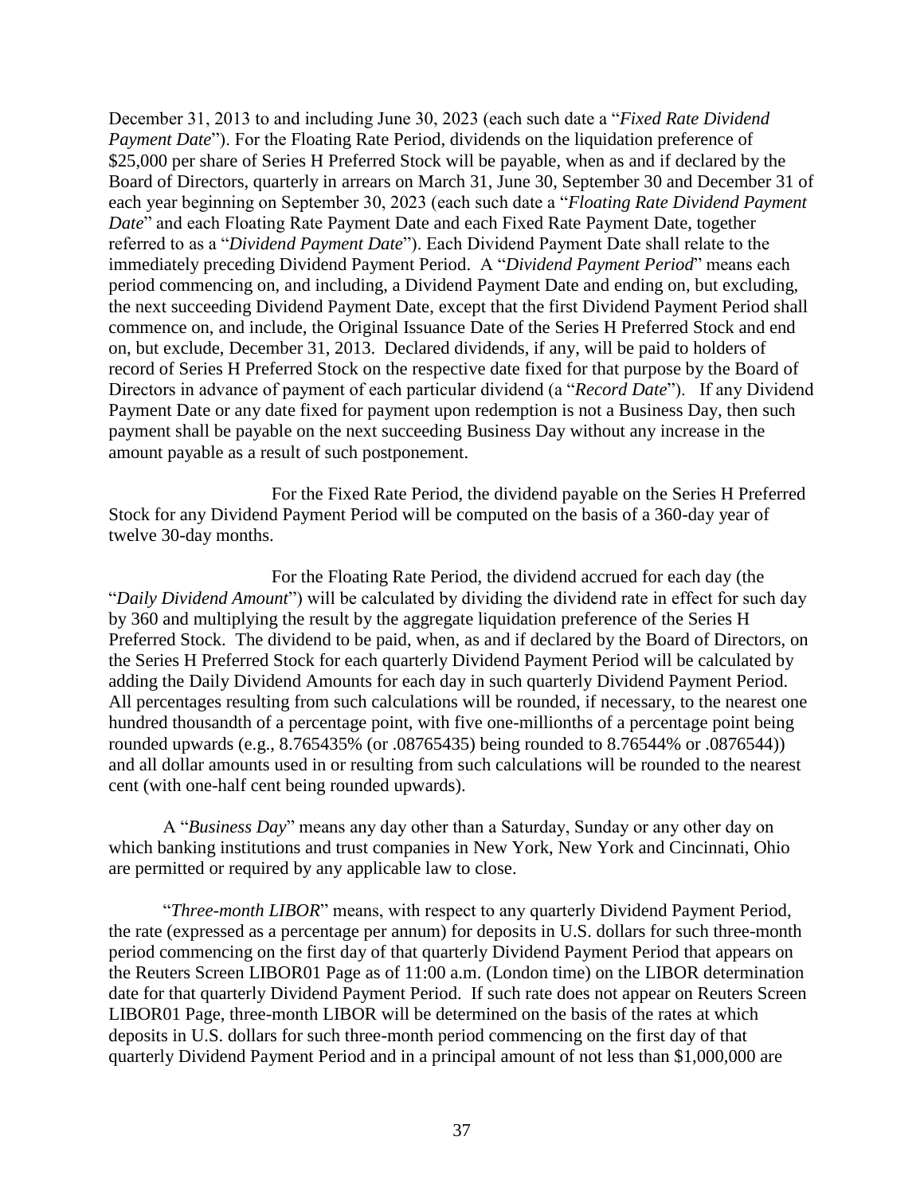December 31, 2013 to and including June 30, 2023 (each such date a "*Fixed Rate Dividend Payment Date*"). For the Floating Rate Period, dividends on the liquidation preference of $25,000 per share of Series H Preferred Stock will be payable, when as and if declared by the Board of Directors, quarterly in arrears on March 31, June 30, September 30 and December 31 of each year beginning on September 30, 2023 (each such date a "*Floating Rate Dividend Payment Date*" and each Floating Rate Payment Date and each Fixed Rate Payment Date, together referred to as a "*Dividend Payment Date*"). Each Dividend Payment Date shall relate to the immediately preceding Dividend Payment Period. A "*Dividend Payment Period*" means each period commencing on, and including, a Dividend Payment Date and ending on, but excluding, the next succeeding Dividend Payment Date, except that the first Dividend Payment Period shall commence on, and include, the Original Issuance Date of the Series H Preferred Stock and end on, but exclude, December 31, 2013. Declared dividends, if any, will be paid to holders of record of Series H Preferred Stock on the respective date fixed for that purpose by the Board of Directors in advance of payment of each particular dividend (a "*Record Date*"). If any Dividend Payment Date or any date fixed for payment upon redemption is not a Business Day, then such payment shall be payable on the next succeeding Business Day without any increase in the amount payable as a result of such postponement.

For the Fixed Rate Period, the dividend payable on the Series H Preferred Stock for any Dividend Payment Period will be computed on the basis of a 360-day year of twelve 30-day months.

For the Floating Rate Period, the dividend accrued for each day (the "*Daily Dividend Amount*") will be calculated by dividing the dividend rate in effect for such day by 360 and multiplying the result by the aggregate liquidation preference of the Series H Preferred Stock. The dividend to be paid, when, as and if declared by the Board of Directors, on the Series H Preferred Stock for each quarterly Dividend Payment Period will be calculated by adding the Daily Dividend Amounts for each day in such quarterly Dividend Payment Period. All percentages resulting from such calculations will be rounded, if necessary, to the nearest one hundred thousandth of a percentage point, with five one-millionths of a percentage point being rounded upwards (e.g., 8.765435% (or .08765435) being rounded to 8.76544% or .0876544)) and all dollar amounts used in or resulting from such calculations will be rounded to the nearest cent (with one-half cent being rounded upwards).

A "*Business Day*" means any day other than a Saturday, Sunday or any other day on which banking institutions and trust companies in New York, New York and Cincinnati, Ohio are permitted or required by any applicable law to close.

"*Three-month LIBOR*" means, with respect to any quarterly Dividend Payment Period, the rate (expressed as a percentage per annum) for deposits in U.S. dollars for such three-month period commencing on the first day of that quarterly Dividend Payment Period that appears on the Reuters Screen LIBOR01 Page as of 11:00 a.m. (London time) on the LIBOR determination date for that quarterly Dividend Payment Period. If such rate does not appear on Reuters Screen LIBOR01 Page, three-month LIBOR will be determined on the basis of the rates at which deposits in U.S. dollars for such three-month period commencing on the first day of that quarterly Dividend Payment Period and in a principal amount of not less than $1,000,000 are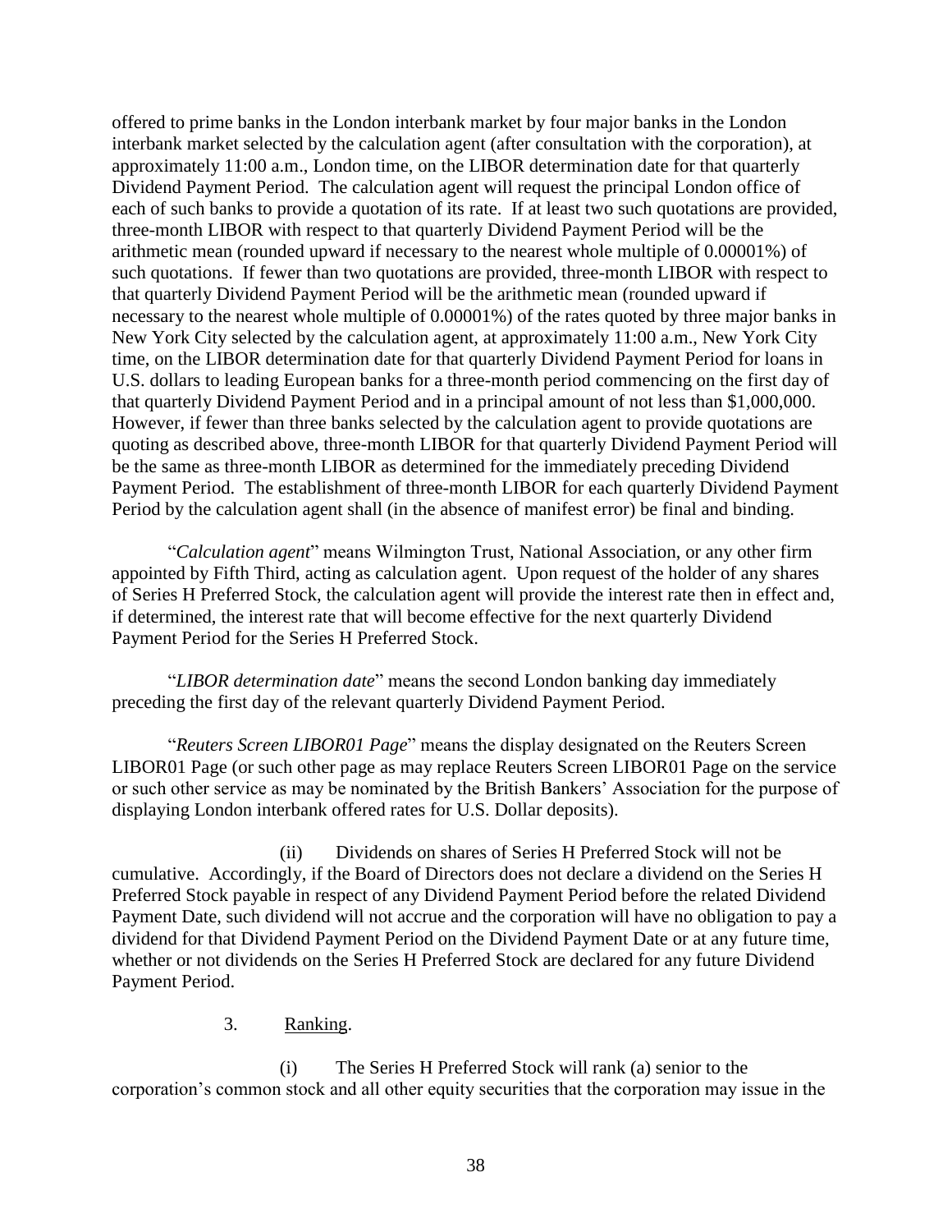offered to prime banks in the London interbank market by four major banks in the London interbank market selected by the calculation agent (after consultation with the corporation), at approximately 11:00 a.m., London time, on the LIBOR determination date for that quarterly Dividend Payment Period. The calculation agent will request the principal London office of each of such banks to provide a quotation of its rate. If at least two such quotations are provided, three-month LIBOR with respect to that quarterly Dividend Payment Period will be the arithmetic mean (rounded upward if necessary to the nearest whole multiple of 0.00001%) of such quotations. If fewer than two quotations are provided, three-month LIBOR with respect to that quarterly Dividend Payment Period will be the arithmetic mean (rounded upward if necessary to the nearest whole multiple of 0.00001%) of the rates quoted by three major banks in New York City selected by the calculation agent, at approximately 11:00 a.m., New York City time, on the LIBOR determination date for that quarterly Dividend Payment Period for loans in U.S. dollars to leading European banks for a three-month period commencing on the first day of that quarterly Dividend Payment Period and in a principal amount of not less than $1,000,000. However, if fewer than three banks selected by the calculation agent to provide quotations are quoting as described above, three-month LIBOR for that quarterly Dividend Payment Period will be the same as three-month LIBOR as determined for the immediately preceding Dividend Payment Period. The establishment of three-month LIBOR for each quarterly Dividend Payment Period by the calculation agent shall (in the absence of manifest error) be final and binding.

"*Calculation agent*" means Wilmington Trust, National Association, or any other firm appointed by Fifth Third, acting as calculation agent. Upon request of the holder of any shares of Series H Preferred Stock, the calculation agent will provide the interest rate then in effect and, if determined, the interest rate that will become effective for the next quarterly Dividend Payment Period for the Series H Preferred Stock.

"*LIBOR determination date*" means the second London banking day immediately preceding the first day of the relevant quarterly Dividend Payment Period.

"*Reuters Screen LIBOR01 Page*" means the display designated on the Reuters Screen LIBOR01 Page (or such other page as may replace Reuters Screen LIBOR01 Page on the service or such other service as may be nominated by the British Bankers' Association for the purpose of displaying London interbank offered rates for U.S. Dollar deposits).

(ii) Dividends on shares of Series H Preferred Stock will not be cumulative. Accordingly, if the Board of Directors does not declare a dividend on the Series H Preferred Stock payable in respect of any Dividend Payment Period before the related Dividend Payment Date, such dividend will not accrue and the corporation will have no obligation to pay a dividend for that Dividend Payment Period on the Dividend Payment Date or at any future time, whether or not dividends on the Series H Preferred Stock are declared for any future Dividend Payment Period.

3. Ranking.

(i) The Series H Preferred Stock will rank (a) senior to the corporation's common stock and all other equity securities that the corporation may issue in the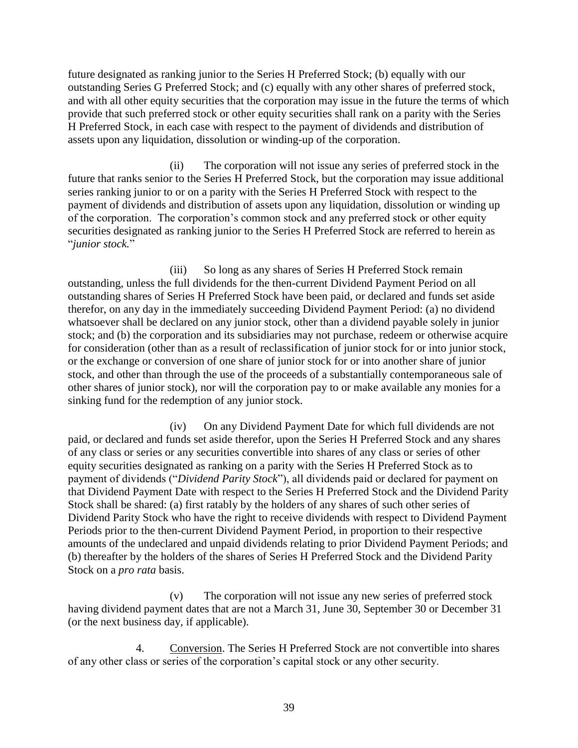future designated as ranking junior to the Series H Preferred Stock; (b) equally with our outstanding Series G Preferred Stock; and (c) equally with any other shares of preferred stock, and with all other equity securities that the corporation may issue in the future the terms of which provide that such preferred stock or other equity securities shall rank on a parity with the Series H Preferred Stock, in each case with respect to the payment of dividends and distribution of assets upon any liquidation, dissolution or winding-up of the corporation.

(ii) The corporation will not issue any series of preferred stock in the future that ranks senior to the Series H Preferred Stock, but the corporation may issue additional series ranking junior to or on a parity with the Series H Preferred Stock with respect to the payment of dividends and distribution of assets upon any liquidation, dissolution or winding up of the corporation. The corporation's common stock and any preferred stock or other equity securities designated as ranking junior to the Series H Preferred Stock are referred to herein as "*junior stock.*"

(iii) So long as any shares of Series H Preferred Stock remain outstanding, unless the full dividends for the then-current Dividend Payment Period on all outstanding shares of Series H Preferred Stock have been paid, or declared and funds set aside therefor, on any day in the immediately succeeding Dividend Payment Period: (a) no dividend whatsoever shall be declared on any junior stock, other than a dividend payable solely in junior stock; and (b) the corporation and its subsidiaries may not purchase, redeem or otherwise acquire for consideration (other than as a result of reclassification of junior stock for or into junior stock, or the exchange or conversion of one share of junior stock for or into another share of junior stock, and other than through the use of the proceeds of a substantially contemporaneous sale of other shares of junior stock), nor will the corporation pay to or make available any monies for a sinking fund for the redemption of any junior stock.

(iv) On any Dividend Payment Date for which full dividends are not paid, or declared and funds set aside therefor, upon the Series H Preferred Stock and any shares of any class or series or any securities convertible into shares of any class or series of other equity securities designated as ranking on a parity with the Series H Preferred Stock as to payment of dividends ("*Dividend Parity Stock*"), all dividends paid or declared for payment on that Dividend Payment Date with respect to the Series H Preferred Stock and the Dividend Parity Stock shall be shared: (a) first ratably by the holders of any shares of such other series of Dividend Parity Stock who have the right to receive dividends with respect to Dividend Payment Periods prior to the then-current Dividend Payment Period, in proportion to their respective amounts of the undeclared and unpaid dividends relating to prior Dividend Payment Periods; and (b) thereafter by the holders of the shares of Series H Preferred Stock and the Dividend Parity Stock on a *pro rata* basis.

(v) The corporation will not issue any new series of preferred stock having dividend payment dates that are not a March 31, June 30, September 30 or December 31 (or the next business day, if applicable).

4. Conversion. The Series H Preferred Stock are not convertible into shares of any other class or series of the corporation's capital stock or any other security.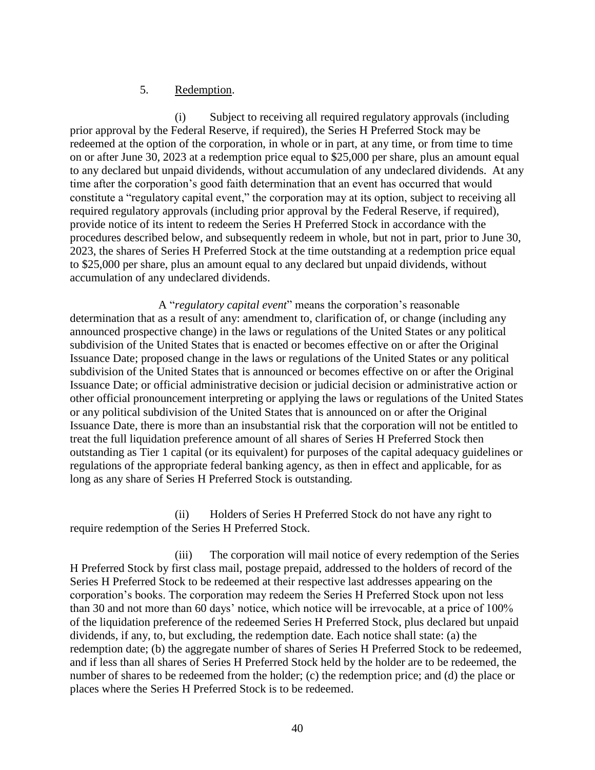5. Redemption.

(i) Subject to receiving all required regulatory approvals (including prior approval by the Federal Reserve, if required), the Series H Preferred Stock may be redeemed at the option of the corporation, in whole or in part, at any time, or from time to time on or after June 30, 2023 at a redemption price equal to $25,000 per share, plus an amount equal to any declared but unpaid dividends, without accumulation of any undeclared dividends. At any time after the corporation's good faith determination that an event has occurred that would constitute a "regulatory capital event," the corporation may at its option, subject to receiving all required regulatory approvals (including prior approval by the Federal Reserve, if required), provide notice of its intent to redeem the Series H Preferred Stock in accordance with the procedures described below, and subsequently redeem in whole, but not in part, prior to June 30, 2023, the shares of Series H Preferred Stock at the time outstanding at a redemption price equal to $25,000 per share, plus an amount equal to any declared but unpaid dividends, without accumulation of any undeclared dividends.

A "*regulatory capital event*" means the corporation's reasonable determination that as a result of any: amendment to, clarification of, or change (including any announced prospective change) in the laws or regulations of the United States or any political subdivision of the United States that is enacted or becomes effective on or after the Original Issuance Date; proposed change in the laws or regulations of the United States or any political subdivision of the United States that is announced or becomes effective on or after the Original Issuance Date; or official administrative decision or judicial decision or administrative action or other official pronouncement interpreting or applying the laws or regulations of the United States or any political subdivision of the United States that is announced on or after the Original Issuance Date, there is more than an insubstantial risk that the corporation will not be entitled to treat the full liquidation preference amount of all shares of Series H Preferred Stock then outstanding as Tier 1 capital (or its equivalent) for purposes of the capital adequacy guidelines or regulations of the appropriate federal banking agency, as then in effect and applicable, for as long as any share of Series H Preferred Stock is outstanding.

(ii) Holders of Series H Preferred Stock do not have any right to require redemption of the Series H Preferred Stock.

(iii) The corporation will mail notice of every redemption of the Series H Preferred Stock by first class mail, postage prepaid, addressed to the holders of record of the Series H Preferred Stock to be redeemed at their respective last addresses appearing on the corporation's books. The corporation may redeem the Series H Preferred Stock upon not less than 30 and not more than 60 days' notice, which notice will be irrevocable, at a price of 100% of the liquidation preference of the redeemed Series H Preferred Stock, plus declared but unpaid dividends, if any, to, but excluding, the redemption date. Each notice shall state: (a) the redemption date; (b) the aggregate number of shares of Series H Preferred Stock to be redeemed, and if less than all shares of Series H Preferred Stock held by the holder are to be redeemed, the number of shares to be redeemed from the holder; (c) the redemption price; and (d) the place or places where the Series H Preferred Stock is to be redeemed.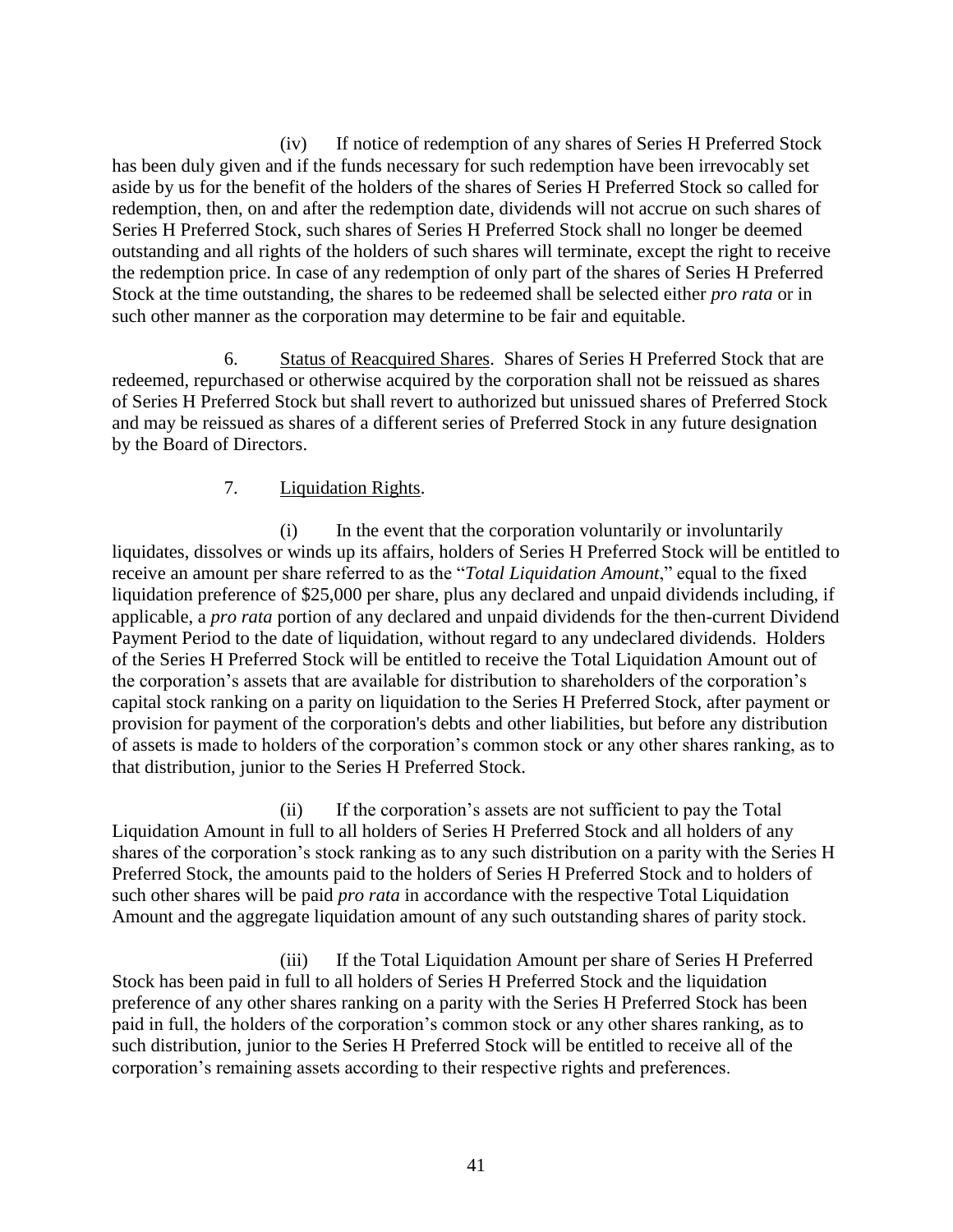(iv) If notice of redemption of any shares of Series H Preferred Stock has been duly given and if the funds necessary for such redemption have been irrevocably set aside by us for the benefit of the holders of the shares of Series H Preferred Stock so called for redemption, then, on and after the redemption date, dividends will not accrue on such shares of Series H Preferred Stock, such shares of Series H Preferred Stock shall no longer be deemed outstanding and all rights of the holders of such shares will terminate, except the right to receive the redemption price. In case of any redemption of only part of the shares of Series H Preferred Stock at the time outstanding, the shares to be redeemed shall be selected either *pro rata* or in such other manner as the corporation may determine to be fair and equitable.

6. Status of Reacquired Shares. Shares of Series H Preferred Stock that are redeemed, repurchased or otherwise acquired by the corporation shall not be reissued as shares of Series H Preferred Stock but shall revert to authorized but unissued shares of Preferred Stock and may be reissued as shares of a different series of Preferred Stock in any future designation by the Board of Directors.

7. Liquidation Rights.

(i) In the event that the corporation voluntarily or involuntarily liquidates, dissolves or winds up its affairs, holders of Series H Preferred Stock will be entitled to receive an amount per share referred to as the "*Total Liquidation Amount*," equal to the fixed liquidation preference of $25,000 per share, plus any declared and unpaid dividends including, if applicable, a *pro rata* portion of any declared and unpaid dividends for the then-current Dividend Payment Period to the date of liquidation, without regard to any undeclared dividends. Holders of the Series H Preferred Stock will be entitled to receive the Total Liquidation Amount out of the corporation's assets that are available for distribution to shareholders of the corporation's capital stock ranking on a parity on liquidation to the Series H Preferred Stock, after payment or provision for payment of the corporation's debts and other liabilities, but before any distribution of assets is made to holders of the corporation's common stock or any other shares ranking, as to that distribution, junior to the Series H Preferred Stock.

(ii) If the corporation's assets are not sufficient to pay the Total Liquidation Amount in full to all holders of Series H Preferred Stock and all holders of any shares of the corporation's stock ranking as to any such distribution on a parity with the Series H Preferred Stock, the amounts paid to the holders of Series H Preferred Stock and to holders of such other shares will be paid *pro rata* in accordance with the respective Total Liquidation Amount and the aggregate liquidation amount of any such outstanding shares of parity stock.

(iii) If the Total Liquidation Amount per share of Series H Preferred Stock has been paid in full to all holders of Series H Preferred Stock and the liquidation preference of any other shares ranking on a parity with the Series H Preferred Stock has been paid in full, the holders of the corporation's common stock or any other shares ranking, as to such distribution, junior to the Series H Preferred Stock will be entitled to receive all of the corporation's remaining assets according to their respective rights and preferences.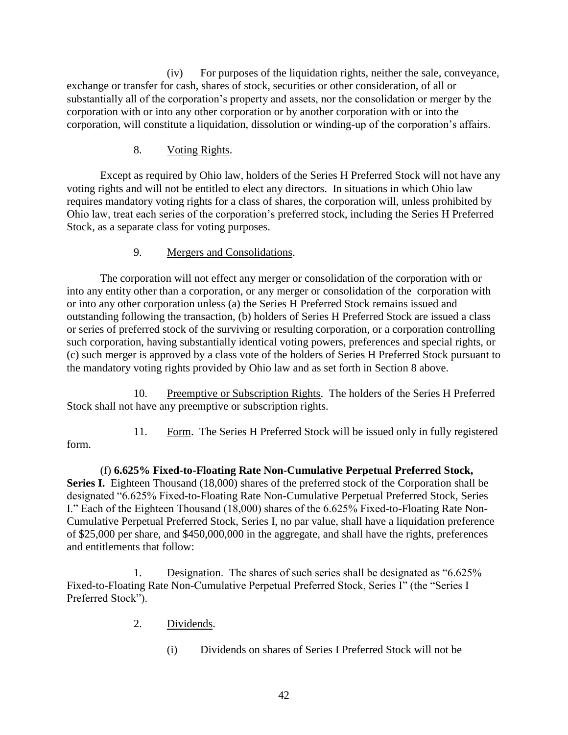(iv) For purposes of the liquidation rights, neither the sale, conveyance, exchange or transfer for cash, shares of stock, securities or other consideration, of all or substantially all of the corporation's property and assets, nor the consolidation or merger by the corporation with or into any other corporation or by another corporation with or into the corporation, will constitute a liquidation, dissolution or winding-up of the corporation's affairs.

8. Voting Rights.

Except as required by Ohio law, holders of the Series H Preferred Stock will not have any voting rights and will not be entitled to elect any directors. In situations in which Ohio law requires mandatory voting rights for a class of shares, the corporation will, unless prohibited by Ohio law, treat each series of the corporation's preferred stock, including the Series H Preferred Stock, as a separate class for voting purposes.

9. Mergers and Consolidations.

The corporation will not effect any merger or consolidation of the corporation with or into any entity other than a corporation, or any merger or consolidation of the corporation with or into any other corporation unless (a) the Series H Preferred Stock remains issued and outstanding following the transaction, (b) holders of Series H Preferred Stock are issued a class or series of preferred stock of the surviving or resulting corporation, or a corporation controlling such corporation, having substantially identical voting powers, preferences and special rights, or (c) such merger is approved by a class vote of the holders of Series H Preferred Stock pursuant to the mandatory voting rights provided by Ohio law and as set forth in Section 8 above.

10. Preemptive or Subscription Rights. The holders of the Series H Preferred Stock shall not have any preemptive or subscription rights.

11. Form. The Series H Preferred Stock will be issued only in fully registered form.

(f) **6.625% Fixed-to-Floating Rate Non-Cumulative Perpetual Preferred Stock, Series I.** Eighteen Thousand (18,000) shares of the preferred stock of the Corporation shall be designated "6.625% Fixed-to-Floating Rate Non-Cumulative Perpetual Preferred Stock, Series I." Each of the Eighteen Thousand (18,000) shares of the 6.625% Fixed-to-Floating Rate Non-Cumulative Perpetual Preferred Stock, Series I, no par value, shall have a liquidation preference of $25,000 per share, and $450,000,000 in the aggregate, and shall have the rights, preferences and entitlements that follow:

1. Designation. The shares of such series shall be designated as "6.625% Fixed-to-Floating Rate Non-Cumulative Perpetual Preferred Stock, Series I" (the "Series I Preferred Stock").

2. Dividends.

(i) Dividends on shares of Series I Preferred Stock will not be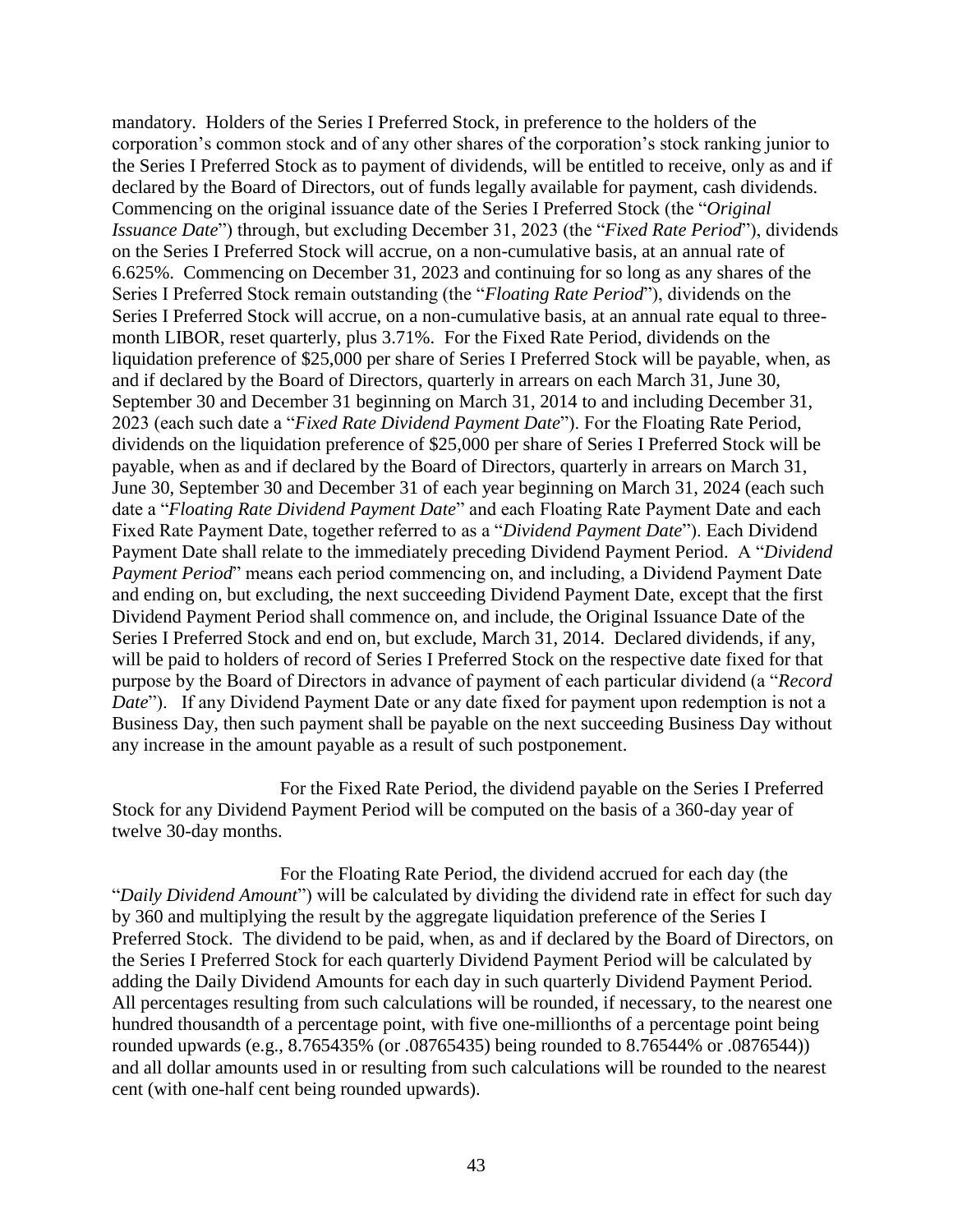mandatory. Holders of the Series I Preferred Stock, in preference to the holders of the corporation's common stock and of any other shares of the corporation's stock ranking junior to the Series I Preferred Stock as to payment of dividends, will be entitled to receive, only as and if declared by the Board of Directors, out of funds legally available for payment, cash dividends. Commencing on the original issuance date of the Series I Preferred Stock (the "*Original Issuance Date*") through, but excluding December 31, 2023 (the "*Fixed Rate Period*"), dividends on the Series I Preferred Stock will accrue, on a non-cumulative basis, at an annual rate of 6.625%. Commencing on December 31, 2023 and continuing for so long as any shares of the Series I Preferred Stock remain outstanding (the "*Floating Rate Period*"), dividends on the Series I Preferred Stock will accrue, on a non-cumulative basis, at an annual rate equal to three-month LIBOR, reset quarterly, plus 3.71%. For the Fixed Rate Period, dividends on the liquidation preference of $25,000 per share of Series I Preferred Stock will be payable, when, as and if declared by the Board of Directors, quarterly in arrears on each March 31, June 30, September 30 and December 31 beginning on March 31, 2014 to and including December 31, 2023 (each such date a "*Fixed Rate Dividend Payment Date*"). For the Floating Rate Period, dividends on the liquidation preference of $25,000 per share of Series I Preferred Stock will be payable, when as and if declared by the Board of Directors, quarterly in arrears on March 31, June 30, September 30 and December 31 of each year beginning on March 31, 2024 (each such date a "*Floating Rate Dividend Payment Date*" and each Floating Rate Payment Date and each Fixed Rate Payment Date, together referred to as a "*Dividend Payment Date*"). Each Dividend Payment Date shall relate to the immediately preceding Dividend Payment Period. A "*Dividend Payment Period*" means each period commencing on, and including, a Dividend Payment Date and ending on, but excluding, the next succeeding Dividend Payment Date, except that the first Dividend Payment Period shall commence on, and include, the Original Issuance Date of the Series I Preferred Stock and end on, but exclude, March 31, 2014. Declared dividends, if any, will be paid to holders of record of Series I Preferred Stock on the respective date fixed for that purpose by the Board of Directors in advance of payment of each particular dividend (a "*Record Date*"). If any Dividend Payment Date or any date fixed for payment upon redemption is not a Business Day, then such payment shall be payable on the next succeeding Business Day without any increase in the amount payable as a result of such postponement.

For the Fixed Rate Period, the dividend payable on the Series I Preferred Stock for any Dividend Payment Period will be computed on the basis of a 360-day year of twelve 30-day months.

For the Floating Rate Period, the dividend accrued for each day (the "*Daily Dividend Amount*") will be calculated by dividing the dividend rate in effect for such day by 360 and multiplying the result by the aggregate liquidation preference of the Series I Preferred Stock. The dividend to be paid, when, as and if declared by the Board of Directors, on the Series I Preferred Stock for each quarterly Dividend Payment Period will be calculated by adding the Daily Dividend Amounts for each day in such quarterly Dividend Payment Period. All percentages resulting from such calculations will be rounded, if necessary, to the nearest one hundred thousandth of a percentage point, with five one-millionths of a percentage point being rounded upwards (e.g., 8.765435% (or .08765435) being rounded to 8.76544% or .0876544)) and all dollar amounts used in or resulting from such calculations will be rounded to the nearest cent (with one-half cent being rounded upwards).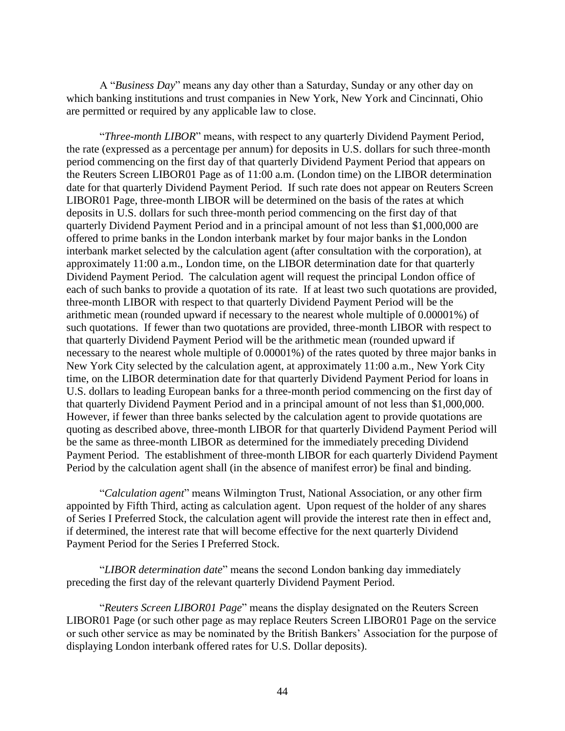A "*Business Day*" means any day other than a Saturday, Sunday or any other day on which banking institutions and trust companies in New York, New York and Cincinnati, Ohio are permitted or required by any applicable law to close.

"*Three-month LIBOR*" means, with respect to any quarterly Dividend Payment Period, the rate (expressed as a percentage per annum) for deposits in U.S. dollars for such three-month period commencing on the first day of that quarterly Dividend Payment Period that appears on the Reuters Screen LIBOR01 Page as of 11:00 a.m. (London time) on the LIBOR determination date for that quarterly Dividend Payment Period. If such rate does not appear on Reuters Screen LIBOR01 Page, three-month LIBOR will be determined on the basis of the rates at which deposits in U.S. dollars for such three-month period commencing on the first day of that quarterly Dividend Payment Period and in a principal amount of not less than $1,000,000 are offered to prime banks in the London interbank market by four major banks in the London interbank market selected by the calculation agent (after consultation with the corporation), at approximately 11:00 a.m., London time, on the LIBOR determination date for that quarterly Dividend Payment Period. The calculation agent will request the principal London office of each of such banks to provide a quotation of its rate. If at least two such quotations are provided, three-month LIBOR with respect to that quarterly Dividend Payment Period will be the arithmetic mean (rounded upward if necessary to the nearest whole multiple of 0.00001%) of such quotations. If fewer than two quotations are provided, three-month LIBOR with respect to that quarterly Dividend Payment Period will be the arithmetic mean (rounded upward if necessary to the nearest whole multiple of 0.00001%) of the rates quoted by three major banks in New York City selected by the calculation agent, at approximately 11:00 a.m., New York City time, on the LIBOR determination date for that quarterly Dividend Payment Period for loans in U.S. dollars to leading European banks for a three-month period commencing on the first day of that quarterly Dividend Payment Period and in a principal amount of not less than $1,000,000. However, if fewer than three banks selected by the calculation agent to provide quotations are quoting as described above, three-month LIBOR for that quarterly Dividend Payment Period will be the same as three-month LIBOR as determined for the immediately preceding Dividend Payment Period. The establishment of three-month LIBOR for each quarterly Dividend Payment Period by the calculation agent shall (in the absence of manifest error) be final and binding.

"*Calculation agent*" means Wilmington Trust, National Association, or any other firm appointed by Fifth Third, acting as calculation agent. Upon request of the holder of any shares of Series I Preferred Stock, the calculation agent will provide the interest rate then in effect and, if determined, the interest rate that will become effective for the next quarterly Dividend Payment Period for the Series I Preferred Stock.

"*LIBOR determination date*" means the second London banking day immediately preceding the first day of the relevant quarterly Dividend Payment Period.

"*Reuters Screen LIBOR01 Page*" means the display designated on the Reuters Screen LIBOR01 Page (or such other page as may replace Reuters Screen LIBOR01 Page on the service or such other service as may be nominated by the British Bankers' Association for the purpose of displaying London interbank offered rates for U.S. Dollar deposits).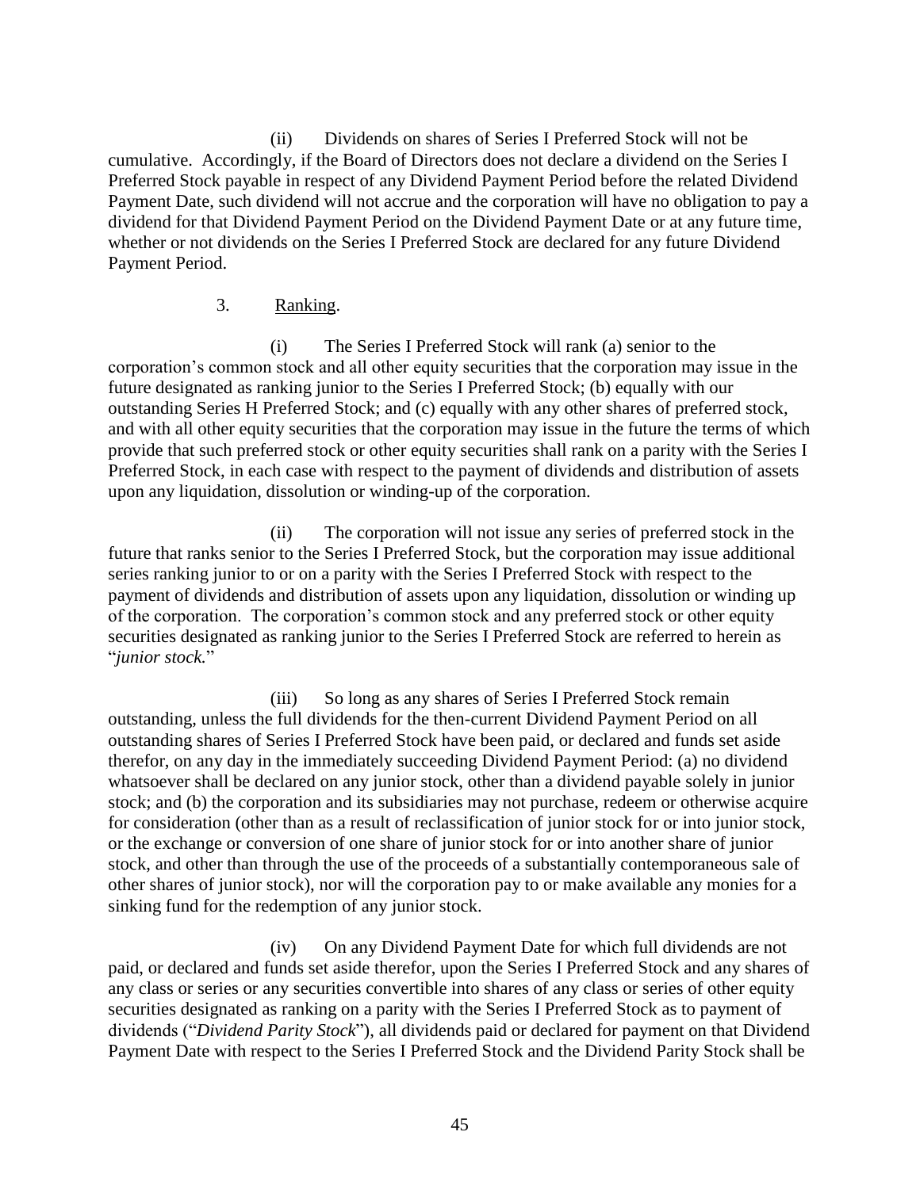(ii) Dividends on shares of Series I Preferred Stock will not be cumulative. Accordingly, if the Board of Directors does not declare a dividend on the Series I Preferred Stock payable in respect of any Dividend Payment Period before the related Dividend Payment Date, such dividend will not accrue and the corporation will have no obligation to pay a dividend for that Dividend Payment Period on the Dividend Payment Date or at any future time, whether or not dividends on the Series I Preferred Stock are declared for any future Dividend Payment Period.

3. Ranking.

(i) The Series I Preferred Stock will rank (a) senior to the corporation's common stock and all other equity securities that the corporation may issue in the future designated as ranking junior to the Series I Preferred Stock; (b) equally with our outstanding Series H Preferred Stock; and (c) equally with any other shares of preferred stock, and with all other equity securities that the corporation may issue in the future the terms of which provide that such preferred stock or other equity securities shall rank on a parity with the Series I Preferred Stock, in each case with respect to the payment of dividends and distribution of assets upon any liquidation, dissolution or winding-up of the corporation.

(ii) The corporation will not issue any series of preferred stock in the future that ranks senior to the Series I Preferred Stock, but the corporation may issue additional series ranking junior to or on a parity with the Series I Preferred Stock with respect to the payment of dividends and distribution of assets upon any liquidation, dissolution or winding up of the corporation. The corporation's common stock and any preferred stock or other equity securities designated as ranking junior to the Series I Preferred Stock are referred to herein as "*junior stock.*"

(iii) So long as any shares of Series I Preferred Stock remain outstanding, unless the full dividends for the then-current Dividend Payment Period on all outstanding shares of Series I Preferred Stock have been paid, or declared and funds set aside therefor, on any day in the immediately succeeding Dividend Payment Period: (a) no dividend whatsoever shall be declared on any junior stock, other than a dividend payable solely in junior stock; and (b) the corporation and its subsidiaries may not purchase, redeem or otherwise acquire for consideration (other than as a result of reclassification of junior stock for or into junior stock, or the exchange or conversion of one share of junior stock for or into another share of junior stock, and other than through the use of the proceeds of a substantially contemporaneous sale of other shares of junior stock), nor will the corporation pay to or make available any monies for a sinking fund for the redemption of any junior stock.

(iv) On any Dividend Payment Date for which full dividends are not paid, or declared and funds set aside therefor, upon the Series I Preferred Stock and any shares of any class or series or any securities convertible into shares of any class or series of other equity securities designated as ranking on a parity with the Series I Preferred Stock as to payment of dividends ("*Dividend Parity Stock*"), all dividends paid or declared for payment on that Dividend Payment Date with respect to the Series I Preferred Stock and the Dividend Parity Stock shall be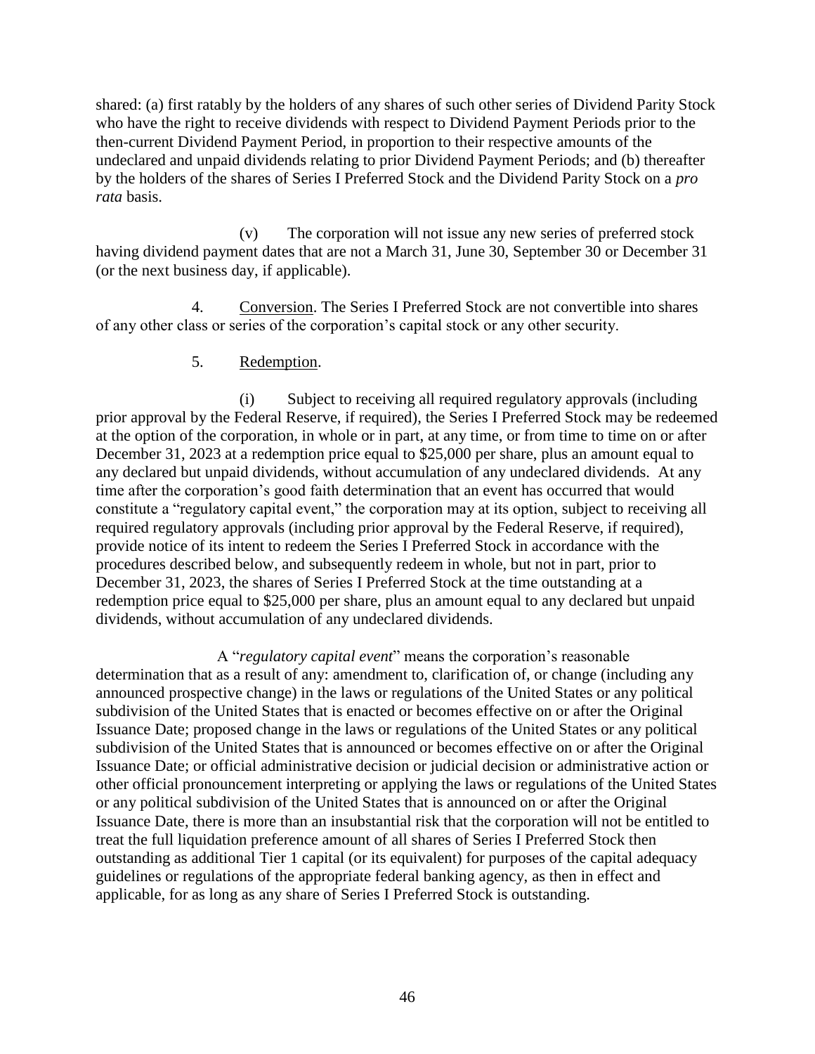shared: (a) first ratably by the holders of any shares of such other series of Dividend Parity Stock who have the right to receive dividends with respect to Dividend Payment Periods prior to the then-current Dividend Payment Period, in proportion to their respective amounts of the undeclared and unpaid dividends relating to prior Dividend Payment Periods; and (b) thereafter by the holders of the shares of Series I Preferred Stock and the Dividend Parity Stock on a *pro rata* basis.

(v) The corporation will not issue any new series of preferred stock having dividend payment dates that are not a March 31, June 30, September 30 or December 31 (or the next business day, if applicable).

4. Conversion. The Series I Preferred Stock are not convertible into shares of any other class or series of the corporation's capital stock or any other security.

5. Redemption.

(i) Subject to receiving all required regulatory approvals (including prior approval by the Federal Reserve, if required), the Series I Preferred Stock may be redeemed at the option of the corporation, in whole or in part, at any time, or from time to time on or after December 31, 2023 at a redemption price equal to $25,000 per share, plus an amount equal to any declared but unpaid dividends, without accumulation of any undeclared dividends. At any time after the corporation's good faith determination that an event has occurred that would constitute a "regulatory capital event," the corporation may at its option, subject to receiving all required regulatory approvals (including prior approval by the Federal Reserve, if required), provide notice of its intent to redeem the Series I Preferred Stock in accordance with the procedures described below, and subsequently redeem in whole, but not in part, prior to December 31, 2023, the shares of Series I Preferred Stock at the time outstanding at a redemption price equal to $25,000 per share, plus an amount equal to any declared but unpaid dividends, without accumulation of any undeclared dividends.

A "*regulatory capital event*" means the corporation's reasonable determination that as a result of any: amendment to, clarification of, or change (including any announced prospective change) in the laws or regulations of the United States or any political subdivision of the United States that is enacted or becomes effective on or after the Original Issuance Date; proposed change in the laws or regulations of the United States or any political subdivision of the United States that is announced or becomes effective on or after the Original Issuance Date; or official administrative decision or judicial decision or administrative action or other official pronouncement interpreting or applying the laws or regulations of the United States or any political subdivision of the United States that is announced on or after the Original Issuance Date, there is more than an insubstantial risk that the corporation will not be entitled to treat the full liquidation preference amount of all shares of Series I Preferred Stock then outstanding as additional Tier 1 capital (or its equivalent) for purposes of the capital adequacy guidelines or regulations of the appropriate federal banking agency, as then in effect and applicable, for as long as any share of Series I Preferred Stock is outstanding.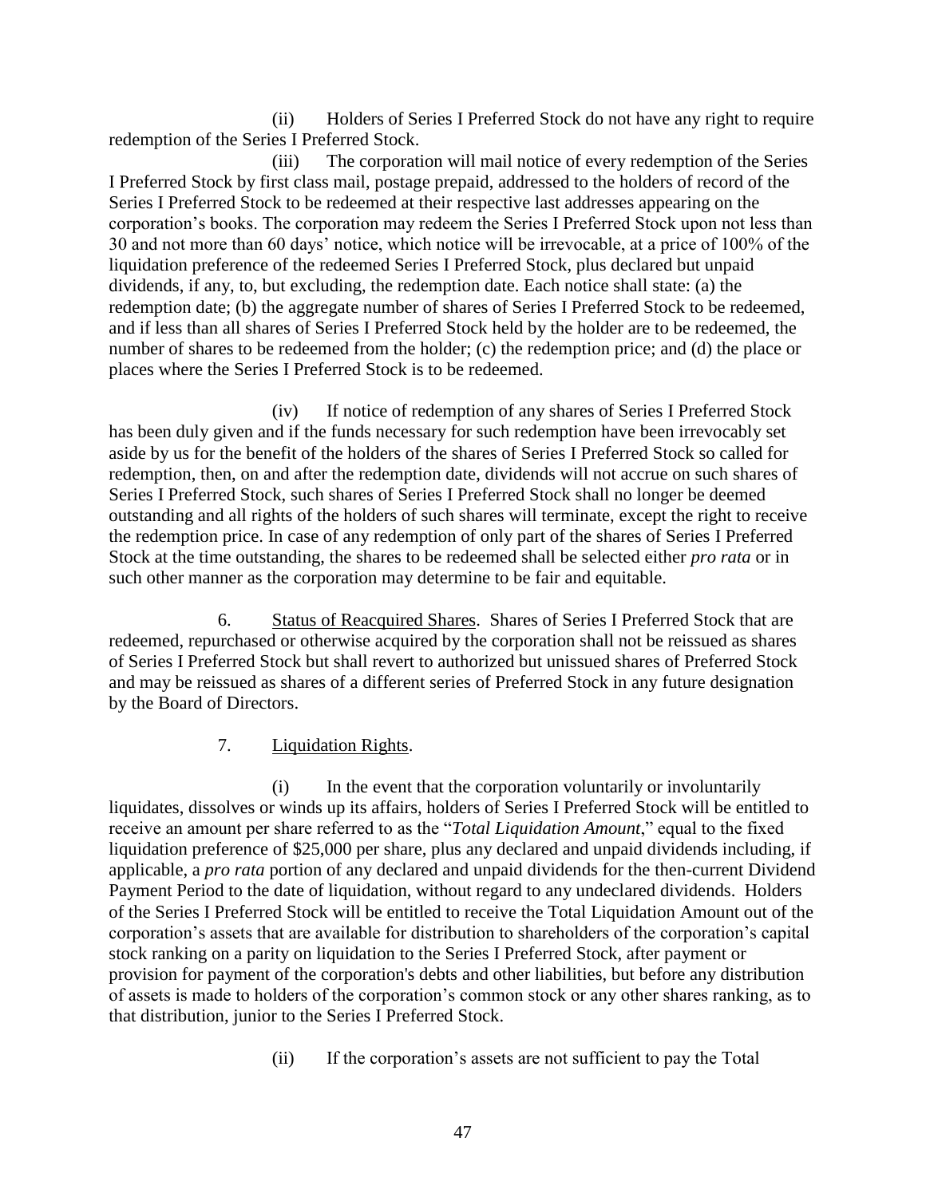(ii) Holders of Series I Preferred Stock do not have any right to require redemption of the Series I Preferred Stock.

(iii) The corporation will mail notice of every redemption of the Series I Preferred Stock by first class mail, postage prepaid, addressed to the holders of record of the Series I Preferred Stock to be redeemed at their respective last addresses appearing on the corporation's books. The corporation may redeem the Series I Preferred Stock upon not less than 30 and not more than 60 days' notice, which notice will be irrevocable, at a price of 100% of the liquidation preference of the redeemed Series I Preferred Stock, plus declared but unpaid dividends, if any, to, but excluding, the redemption date. Each notice shall state: (a) the redemption date; (b) the aggregate number of shares of Series I Preferred Stock to be redeemed, and if less than all shares of Series I Preferred Stock held by the holder are to be redeemed, the number of shares to be redeemed from the holder; (c) the redemption price; and (d) the place or places where the Series I Preferred Stock is to be redeemed.

(iv) If notice of redemption of any shares of Series I Preferred Stock has been duly given and if the funds necessary for such redemption have been irrevocably set aside by us for the benefit of the holders of the shares of Series I Preferred Stock so called for redemption, then, on and after the redemption date, dividends will not accrue on such shares of Series I Preferred Stock, such shares of Series I Preferred Stock shall no longer be deemed outstanding and all rights of the holders of such shares will terminate, except the right to receive the redemption price. In case of any redemption of only part of the shares of Series I Preferred Stock at the time outstanding, the shares to be redeemed shall be selected either *pro rata* or in such other manner as the corporation may determine to be fair and equitable.

6. Status of Reacquired Shares. Shares of Series I Preferred Stock that are redeemed, repurchased or otherwise acquired by the corporation shall not be reissued as shares of Series I Preferred Stock but shall revert to authorized but unissued shares of Preferred Stock and may be reissued as shares of a different series of Preferred Stock in any future designation by the Board of Directors.

7. Liquidation Rights.

(i) In the event that the corporation voluntarily or involuntarily liquidates, dissolves or winds up its affairs, holders of Series I Preferred Stock will be entitled to receive an amount per share referred to as the "*Total Liquidation Amount*," equal to the fixed liquidation preference of $25,000 per share, plus any declared and unpaid dividends including, if applicable, a *pro rata* portion of any declared and unpaid dividends for the then-current Dividend Payment Period to the date of liquidation, without regard to any undeclared dividends. Holders of the Series I Preferred Stock will be entitled to receive the Total Liquidation Amount out of the corporation's assets that are available for distribution to shareholders of the corporation's capital stock ranking on a parity on liquidation to the Series I Preferred Stock, after payment or provision for payment of the corporation's debts and other liabilities, but before any distribution of assets is made to holders of the corporation's common stock or any other shares ranking, as to that distribution, junior to the Series I Preferred Stock.

(ii) If the corporation's assets are not sufficient to pay the Total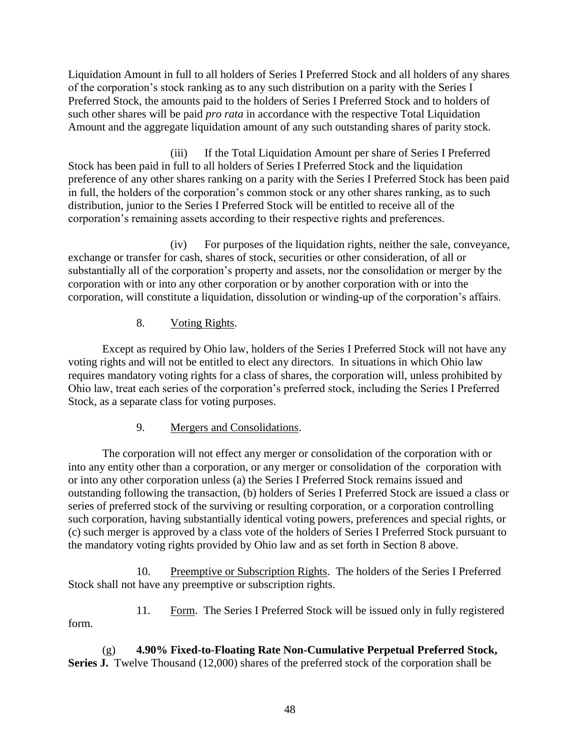Liquidation Amount in full to all holders of Series I Preferred Stock and all holders of any shares of the corporation's stock ranking as to any such distribution on a parity with the Series I Preferred Stock, the amounts paid to the holders of Series I Preferred Stock and to holders of such other shares will be paid *pro rata* in accordance with the respective Total Liquidation Amount and the aggregate liquidation amount of any such outstanding shares of parity stock.

(iii) If the Total Liquidation Amount per share of Series I Preferred Stock has been paid in full to all holders of Series I Preferred Stock and the liquidation preference of any other shares ranking on a parity with the Series I Preferred Stock has been paid in full, the holders of the corporation's common stock or any other shares ranking, as to such distribution, junior to the Series I Preferred Stock will be entitled to receive all of the corporation's remaining assets according to their respective rights and preferences.

(iv) For purposes of the liquidation rights, neither the sale, conveyance, exchange or transfer for cash, shares of stock, securities or other consideration, of all or substantially all of the corporation's property and assets, nor the consolidation or merger by the corporation with or into any other corporation or by another corporation with or into the corporation, will constitute a liquidation, dissolution or winding-up of the corporation's affairs.

8. Voting Rights.

Except as required by Ohio law, holders of the Series I Preferred Stock will not have any voting rights and will not be entitled to elect any directors. In situations in which Ohio law requires mandatory voting rights for a class of shares, the corporation will, unless prohibited by Ohio law, treat each series of the corporation's preferred stock, including the Series I Preferred Stock, as a separate class for voting purposes.

9. Mergers and Consolidations.

The corporation will not effect any merger or consolidation of the corporation with or into any entity other than a corporation, or any merger or consolidation of the corporation with or into any other corporation unless (a) the Series I Preferred Stock remains issued and outstanding following the transaction, (b) holders of Series I Preferred Stock are issued a class or series of preferred stock of the surviving or resulting corporation, or a corporation controlling such corporation, having substantially identical voting powers, preferences and special rights, or (c) such merger is approved by a class vote of the holders of Series I Preferred Stock pursuant to the mandatory voting rights provided by Ohio law and as set forth in Section 8 above.

10. Preemptive or Subscription Rights. The holders of the Series I Preferred Stock shall not have any preemptive or subscription rights.

11. Form. The Series I Preferred Stock will be issued only in fully registered form.

(g) **4.90% Fixed-to-Floating Rate Non-Cumulative Perpetual Preferred Stock, Series J.** Twelve Thousand (12,000) shares of the preferred stock of the corporation shall be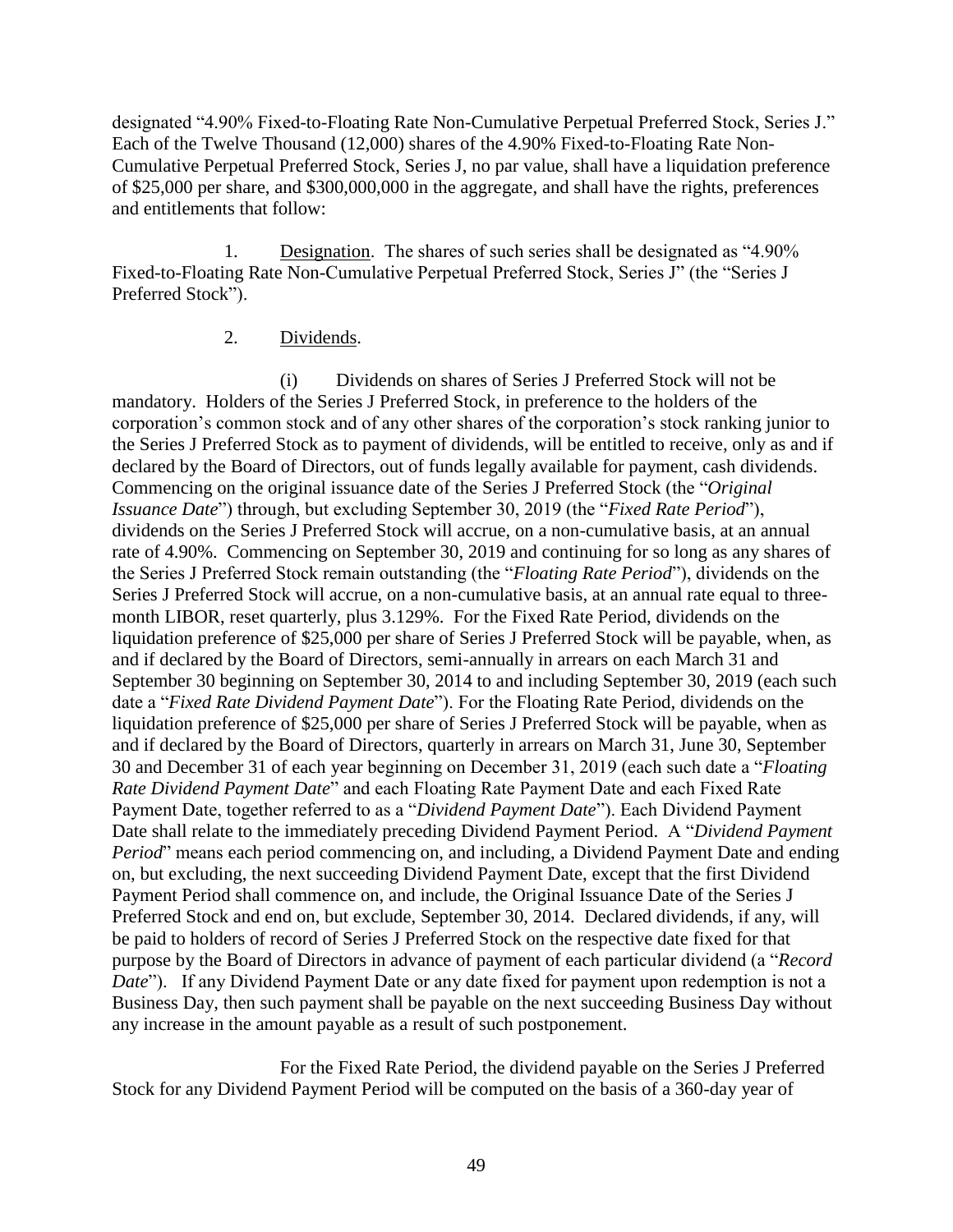designated "4.90% Fixed-to-Floating Rate Non-Cumulative Perpetual Preferred Stock, Series J." Each of the Twelve Thousand (12,000) shares of the 4.90% Fixed-to-Floating Rate Non-Cumulative Perpetual Preferred Stock, Series J, no par value, shall have a liquidation preference of $25,000 per share, and $300,000,000 in the aggregate, and shall have the rights, preferences and entitlements that follow:

1. Designation. The shares of such series shall be designated as "4.90% Fixed-to-Floating Rate Non-Cumulative Perpetual Preferred Stock, Series J" (the "Series J Preferred Stock").

2. Dividends.

(i) Dividends on shares of Series J Preferred Stock will not be mandatory. Holders of the Series J Preferred Stock, in preference to the holders of the corporation's common stock and of any other shares of the corporation's stock ranking junior to the Series J Preferred Stock as to payment of dividends, will be entitled to receive, only as and if declared by the Board of Directors, out of funds legally available for payment, cash dividends. Commencing on the original issuance date of the Series J Preferred Stock (the "*Original Issuance Date*") through, but excluding September 30, 2019 (the "*Fixed Rate Period*"), dividends on the Series J Preferred Stock will accrue, on a non-cumulative basis, at an annual rate of 4.90%. Commencing on September 30, 2019 and continuing for so long as any shares of the Series J Preferred Stock remain outstanding (the "*Floating Rate Period*"), dividends on the Series J Preferred Stock will accrue, on a non-cumulative basis, at an annual rate equal to three-month LIBOR, reset quarterly, plus 3.129%. For the Fixed Rate Period, dividends on the liquidation preference of $25,000 per share of Series J Preferred Stock will be payable, when, as and if declared by the Board of Directors, semi-annually in arrears on each March 31 and September 30 beginning on September 30, 2014 to and including September 30, 2019 (each such date a "*Fixed Rate Dividend Payment Date*"). For the Floating Rate Period, dividends on the liquidation preference of $25,000 per share of Series J Preferred Stock will be payable, when as and if declared by the Board of Directors, quarterly in arrears on March 31, June 30, September 30 and December 31 of each year beginning on December 31, 2019 (each such date a "*Floating Rate Dividend Payment Date*" and each Floating Rate Payment Date and each Fixed Rate Payment Date, together referred to as a "*Dividend Payment Date*"). Each Dividend Payment Date shall relate to the immediately preceding Dividend Payment Period. A "*Dividend Payment Period*" means each period commencing on, and including, a Dividend Payment Date and ending on, but excluding, the next succeeding Dividend Payment Date, except that the first Dividend Payment Period shall commence on, and include, the Original Issuance Date of the Series J Preferred Stock and end on, but exclude, September 30, 2014. Declared dividends, if any, will be paid to holders of record of Series J Preferred Stock on the respective date fixed for that purpose by the Board of Directors in advance of payment of each particular dividend (a "*Record Date*"). If any Dividend Payment Date or any date fixed for payment upon redemption is not a Business Day, then such payment shall be payable on the next succeeding Business Day without any increase in the amount payable as a result of such postponement.

For the Fixed Rate Period, the dividend payable on the Series J Preferred Stock for any Dividend Payment Period will be computed on the basis of a 360-day year of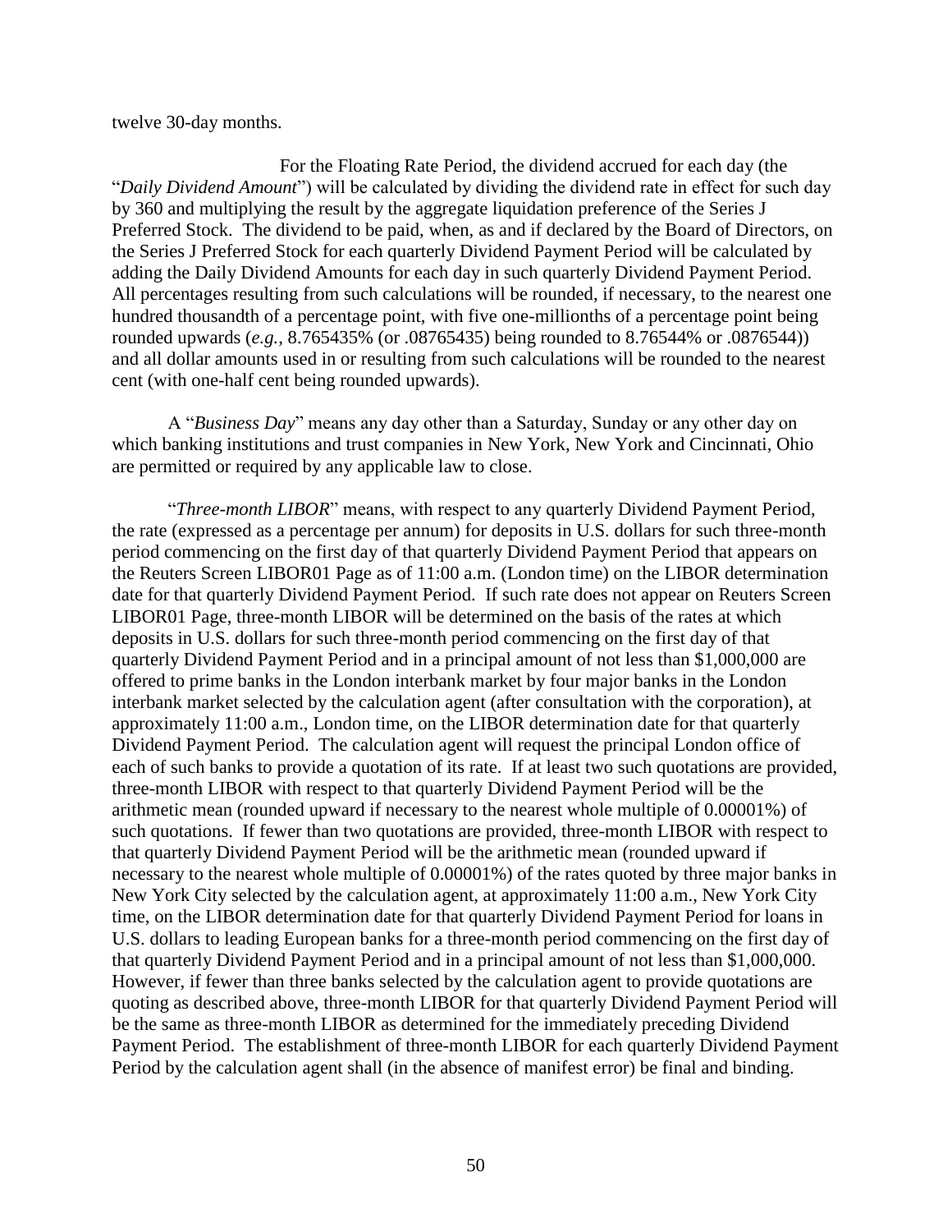twelve 30-day months.

For the Floating Rate Period, the dividend accrued for each day (the "*Daily Dividend Amount*") will be calculated by dividing the dividend rate in effect for such day by 360 and multiplying the result by the aggregate liquidation preference of the Series J Preferred Stock. The dividend to be paid, when, as and if declared by the Board of Directors, on the Series J Preferred Stock for each quarterly Dividend Payment Period will be calculated by adding the Daily Dividend Amounts for each day in such quarterly Dividend Payment Period. All percentages resulting from such calculations will be rounded, if necessary, to the nearest one hundred thousandth of a percentage point, with five one-millionths of a percentage point being rounded upwards (*e.g.*, 8.765435% (or .08765435) being rounded to 8.76544% or .0876544)) and all dollar amounts used in or resulting from such calculations will be rounded to the nearest cent (with one-half cent being rounded upwards).

A "*Business Day*" means any day other than a Saturday, Sunday or any other day on which banking institutions and trust companies in New York, New York and Cincinnati, Ohio are permitted or required by any applicable law to close.

"*Three-month LIBOR*" means, with respect to any quarterly Dividend Payment Period, the rate (expressed as a percentage per annum) for deposits in U.S. dollars for such three-month period commencing on the first day of that quarterly Dividend Payment Period that appears on the Reuters Screen LIBOR01 Page as of 11:00 a.m. (London time) on the LIBOR determination date for that quarterly Dividend Payment Period. If such rate does not appear on Reuters Screen LIBOR01 Page, three-month LIBOR will be determined on the basis of the rates at which deposits in U.S. dollars for such three-month period commencing on the first day of that quarterly Dividend Payment Period and in a principal amount of not less than $1,000,000 are offered to prime banks in the London interbank market by four major banks in the London interbank market selected by the calculation agent (after consultation with the corporation), at approximately 11:00 a.m., London time, on the LIBOR determination date for that quarterly Dividend Payment Period. The calculation agent will request the principal London office of each of such banks to provide a quotation of its rate. If at least two such quotations are provided, three-month LIBOR with respect to that quarterly Dividend Payment Period will be the arithmetic mean (rounded upward if necessary to the nearest whole multiple of 0.00001%) of such quotations. If fewer than two quotations are provided, three-month LIBOR with respect to that quarterly Dividend Payment Period will be the arithmetic mean (rounded upward if necessary to the nearest whole multiple of 0.00001%) of the rates quoted by three major banks in New York City selected by the calculation agent, at approximately 11:00 a.m., New York City time, on the LIBOR determination date for that quarterly Dividend Payment Period for loans in U.S. dollars to leading European banks for a three-month period commencing on the first day of that quarterly Dividend Payment Period and in a principal amount of not less than $1,000,000. However, if fewer than three banks selected by the calculation agent to provide quotations are quoting as described above, three-month LIBOR for that quarterly Dividend Payment Period will be the same as three-month LIBOR as determined for the immediately preceding Dividend Payment Period. The establishment of three-month LIBOR for each quarterly Dividend Payment Period by the calculation agent shall (in the absence of manifest error) be final and binding.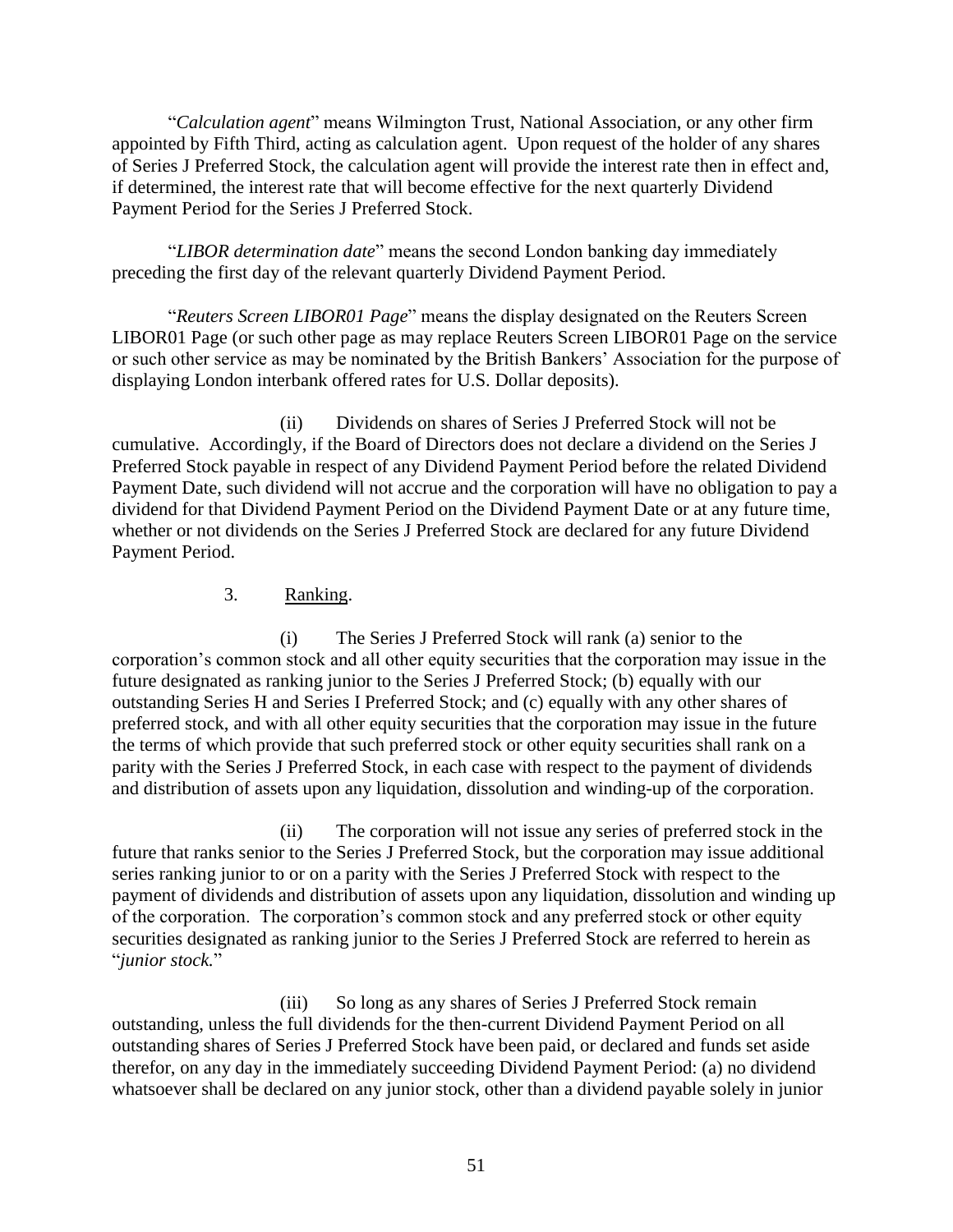"*Calculation agent*" means Wilmington Trust, National Association, or any other firm appointed by Fifth Third, acting as calculation agent. Upon request of the holder of any shares of Series J Preferred Stock, the calculation agent will provide the interest rate then in effect and, if determined, the interest rate that will become effective for the next quarterly Dividend Payment Period for the Series J Preferred Stock.

"*LIBOR determination date*" means the second London banking day immediately preceding the first day of the relevant quarterly Dividend Payment Period.

"*Reuters Screen LIBOR01 Page*" means the display designated on the Reuters Screen LIBOR01 Page (or such other page as may replace Reuters Screen LIBOR01 Page on the service or such other service as may be nominated by the British Bankers' Association for the purpose of displaying London interbank offered rates for U.S. Dollar deposits).

(ii) Dividends on shares of Series J Preferred Stock will not be cumulative. Accordingly, if the Board of Directors does not declare a dividend on the Series J Preferred Stock payable in respect of any Dividend Payment Period before the related Dividend Payment Date, such dividend will not accrue and the corporation will have no obligation to pay a dividend for that Dividend Payment Period on the Dividend Payment Date or at any future time, whether or not dividends on the Series J Preferred Stock are declared for any future Dividend Payment Period.

3. Ranking.

(i) The Series J Preferred Stock will rank (a) senior to the corporation's common stock and all other equity securities that the corporation may issue in the future designated as ranking junior to the Series J Preferred Stock; (b) equally with our outstanding Series H and Series I Preferred Stock; and (c) equally with any other shares of preferred stock, and with all other equity securities that the corporation may issue in the future the terms of which provide that such preferred stock or other equity securities shall rank on a parity with the Series J Preferred Stock, in each case with respect to the payment of dividends and distribution of assets upon any liquidation, dissolution and winding-up of the corporation.

(ii) The corporation will not issue any series of preferred stock in the future that ranks senior to the Series J Preferred Stock, but the corporation may issue additional series ranking junior to or on a parity with the Series J Preferred Stock with respect to the payment of dividends and distribution of assets upon any liquidation, dissolution and winding up of the corporation. The corporation's common stock and any preferred stock or other equity securities designated as ranking junior to the Series J Preferred Stock are referred to herein as "*junior stock.*"

(iii) So long as any shares of Series J Preferred Stock remain outstanding, unless the full dividends for the then-current Dividend Payment Period on all outstanding shares of Series J Preferred Stock have been paid, or declared and funds set aside therefor, on any day in the immediately succeeding Dividend Payment Period: (a) no dividend whatsoever shall be declared on any junior stock, other than a dividend payable solely in junior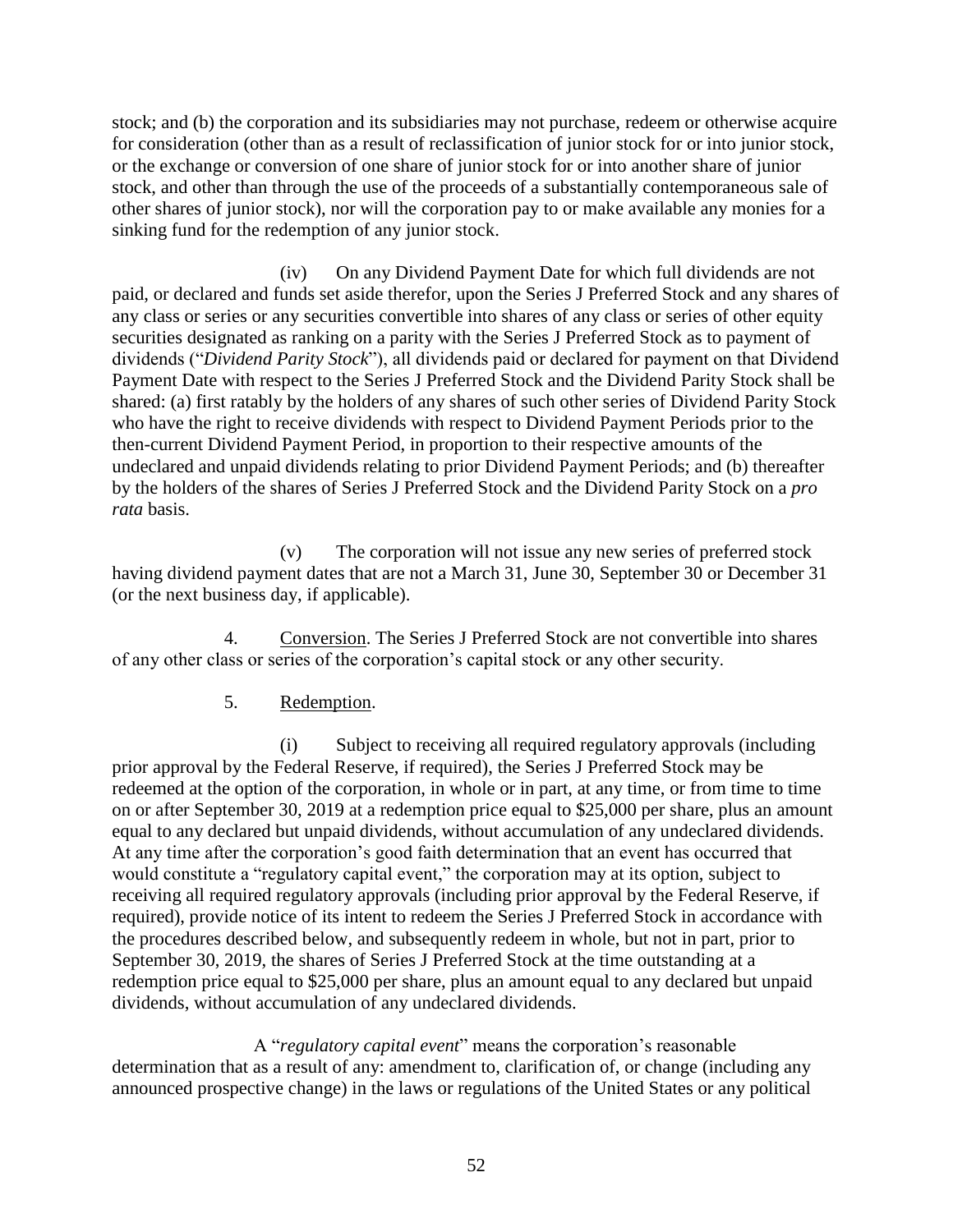stock; and (b) the corporation and its subsidiaries may not purchase, redeem or otherwise acquire for consideration (other than as a result of reclassification of junior stock for or into junior stock, or the exchange or conversion of one share of junior stock for or into another share of junior stock, and other than through the use of the proceeds of a substantially contemporaneous sale of other shares of junior stock), nor will the corporation pay to or make available any monies for a sinking fund for the redemption of any junior stock.

(iv) On any Dividend Payment Date for which full dividends are not paid, or declared and funds set aside therefor, upon the Series J Preferred Stock and any shares of any class or series or any securities convertible into shares of any class or series of other equity securities designated as ranking on a parity with the Series J Preferred Stock as to payment of dividends ("*Dividend Parity Stock*"), all dividends paid or declared for payment on that Dividend Payment Date with respect to the Series J Preferred Stock and the Dividend Parity Stock shall be shared: (a) first ratably by the holders of any shares of such other series of Dividend Parity Stock who have the right to receive dividends with respect to Dividend Payment Periods prior to the then-current Dividend Payment Period, in proportion to their respective amounts of the undeclared and unpaid dividends relating to prior Dividend Payment Periods; and (b) thereafter by the holders of the shares of Series J Preferred Stock and the Dividend Parity Stock on a *pro rata* basis.

(v) The corporation will not issue any new series of preferred stock having dividend payment dates that are not a March 31, June 30, September 30 or December 31 (or the next business day, if applicable).

4. Conversion. The Series J Preferred Stock are not convertible into shares of any other class or series of the corporation's capital stock or any other security.

5. Redemption.

(i) Subject to receiving all required regulatory approvals (including prior approval by the Federal Reserve, if required), the Series J Preferred Stock may be redeemed at the option of the corporation, in whole or in part, at any time, or from time to time on or after September 30, 2019 at a redemption price equal to $25,000 per share, plus an amount equal to any declared but unpaid dividends, without accumulation of any undeclared dividends. At any time after the corporation's good faith determination that an event has occurred that would constitute a "regulatory capital event," the corporation may at its option, subject to receiving all required regulatory approvals (including prior approval by the Federal Reserve, if required), provide notice of its intent to redeem the Series J Preferred Stock in accordance with the procedures described below, and subsequently redeem in whole, but not in part, prior to September 30, 2019, the shares of Series J Preferred Stock at the time outstanding at a redemption price equal to $25,000 per share, plus an amount equal to any declared but unpaid dividends, without accumulation of any undeclared dividends.

A "*regulatory capital event*" means the corporation's reasonable determination that as a result of any: amendment to, clarification of, or change (including any announced prospective change) in the laws or regulations of the United States or any political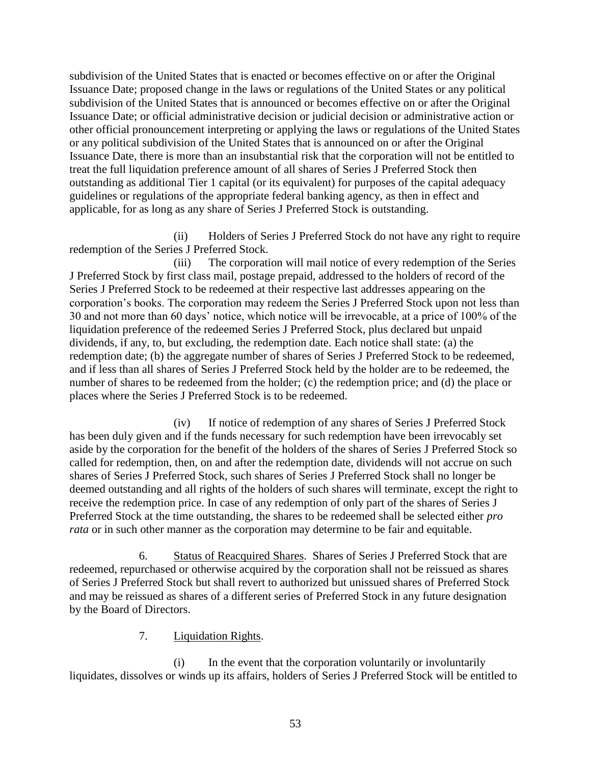subdivision of the United States that is enacted or becomes effective on or after the Original Issuance Date; proposed change in the laws or regulations of the United States or any political subdivision of the United States that is announced or becomes effective on or after the Original Issuance Date; or official administrative decision or judicial decision or administrative action or other official pronouncement interpreting or applying the laws or regulations of the United States or any political subdivision of the United States that is announced on or after the Original Issuance Date, there is more than an insubstantial risk that the corporation will not be entitled to treat the full liquidation preference amount of all shares of Series J Preferred Stock then outstanding as additional Tier 1 capital (or its equivalent) for purposes of the capital adequacy guidelines or regulations of the appropriate federal banking agency, as then in effect and applicable, for as long as any share of Series J Preferred Stock is outstanding.

(ii) Holders of Series J Preferred Stock do not have any right to require redemption of the Series J Preferred Stock.

(iii) The corporation will mail notice of every redemption of the Series J Preferred Stock by first class mail, postage prepaid, addressed to the holders of record of the Series J Preferred Stock to be redeemed at their respective last addresses appearing on the corporation's books. The corporation may redeem the Series J Preferred Stock upon not less than 30 and not more than 60 days' notice, which notice will be irrevocable, at a price of 100% of the liquidation preference of the redeemed Series J Preferred Stock, plus declared but unpaid dividends, if any, to, but excluding, the redemption date. Each notice shall state: (a) the redemption date; (b) the aggregate number of shares of Series J Preferred Stock to be redeemed, and if less than all shares of Series J Preferred Stock held by the holder are to be redeemed, the number of shares to be redeemed from the holder; (c) the redemption price; and (d) the place or places where the Series J Preferred Stock is to be redeemed.

(iv) If notice of redemption of any shares of Series J Preferred Stock has been duly given and if the funds necessary for such redemption have been irrevocably set aside by the corporation for the benefit of the holders of the shares of Series J Preferred Stock so called for redemption, then, on and after the redemption date, dividends will not accrue on such shares of Series J Preferred Stock, such shares of Series J Preferred Stock shall no longer be deemed outstanding and all rights of the holders of such shares will terminate, except the right to receive the redemption price. In case of any redemption of only part of the shares of Series J Preferred Stock at the time outstanding, the shares to be redeemed shall be selected either *pro rata* or in such other manner as the corporation may determine to be fair and equitable.

6. Status of Reacquired Shares. Shares of Series J Preferred Stock that are redeemed, repurchased or otherwise acquired by the corporation shall not be reissued as shares of Series J Preferred Stock but shall revert to authorized but unissued shares of Preferred Stock and may be reissued as shares of a different series of Preferred Stock in any future designation by the Board of Directors.

7. Liquidation Rights.

(i) In the event that the corporation voluntarily or involuntarily liquidates, dissolves or winds up its affairs, holders of Series J Preferred Stock will be entitled to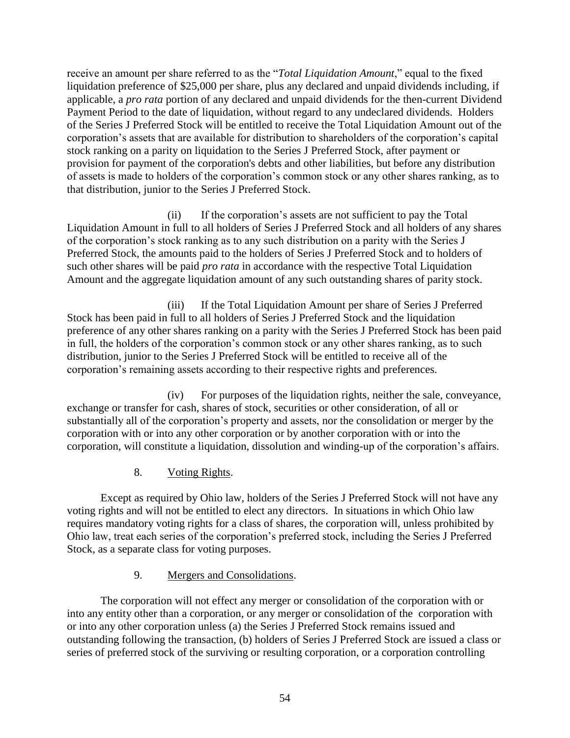receive an amount per share referred to as the "*Total Liquidation Amount*," equal to the fixed liquidation preference of $25,000 per share, plus any declared and unpaid dividends including, if applicable, a *pro rata* portion of any declared and unpaid dividends for the then-current Dividend Payment Period to the date of liquidation, without regard to any undeclared dividends. Holders of the Series J Preferred Stock will be entitled to receive the Total Liquidation Amount out of the corporation's assets that are available for distribution to shareholders of the corporation's capital stock ranking on a parity on liquidation to the Series J Preferred Stock, after payment or provision for payment of the corporation's debts and other liabilities, but before any distribution of assets is made to holders of the corporation's common stock or any other shares ranking, as to that distribution, junior to the Series J Preferred Stock.

(ii) If the corporation's assets are not sufficient to pay the Total Liquidation Amount in full to all holders of Series J Preferred Stock and all holders of any shares of the corporation's stock ranking as to any such distribution on a parity with the Series J Preferred Stock, the amounts paid to the holders of Series J Preferred Stock and to holders of such other shares will be paid *pro rata* in accordance with the respective Total Liquidation Amount and the aggregate liquidation amount of any such outstanding shares of parity stock.

(iii) If the Total Liquidation Amount per share of Series J Preferred Stock has been paid in full to all holders of Series J Preferred Stock and the liquidation preference of any other shares ranking on a parity with the Series J Preferred Stock has been paid in full, the holders of the corporation's common stock or any other shares ranking, as to such distribution, junior to the Series J Preferred Stock will be entitled to receive all of the corporation's remaining assets according to their respective rights and preferences.

(iv) For purposes of the liquidation rights, neither the sale, conveyance, exchange or transfer for cash, shares of stock, securities or other consideration, of all or substantially all of the corporation's property and assets, nor the consolidation or merger by the corporation with or into any other corporation or by another corporation with or into the corporation, will constitute a liquidation, dissolution and winding-up of the corporation's affairs.

8. Voting Rights.

Except as required by Ohio law, holders of the Series J Preferred Stock will not have any voting rights and will not be entitled to elect any directors. In situations in which Ohio law requires mandatory voting rights for a class of shares, the corporation will, unless prohibited by Ohio law, treat each series of the corporation's preferred stock, including the Series J Preferred Stock, as a separate class for voting purposes.

9. Mergers and Consolidations.

The corporation will not effect any merger or consolidation of the corporation with or into any entity other than a corporation, or any merger or consolidation of the corporation with or into any other corporation unless (a) the Series J Preferred Stock remains issued and outstanding following the transaction, (b) holders of Series J Preferred Stock are issued a class or series of preferred stock of the surviving or resulting corporation, or a corporation controlling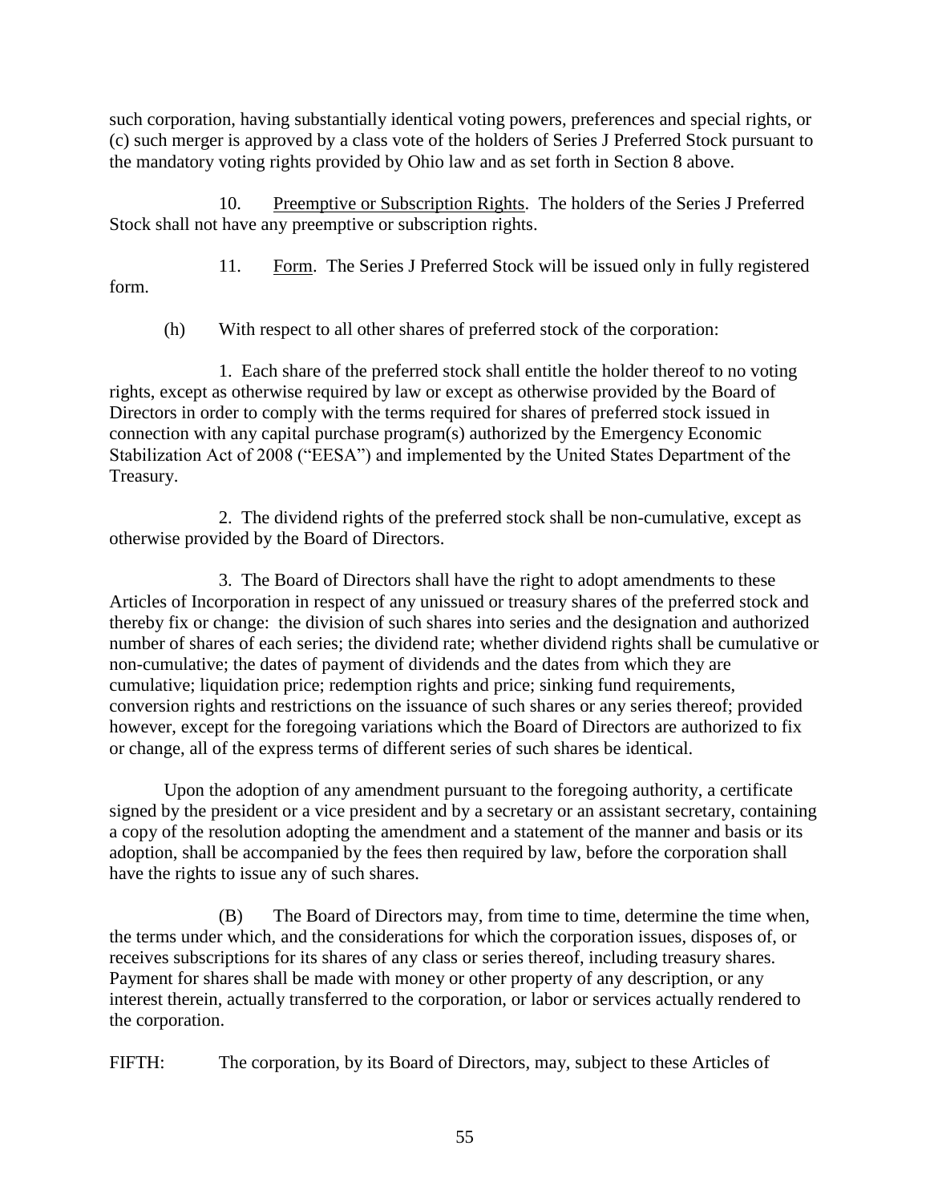such corporation, having substantially identical voting powers, preferences and special rights, or (c) such merger is approved by a class vote of the holders of Series J Preferred Stock pursuant to the mandatory voting rights provided by Ohio law and as set forth in Section 8 above.

10. Preemptive or Subscription Rights. The holders of the Series J Preferred Stock shall not have any preemptive or subscription rights.

11. Form. The Series J Preferred Stock will be issued only in fully registered form.

(h) With respect to all other shares of preferred stock of the corporation:

1. Each share of the preferred stock shall entitle the holder thereof to no voting rights, except as otherwise required by law or except as otherwise provided by the Board of Directors in order to comply with the terms required for shares of preferred stock issued in connection with any capital purchase program(s) authorized by the Emergency Economic Stabilization Act of 2008 ("EESA") and implemented by the United States Department of the Treasury.

2. The dividend rights of the preferred stock shall be non-cumulative, except as otherwise provided by the Board of Directors.

3. The Board of Directors shall have the right to adopt amendments to these Articles of Incorporation in respect of any unissued or treasury shares of the preferred stock and thereby fix or change: the division of such shares into series and the designation and authorized number of shares of each series; the dividend rate; whether dividend rights shall be cumulative or non-cumulative; the dates of payment of dividends and the dates from which they are cumulative; liquidation price; redemption rights and price; sinking fund requirements, conversion rights and restrictions on the issuance of such shares or any series thereof; provided however, except for the foregoing variations which the Board of Directors are authorized to fix or change, all of the express terms of different series of such shares be identical.

Upon the adoption of any amendment pursuant to the foregoing authority, a certificate signed by the president or a vice president and by a secretary or an assistant secretary, containing a copy of the resolution adopting the amendment and a statement of the manner and basis or its adoption, shall be accompanied by the fees then required by law, before the corporation shall have the rights to issue any of such shares.

(B) The Board of Directors may, from time to time, determine the time when, the terms under which, and the considerations for which the corporation issues, disposes of, or receives subscriptions for its shares of any class or series thereof, including treasury shares. Payment for shares shall be made with money or other property of any description, or any interest therein, actually transferred to the corporation, or labor or services actually rendered to the corporation.

FIFTH: The corporation, by its Board of Directors, may, subject to these Articles of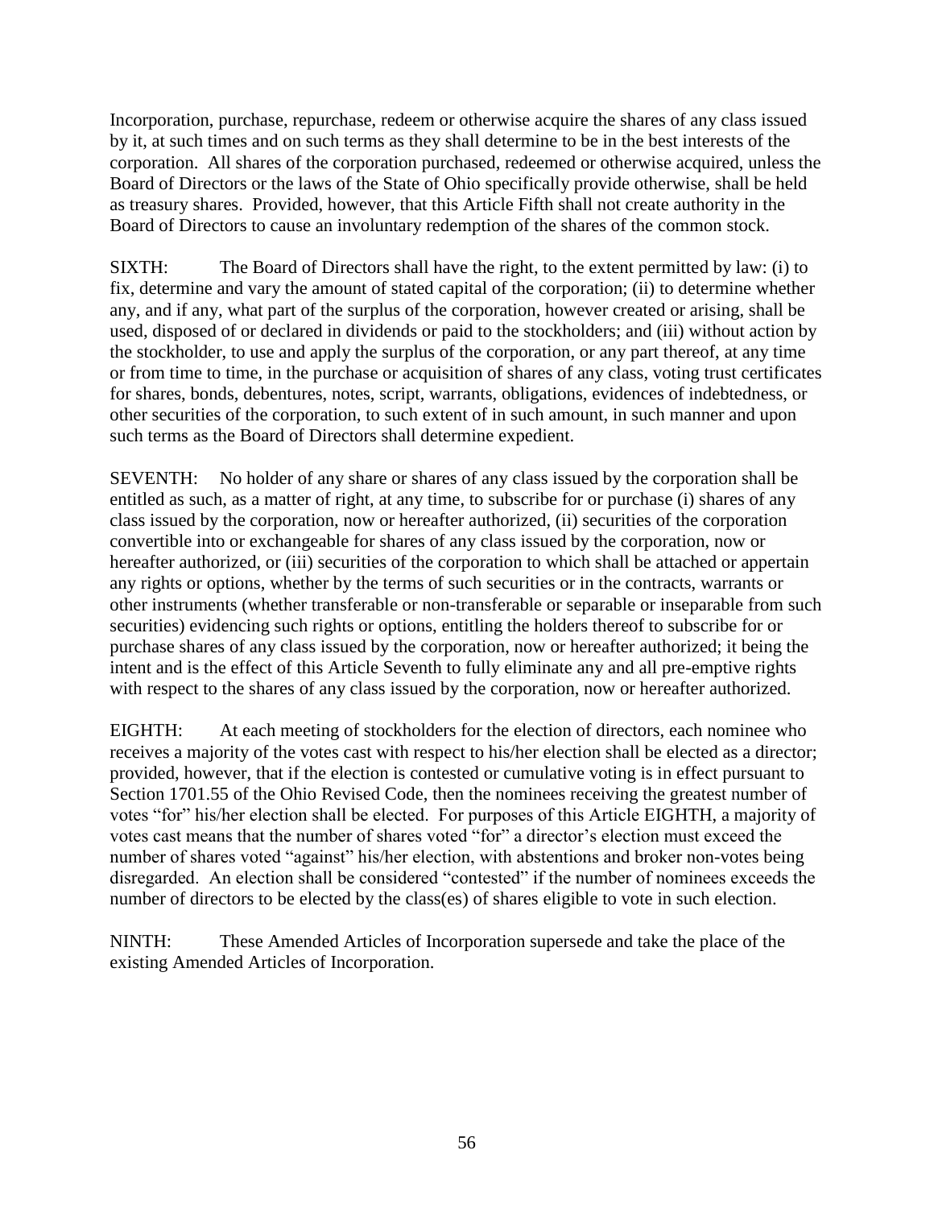Incorporation, purchase, repurchase, redeem or otherwise acquire the shares of any class issued by it, at such times and on such terms as they shall determine to be in the best interests of the corporation. All shares of the corporation purchased, redeemed or otherwise acquired, unless the Board of Directors or the laws of the State of Ohio specifically provide otherwise, shall be held as treasury shares. Provided, however, that this Article Fifth shall not create authority in the Board of Directors to cause an involuntary redemption of the shares of the common stock.

SIXTH: The Board of Directors shall have the right, to the extent permitted by law: (i) to fix, determine and vary the amount of stated capital of the corporation; (ii) to determine whether any, and if any, what part of the surplus of the corporation, however created or arising, shall be used, disposed of or declared in dividends or paid to the stockholders; and (iii) without action by the stockholder, to use and apply the surplus of the corporation, or any part thereof, at any time or from time to time, in the purchase or acquisition of shares of any class, voting trust certificates for shares, bonds, debentures, notes, script, warrants, obligations, evidences of indebtedness, or other securities of the corporation, to such extent of in such amount, in such manner and upon such terms as the Board of Directors shall determine expedient.

SEVENTH: No holder of any share or shares of any class issued by the corporation shall be entitled as such, as a matter of right, at any time, to subscribe for or purchase (i) shares of any class issued by the corporation, now or hereafter authorized, (ii) securities of the corporation convertible into or exchangeable for shares of any class issued by the corporation, now or hereafter authorized, or (iii) securities of the corporation to which shall be attached or appertain any rights or options, whether by the terms of such securities or in the contracts, warrants or other instruments (whether transferable or non-transferable or separable or inseparable from such securities) evidencing such rights or options, entitling the holders thereof to subscribe for or purchase shares of any class issued by the corporation, now or hereafter authorized; it being the intent and is the effect of this Article Seventh to fully eliminate any and all pre-emptive rights with respect to the shares of any class issued by the corporation, now or hereafter authorized.

EIGHTH: At each meeting of stockholders for the election of directors, each nominee who receives a majority of the votes cast with respect to his/her election shall be elected as a director; provided, however, that if the election is contested or cumulative voting is in effect pursuant to Section 1701.55 of the Ohio Revised Code, then the nominees receiving the greatest number of votes "for" his/her election shall be elected. For purposes of this Article EIGHTH, a majority of votes cast means that the number of shares voted "for" a director's election must exceed the number of shares voted "against" his/her election, with abstentions and broker non-votes being disregarded. An election shall be considered "contested" if the number of nominees exceeds the number of directors to be elected by the class(es) of shares eligible to vote in such election.

NINTH: These Amended Articles of Incorporation supersede and take the place of the existing Amended Articles of Incorporation.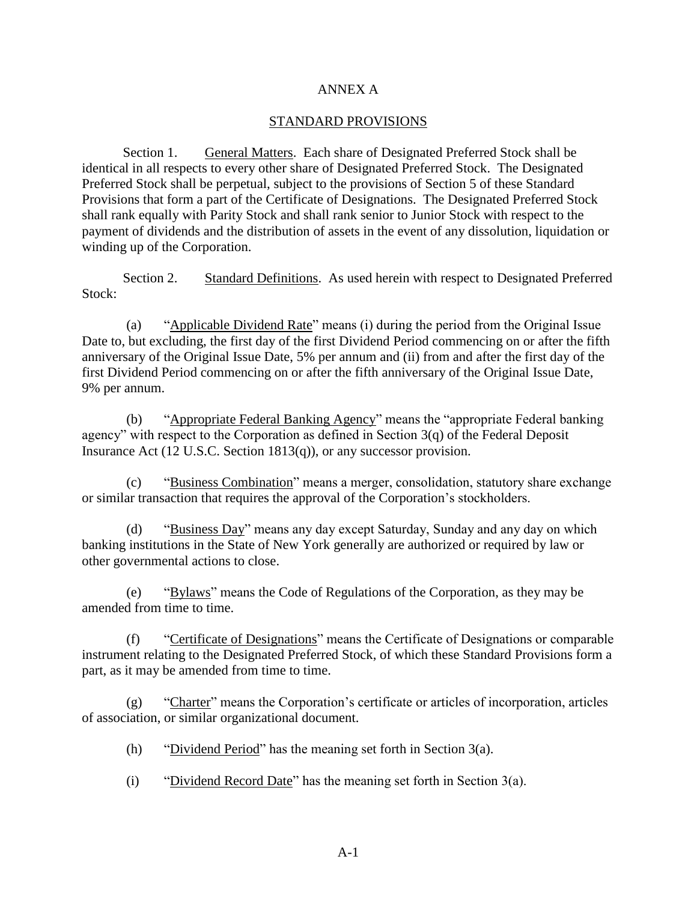# ANNEX A

## STANDARD PROVISIONS

Section 1. General Matters. Each share of Designated Preferred Stock shall be identical in all respects to every other share of Designated Preferred Stock. The Designated Preferred Stock shall be perpetual, subject to the provisions of Section 5 of these Standard Provisions that form a part of the Certificate of Designations. The Designated Preferred Stock shall rank equally with Parity Stock and shall rank senior to Junior Stock with respect to the payment of dividends and the distribution of assets in the event of any dissolution, liquidation or winding up of the Corporation.

Section 2. Standard Definitions. As used herein with respect to Designated Preferred Stock:

(a) "Applicable Dividend Rate" means (i) during the period from the Original Issue Date to, but excluding, the first day of the first Dividend Period commencing on or after the fifth anniversary of the Original Issue Date, 5% per annum and (ii) from and after the first day of the first Dividend Period commencing on or after the fifth anniversary of the Original Issue Date, 9% per annum.

(b) "Appropriate Federal Banking Agency" means the "appropriate Federal banking agency" with respect to the Corporation as defined in Section 3(q) of the Federal Deposit Insurance Act (12 U.S.C. Section 1813(q)), or any successor provision.

(c) "Business Combination" means a merger, consolidation, statutory share exchange or similar transaction that requires the approval of the Corporation's stockholders.

(d) "Business Day" means any day except Saturday, Sunday and any day on which banking institutions in the State of New York generally are authorized or required by law or other governmental actions to close.

(e) "Bylaws" means the Code of Regulations of the Corporation, as they may be amended from time to time.

(f) "Certificate of Designations" means the Certificate of Designations or comparable instrument relating to the Designated Preferred Stock, of which these Standard Provisions form a part, as it may be amended from time to time.

(g) "Charter" means the Corporation's certificate or articles of incorporation, articles of association, or similar organizational document.

(h) "Dividend Period" has the meaning set forth in Section 3(a).

(i) "Dividend Record Date" has the meaning set forth in Section 3(a).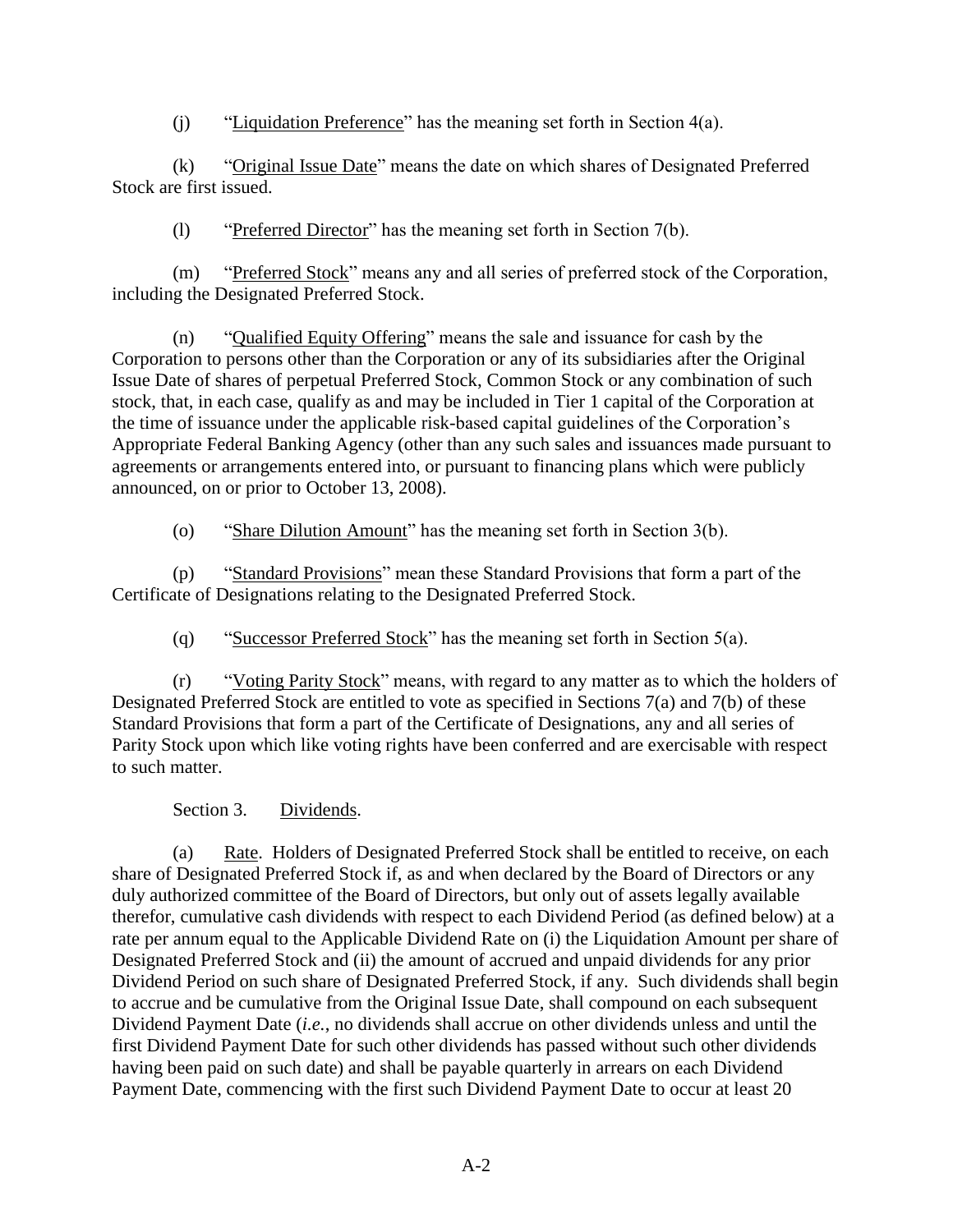(j) "Liquidation Preference" has the meaning set forth in Section 4(a).

(k) "Original Issue Date" means the date on which shares of Designated Preferred Stock are first issued.

(l) "Preferred Director" has the meaning set forth in Section 7(b).

(m) "Preferred Stock" means any and all series of preferred stock of the Corporation, including the Designated Preferred Stock.

(n) "Qualified Equity Offering" means the sale and issuance for cash by the Corporation to persons other than the Corporation or any of its subsidiaries after the Original Issue Date of shares of perpetual Preferred Stock, Common Stock or any combination of such stock, that, in each case, qualify as and may be included in Tier 1 capital of the Corporation at the time of issuance under the applicable risk-based capital guidelines of the Corporation's Appropriate Federal Banking Agency (other than any such sales and issuances made pursuant to agreements or arrangements entered into, or pursuant to financing plans which were publicly announced, on or prior to October 13, 2008).

(o) "Share Dilution Amount" has the meaning set forth in Section 3(b).

(p) "Standard Provisions" mean these Standard Provisions that form a part of the Certificate of Designations relating to the Designated Preferred Stock.

(q) "Successor Preferred Stock" has the meaning set forth in Section 5(a).

(r) "Voting Parity Stock" means, with regard to any matter as to which the holders of Designated Preferred Stock are entitled to vote as specified in Sections 7(a) and 7(b) of these Standard Provisions that form a part of the Certificate of Designations, any and all series of Parity Stock upon which like voting rights have been conferred and are exercisable with respect to such matter.

Section 3. Dividends.

(a) Rate. Holders of Designated Preferred Stock shall be entitled to receive, on each share of Designated Preferred Stock if, as and when declared by the Board of Directors or any duly authorized committee of the Board of Directors, but only out of assets legally available therefor, cumulative cash dividends with respect to each Dividend Period (as defined below) at a rate per annum equal to the Applicable Dividend Rate on (i) the Liquidation Amount per share of Designated Preferred Stock and (ii) the amount of accrued and unpaid dividends for any prior Dividend Period on such share of Designated Preferred Stock, if any. Such dividends shall begin to accrue and be cumulative from the Original Issue Date, shall compound on each subsequent Dividend Payment Date (*i.e.*, no dividends shall accrue on other dividends unless and until the first Dividend Payment Date for such other dividends has passed without such other dividends having been paid on such date) and shall be payable quarterly in arrears on each Dividend Payment Date, commencing with the first such Dividend Payment Date to occur at least 20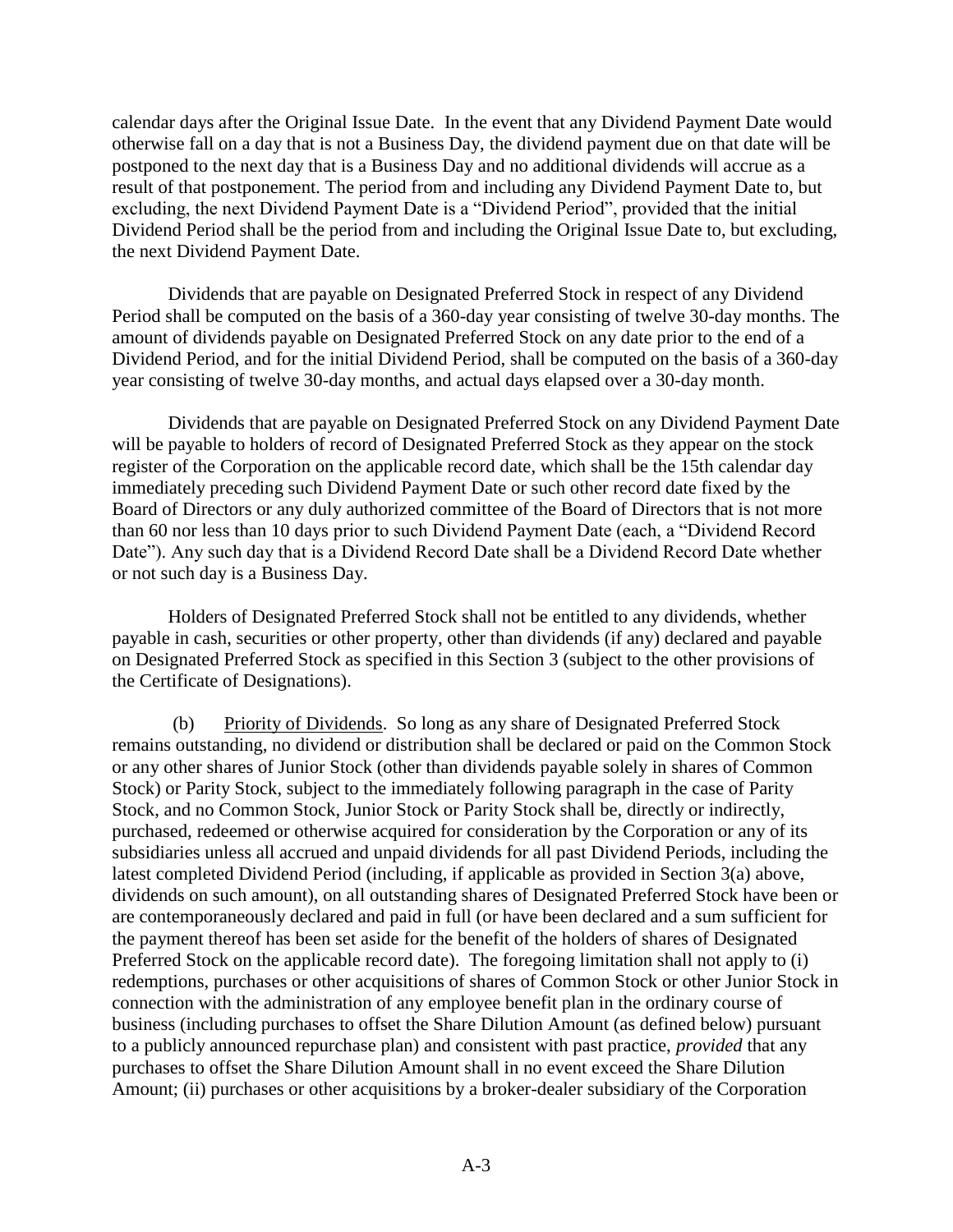calendar days after the Original Issue Date. In the event that any Dividend Payment Date would otherwise fall on a day that is not a Business Day, the dividend payment due on that date will be postponed to the next day that is a Business Day and no additional dividends will accrue as a result of that postponement. The period from and including any Dividend Payment Date to, but excluding, the next Dividend Payment Date is a "Dividend Period", provided that the initial Dividend Period shall be the period from and including the Original Issue Date to, but excluding, the next Dividend Payment Date.

Dividends that are payable on Designated Preferred Stock in respect of any Dividend Period shall be computed on the basis of a 360-day year consisting of twelve 30-day months. The amount of dividends payable on Designated Preferred Stock on any date prior to the end of a Dividend Period, and for the initial Dividend Period, shall be computed on the basis of a 360-day year consisting of twelve 30-day months, and actual days elapsed over a 30-day month.

Dividends that are payable on Designated Preferred Stock on any Dividend Payment Date will be payable to holders of record of Designated Preferred Stock as they appear on the stock register of the Corporation on the applicable record date, which shall be the 15th calendar day immediately preceding such Dividend Payment Date or such other record date fixed by the Board of Directors or any duly authorized committee of the Board of Directors that is not more than 60 nor less than 10 days prior to such Dividend Payment Date (each, a "Dividend Record Date"). Any such day that is a Dividend Record Date shall be a Dividend Record Date whether or not such day is a Business Day.

Holders of Designated Preferred Stock shall not be entitled to any dividends, whether payable in cash, securities or other property, other than dividends (if any) declared and payable on Designated Preferred Stock as specified in this Section 3 (subject to the other provisions of the Certificate of Designations).

(b) Priority of Dividends. So long as any share of Designated Preferred Stock remains outstanding, no dividend or distribution shall be declared or paid on the Common Stock or any other shares of Junior Stock (other than dividends payable solely in shares of Common Stock) or Parity Stock, subject to the immediately following paragraph in the case of Parity Stock, and no Common Stock, Junior Stock or Parity Stock shall be, directly or indirectly, purchased, redeemed or otherwise acquired for consideration by the Corporation or any of its subsidiaries unless all accrued and unpaid dividends for all past Dividend Periods, including the latest completed Dividend Period (including, if applicable as provided in Section 3(a) above, dividends on such amount), on all outstanding shares of Designated Preferred Stock have been or are contemporaneously declared and paid in full (or have been declared and a sum sufficient for the payment thereof has been set aside for the benefit of the holders of shares of Designated Preferred Stock on the applicable record date). The foregoing limitation shall not apply to (i) redemptions, purchases or other acquisitions of shares of Common Stock or other Junior Stock in connection with the administration of any employee benefit plan in the ordinary course of business (including purchases to offset the Share Dilution Amount (as defined below) pursuant to a publicly announced repurchase plan) and consistent with past practice, *provided* that any purchases to offset the Share Dilution Amount shall in no event exceed the Share Dilution Amount; (ii) purchases or other acquisitions by a broker-dealer subsidiary of the Corporation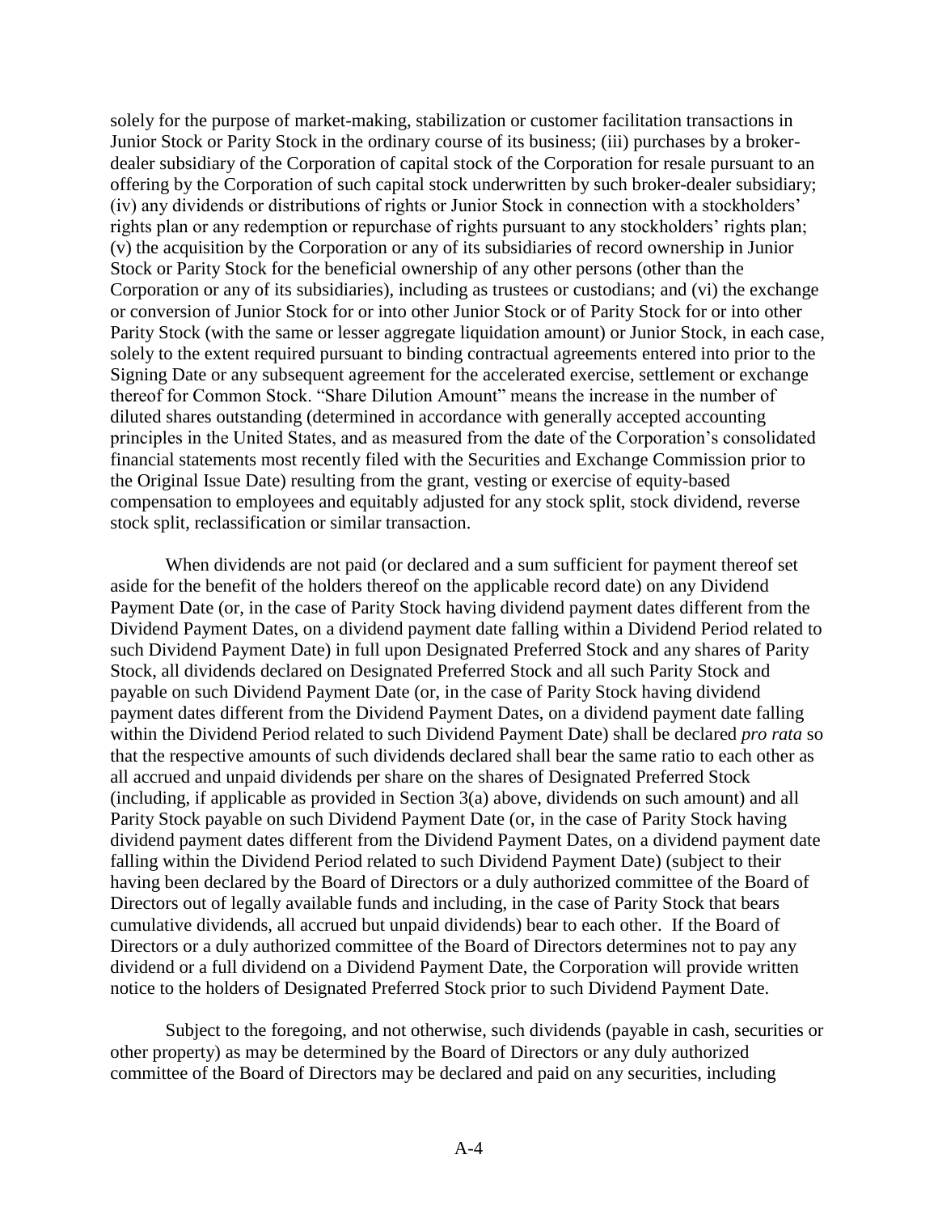solely for the purpose of market-making, stabilization or customer facilitation transactions in Junior Stock or Parity Stock in the ordinary course of its business; (iii) purchases by a broker-dealer subsidiary of the Corporation of capital stock of the Corporation for resale pursuant to an offering by the Corporation of such capital stock underwritten by such broker-dealer subsidiary; (iv) any dividends or distributions of rights or Junior Stock in connection with a stockholders' rights plan or any redemption or repurchase of rights pursuant to any stockholders' rights plan; (v) the acquisition by the Corporation or any of its subsidiaries of record ownership in Junior Stock or Parity Stock for the beneficial ownership of any other persons (other than the Corporation or any of its subsidiaries), including as trustees or custodians; and (vi) the exchange or conversion of Junior Stock for or into other Junior Stock or of Parity Stock for or into other Parity Stock (with the same or lesser aggregate liquidation amount) or Junior Stock, in each case, solely to the extent required pursuant to binding contractual agreements entered into prior to the Signing Date or any subsequent agreement for the accelerated exercise, settlement or exchange thereof for Common Stock. "Share Dilution Amount" means the increase in the number of diluted shares outstanding (determined in accordance with generally accepted accounting principles in the United States, and as measured from the date of the Corporation's consolidated financial statements most recently filed with the Securities and Exchange Commission prior to the Original Issue Date) resulting from the grant, vesting or exercise of equity-based compensation to employees and equitably adjusted for any stock split, stock dividend, reverse stock split, reclassification or similar transaction.

When dividends are not paid (or declared and a sum sufficient for payment thereof set aside for the benefit of the holders thereof on the applicable record date) on any Dividend Payment Date (or, in the case of Parity Stock having dividend payment dates different from the Dividend Payment Dates, on a dividend payment date falling within a Dividend Period related to such Dividend Payment Date) in full upon Designated Preferred Stock and any shares of Parity Stock, all dividends declared on Designated Preferred Stock and all such Parity Stock and payable on such Dividend Payment Date (or, in the case of Parity Stock having dividend payment dates different from the Dividend Payment Dates, on a dividend payment date falling within the Dividend Period related to such Dividend Payment Date) shall be declared *pro rata* so that the respective amounts of such dividends declared shall bear the same ratio to each other as all accrued and unpaid dividends per share on the shares of Designated Preferred Stock (including, if applicable as provided in Section 3(a) above, dividends on such amount) and all Parity Stock payable on such Dividend Payment Date (or, in the case of Parity Stock having dividend payment dates different from the Dividend Payment Dates, on a dividend payment date falling within the Dividend Period related to such Dividend Payment Date) (subject to their having been declared by the Board of Directors or a duly authorized committee of the Board of Directors out of legally available funds and including, in the case of Parity Stock that bears cumulative dividends, all accrued but unpaid dividends) bear to each other. If the Board of Directors or a duly authorized committee of the Board of Directors determines not to pay any dividend or a full dividend on a Dividend Payment Date, the Corporation will provide written notice to the holders of Designated Preferred Stock prior to such Dividend Payment Date.

Subject to the foregoing, and not otherwise, such dividends (payable in cash, securities or other property) as may be determined by the Board of Directors or any duly authorized committee of the Board of Directors may be declared and paid on any securities, including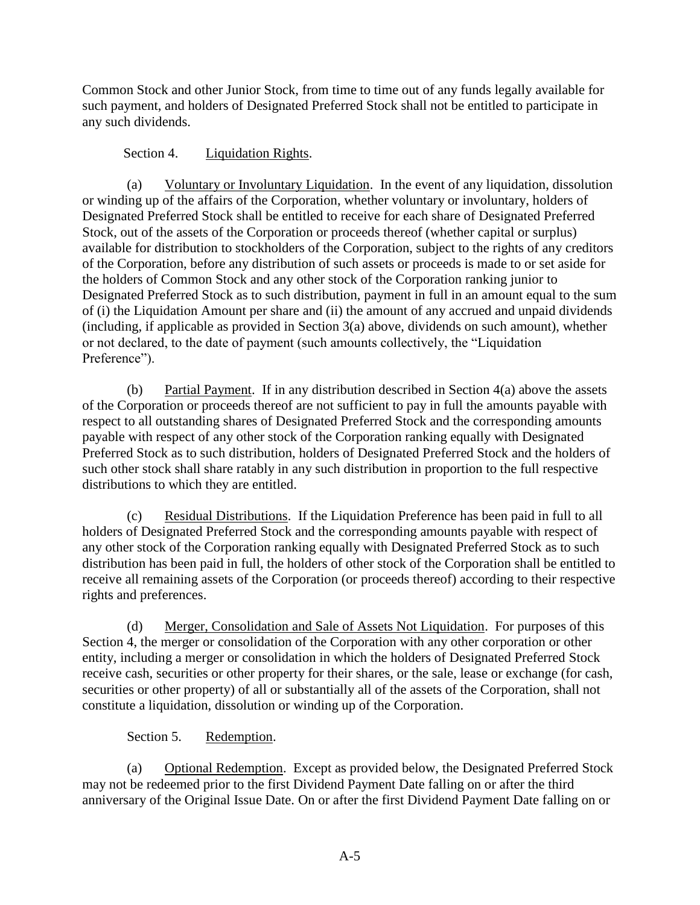Common Stock and other Junior Stock, from time to time out of any funds legally available for such payment, and holders of Designated Preferred Stock shall not be entitled to participate in any such dividends.

Section 4. Liquidation Rights.

(a) Voluntary or Involuntary Liquidation. In the event of any liquidation, dissolution or winding up of the affairs of the Corporation, whether voluntary or involuntary, holders of Designated Preferred Stock shall be entitled to receive for each share of Designated Preferred Stock, out of the assets of the Corporation or proceeds thereof (whether capital or surplus) available for distribution to stockholders of the Corporation, subject to the rights of any creditors of the Corporation, before any distribution of such assets or proceeds is made to or set aside for the holders of Common Stock and any other stock of the Corporation ranking junior to Designated Preferred Stock as to such distribution, payment in full in an amount equal to the sum of (i) the Liquidation Amount per share and (ii) the amount of any accrued and unpaid dividends (including, if applicable as provided in Section 3(a) above, dividends on such amount), whether or not declared, to the date of payment (such amounts collectively, the "Liquidation Preference").

(b) Partial Payment. If in any distribution described in Section 4(a) above the assets of the Corporation or proceeds thereof are not sufficient to pay in full the amounts payable with respect to all outstanding shares of Designated Preferred Stock and the corresponding amounts payable with respect of any other stock of the Corporation ranking equally with Designated Preferred Stock as to such distribution, holders of Designated Preferred Stock and the holders of such other stock shall share ratably in any such distribution in proportion to the full respective distributions to which they are entitled.

(c) Residual Distributions. If the Liquidation Preference has been paid in full to all holders of Designated Preferred Stock and the corresponding amounts payable with respect of any other stock of the Corporation ranking equally with Designated Preferred Stock as to such distribution has been paid in full, the holders of other stock of the Corporation shall be entitled to receive all remaining assets of the Corporation (or proceeds thereof) according to their respective rights and preferences.

(d) Merger, Consolidation and Sale of Assets Not Liquidation. For purposes of this Section 4, the merger or consolidation of the Corporation with any other corporation or other entity, including a merger or consolidation in which the holders of Designated Preferred Stock receive cash, securities or other property for their shares, or the sale, lease or exchange (for cash, securities or other property) of all or substantially all of the assets of the Corporation, shall not constitute a liquidation, dissolution or winding up of the Corporation.

Section 5. Redemption.

(a) Optional Redemption. Except as provided below, the Designated Preferred Stock may not be redeemed prior to the first Dividend Payment Date falling on or after the third anniversary of the Original Issue Date. On or after the first Dividend Payment Date falling on or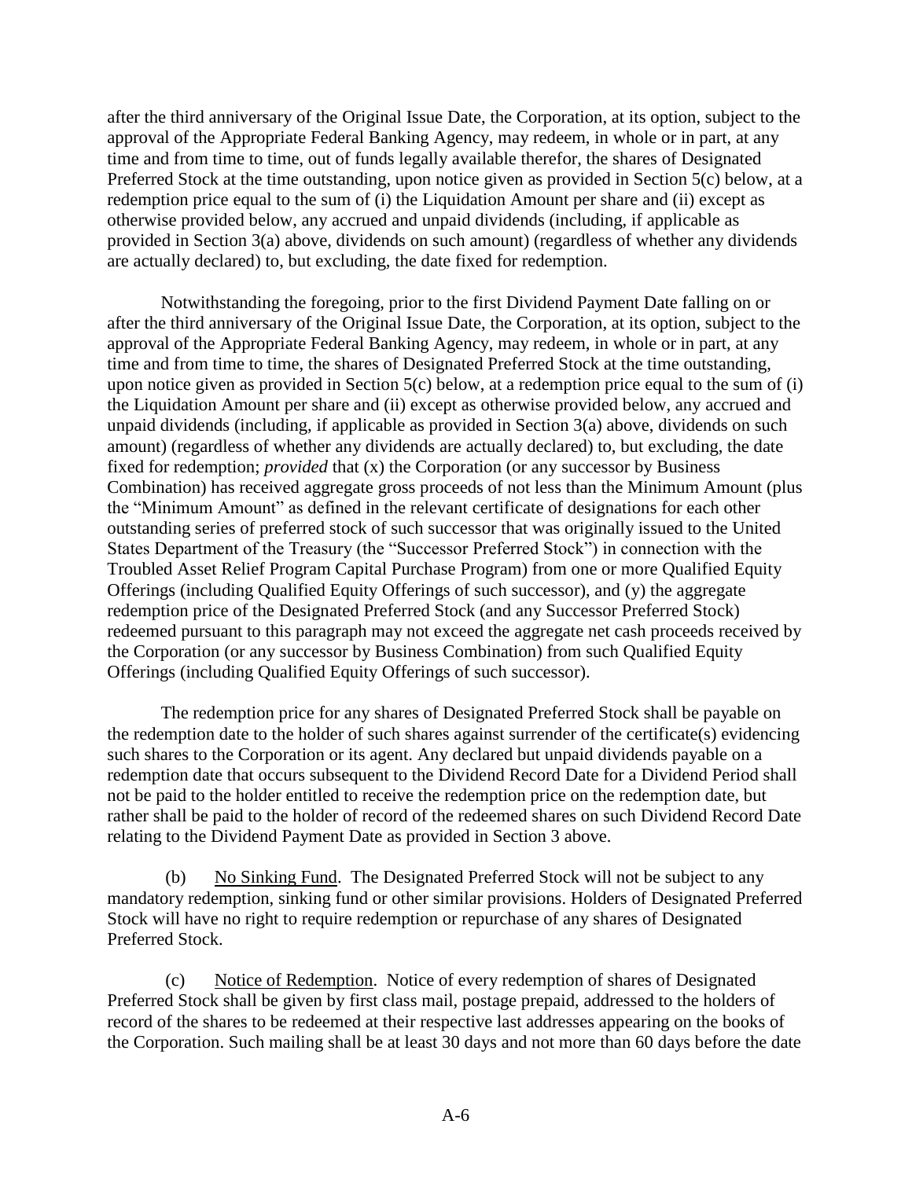after the third anniversary of the Original Issue Date, the Corporation, at its option, subject to the approval of the Appropriate Federal Banking Agency, may redeem, in whole or in part, at any time and from time to time, out of funds legally available therefor, the shares of Designated Preferred Stock at the time outstanding, upon notice given as provided in Section 5(c) below, at a redemption price equal to the sum of (i) the Liquidation Amount per share and (ii) except as otherwise provided below, any accrued and unpaid dividends (including, if applicable as provided in Section 3(a) above, dividends on such amount) (regardless of whether any dividends are actually declared) to, but excluding, the date fixed for redemption.

Notwithstanding the foregoing, prior to the first Dividend Payment Date falling on or after the third anniversary of the Original Issue Date, the Corporation, at its option, subject to the approval of the Appropriate Federal Banking Agency, may redeem, in whole or in part, at any time and from time to time, the shares of Designated Preferred Stock at the time outstanding, upon notice given as provided in Section 5(c) below, at a redemption price equal to the sum of (i) the Liquidation Amount per share and (ii) except as otherwise provided below, any accrued and unpaid dividends (including, if applicable as provided in Section 3(a) above, dividends on such amount) (regardless of whether any dividends are actually declared) to, but excluding, the date fixed for redemption; *provided* that (x) the Corporation (or any successor by Business Combination) has received aggregate gross proceeds of not less than the Minimum Amount (plus the "Minimum Amount" as defined in the relevant certificate of designations for each other outstanding series of preferred stock of such successor that was originally issued to the United States Department of the Treasury (the "Successor Preferred Stock") in connection with the Troubled Asset Relief Program Capital Purchase Program) from one or more Qualified Equity Offerings (including Qualified Equity Offerings of such successor), and (y) the aggregate redemption price of the Designated Preferred Stock (and any Successor Preferred Stock) redeemed pursuant to this paragraph may not exceed the aggregate net cash proceeds received by the Corporation (or any successor by Business Combination) from such Qualified Equity Offerings (including Qualified Equity Offerings of such successor).

The redemption price for any shares of Designated Preferred Stock shall be payable on the redemption date to the holder of such shares against surrender of the certificate(s) evidencing such shares to the Corporation or its agent. Any declared but unpaid dividends payable on a redemption date that occurs subsequent to the Dividend Record Date for a Dividend Period shall not be paid to the holder entitled to receive the redemption price on the redemption date, but rather shall be paid to the holder of record of the redeemed shares on such Dividend Record Date relating to the Dividend Payment Date as provided in Section 3 above.

(b) No Sinking Fund. The Designated Preferred Stock will not be subject to any mandatory redemption, sinking fund or other similar provisions. Holders of Designated Preferred Stock will have no right to require redemption or repurchase of any shares of Designated Preferred Stock.

(c) Notice of Redemption. Notice of every redemption of shares of Designated Preferred Stock shall be given by first class mail, postage prepaid, addressed to the holders of record of the shares to be redeemed at their respective last addresses appearing on the books of the Corporation. Such mailing shall be at least 30 days and not more than 60 days before the date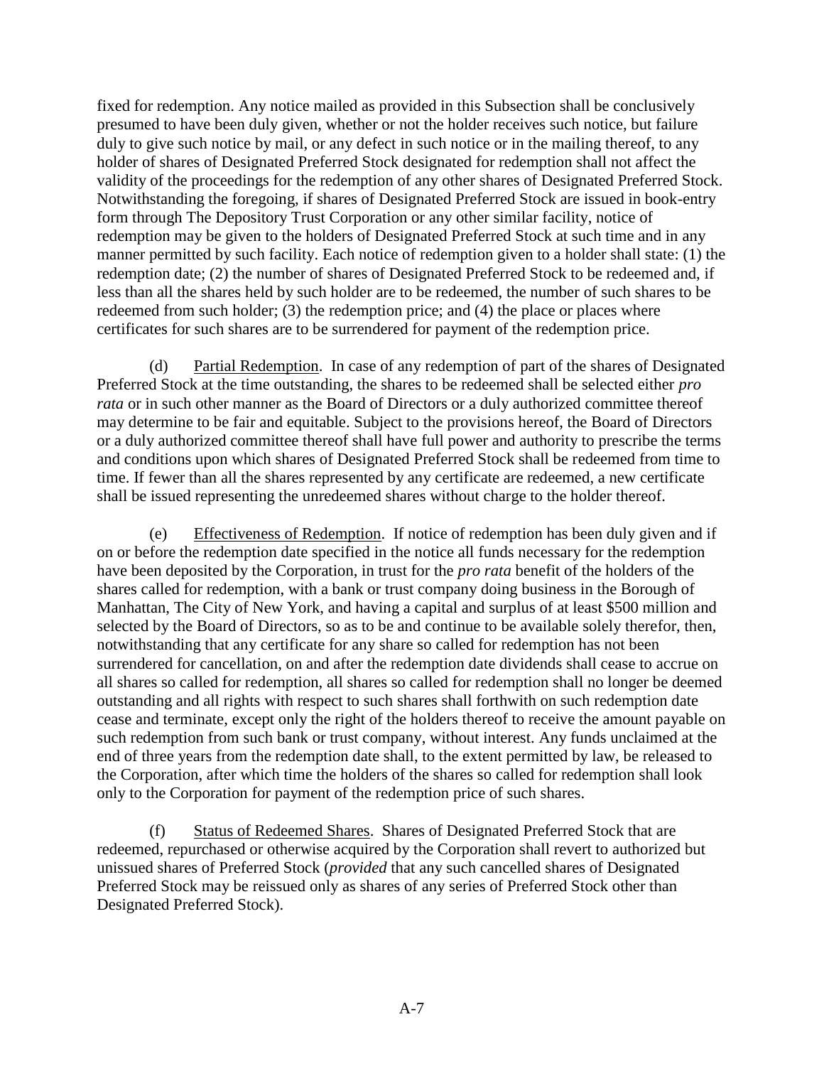fixed for redemption. Any notice mailed as provided in this Subsection shall be conclusively presumed to have been duly given, whether or not the holder receives such notice, but failure duly to give such notice by mail, or any defect in such notice or in the mailing thereof, to any holder of shares of Designated Preferred Stock designated for redemption shall not affect the validity of the proceedings for the redemption of any other shares of Designated Preferred Stock. Notwithstanding the foregoing, if shares of Designated Preferred Stock are issued in book-entry form through The Depository Trust Corporation or any other similar facility, notice of redemption may be given to the holders of Designated Preferred Stock at such time and in any manner permitted by such facility. Each notice of redemption given to a holder shall state: (1) the redemption date; (2) the number of shares of Designated Preferred Stock to be redeemed and, if less than all the shares held by such holder are to be redeemed, the number of such shares to be redeemed from such holder; (3) the redemption price; and (4) the place or places where certificates for such shares are to be surrendered for payment of the redemption price.

(d) Partial Redemption. In case of any redemption of part of the shares of Designated Preferred Stock at the time outstanding, the shares to be redeemed shall be selected either *pro rata* or in such other manner as the Board of Directors or a duly authorized committee thereof may determine to be fair and equitable. Subject to the provisions hereof, the Board of Directors or a duly authorized committee thereof shall have full power and authority to prescribe the terms and conditions upon which shares of Designated Preferred Stock shall be redeemed from time to time. If fewer than all the shares represented by any certificate are redeemed, a new certificate shall be issued representing the unredeemed shares without charge to the holder thereof.

(e) Effectiveness of Redemption. If notice of redemption has been duly given and if on or before the redemption date specified in the notice all funds necessary for the redemption have been deposited by the Corporation, in trust for the *pro rata* benefit of the holders of the shares called for redemption, with a bank or trust company doing business in the Borough of Manhattan, The City of New York, and having a capital and surplus of at least $500 million and selected by the Board of Directors, so as to be and continue to be available solely therefor, then, notwithstanding that any certificate for any share so called for redemption has not been surrendered for cancellation, on and after the redemption date dividends shall cease to accrue on all shares so called for redemption, all shares so called for redemption shall no longer be deemed outstanding and all rights with respect to such shares shall forthwith on such redemption date cease and terminate, except only the right of the holders thereof to receive the amount payable on such redemption from such bank or trust company, without interest. Any funds unclaimed at the end of three years from the redemption date shall, to the extent permitted by law, be released to the Corporation, after which time the holders of the shares so called for redemption shall look only to the Corporation for payment of the redemption price of such shares.

(f) Status of Redeemed Shares. Shares of Designated Preferred Stock that are redeemed, repurchased or otherwise acquired by the Corporation shall revert to authorized but unissued shares of Preferred Stock (*provided* that any such cancelled shares of Designated Preferred Stock may be reissued only as shares of any series of Preferred Stock other than Designated Preferred Stock).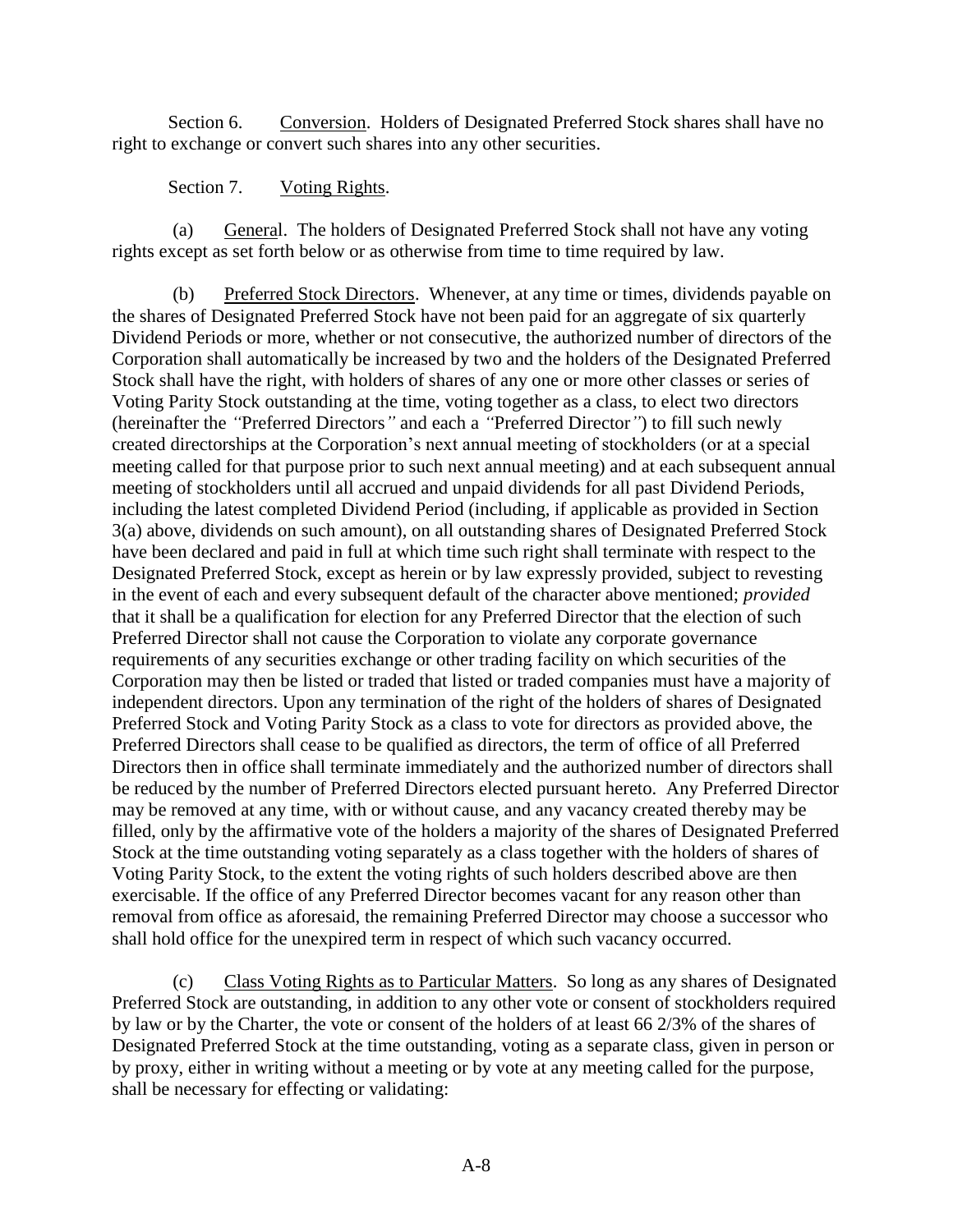Section 6. Conversion. Holders of Designated Preferred Stock shares shall have no right to exchange or convert such shares into any other securities.

Section 7. Voting Rights.

(a) General. The holders of Designated Preferred Stock shall not have any voting rights except as set forth below or as otherwise from time to time required by law.

(b) Preferred Stock Directors. Whenever, at any time or times, dividends payable on the shares of Designated Preferred Stock have not been paid for an aggregate of six quarterly Dividend Periods or more, whether or not consecutive, the authorized number of directors of the Corporation shall automatically be increased by two and the holders of the Designated Preferred Stock shall have the right, with holders of shares of any one or more other classes or series of Voting Parity Stock outstanding at the time, voting together as a class, to elect two directors (hereinafter the *"*Preferred Directors*"* and each a *"*Preferred Director*"*) to fill such newly created directorships at the Corporation's next annual meeting of stockholders (or at a special meeting called for that purpose prior to such next annual meeting) and at each subsequent annual meeting of stockholders until all accrued and unpaid dividends for all past Dividend Periods, including the latest completed Dividend Period (including, if applicable as provided in Section 3(a) above, dividends on such amount), on all outstanding shares of Designated Preferred Stock have been declared and paid in full at which time such right shall terminate with respect to the Designated Preferred Stock, except as herein or by law expressly provided, subject to revesting in the event of each and every subsequent default of the character above mentioned; *provided* that it shall be a qualification for election for any Preferred Director that the election of such Preferred Director shall not cause the Corporation to violate any corporate governance requirements of any securities exchange or other trading facility on which securities of the Corporation may then be listed or traded that listed or traded companies must have a majority of independent directors. Upon any termination of the right of the holders of shares of Designated Preferred Stock and Voting Parity Stock as a class to vote for directors as provided above, the Preferred Directors shall cease to be qualified as directors, the term of office of all Preferred Directors then in office shall terminate immediately and the authorized number of directors shall be reduced by the number of Preferred Directors elected pursuant hereto. Any Preferred Director may be removed at any time, with or without cause, and any vacancy created thereby may be filled, only by the affirmative vote of the holders a majority of the shares of Designated Preferred Stock at the time outstanding voting separately as a class together with the holders of shares of Voting Parity Stock, to the extent the voting rights of such holders described above are then exercisable. If the office of any Preferred Director becomes vacant for any reason other than removal from office as aforesaid, the remaining Preferred Director may choose a successor who shall hold office for the unexpired term in respect of which such vacancy occurred.

(c) Class Voting Rights as to Particular Matters. So long as any shares of Designated Preferred Stock are outstanding, in addition to any other vote or consent of stockholders required by law or by the Charter, the vote or consent of the holders of at least 66 2/3% of the shares of Designated Preferred Stock at the time outstanding, voting as a separate class, given in person or by proxy, either in writing without a meeting or by vote at any meeting called for the purpose, shall be necessary for effecting or validating: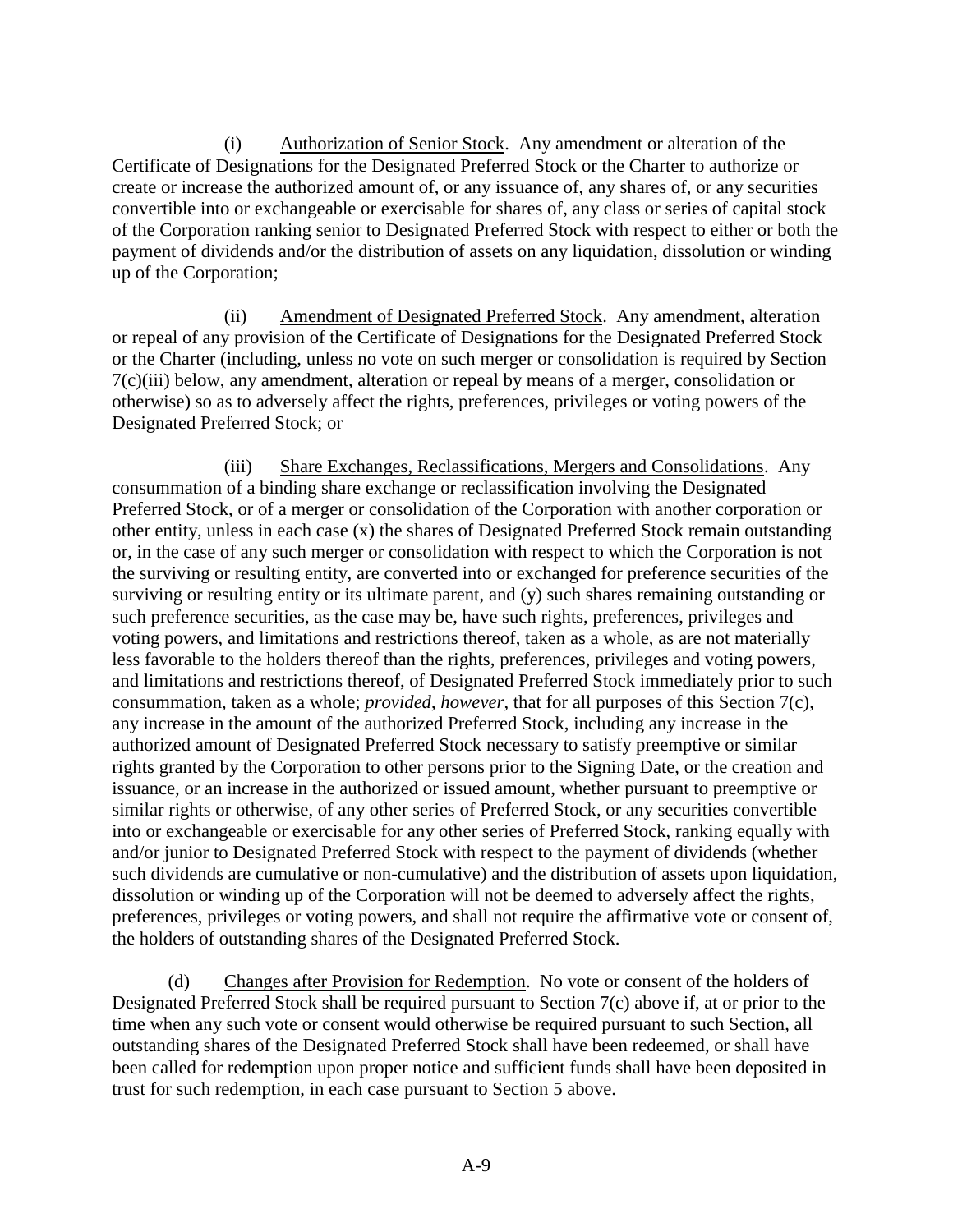(i) Authorization of Senior Stock. Any amendment or alteration of the Certificate of Designations for the Designated Preferred Stock or the Charter to authorize or create or increase the authorized amount of, or any issuance of, any shares of, or any securities convertible into or exchangeable or exercisable for shares of, any class or series of capital stock of the Corporation ranking senior to Designated Preferred Stock with respect to either or both the payment of dividends and/or the distribution of assets on any liquidation, dissolution or winding up of the Corporation;

(ii) Amendment of Designated Preferred Stock. Any amendment, alteration or repeal of any provision of the Certificate of Designations for the Designated Preferred Stock or the Charter (including, unless no vote on such merger or consolidation is required by Section 7(c)(iii) below, any amendment, alteration or repeal by means of a merger, consolidation or otherwise) so as to adversely affect the rights, preferences, privileges or voting powers of the Designated Preferred Stock; or

(iii) Share Exchanges, Reclassifications, Mergers and Consolidations. Any consummation of a binding share exchange or reclassification involving the Designated Preferred Stock, or of a merger or consolidation of the Corporation with another corporation or other entity, unless in each case (x) the shares of Designated Preferred Stock remain outstanding or, in the case of any such merger or consolidation with respect to which the Corporation is not the surviving or resulting entity, are converted into or exchanged for preference securities of the surviving or resulting entity or its ultimate parent, and (y) such shares remaining outstanding or such preference securities, as the case may be, have such rights, preferences, privileges and voting powers, and limitations and restrictions thereof, taken as a whole, as are not materially less favorable to the holders thereof than the rights, preferences, privileges and voting powers, and limitations and restrictions thereof, of Designated Preferred Stock immediately prior to such consummation, taken as a whole; *provided*, *however*, that for all purposes of this Section 7(c), any increase in the amount of the authorized Preferred Stock, including any increase in the authorized amount of Designated Preferred Stock necessary to satisfy preemptive or similar rights granted by the Corporation to other persons prior to the Signing Date, or the creation and issuance, or an increase in the authorized or issued amount, whether pursuant to preemptive or similar rights or otherwise, of any other series of Preferred Stock, or any securities convertible into or exchangeable or exercisable for any other series of Preferred Stock, ranking equally with and/or junior to Designated Preferred Stock with respect to the payment of dividends (whether such dividends are cumulative or non-cumulative) and the distribution of assets upon liquidation, dissolution or winding up of the Corporation will not be deemed to adversely affect the rights, preferences, privileges or voting powers, and shall not require the affirmative vote or consent of, the holders of outstanding shares of the Designated Preferred Stock.

(d) Changes after Provision for Redemption. No vote or consent of the holders of Designated Preferred Stock shall be required pursuant to Section 7(c) above if, at or prior to the time when any such vote or consent would otherwise be required pursuant to such Section, all outstanding shares of the Designated Preferred Stock shall have been redeemed, or shall have been called for redemption upon proper notice and sufficient funds shall have been deposited in trust for such redemption, in each case pursuant to Section 5 above.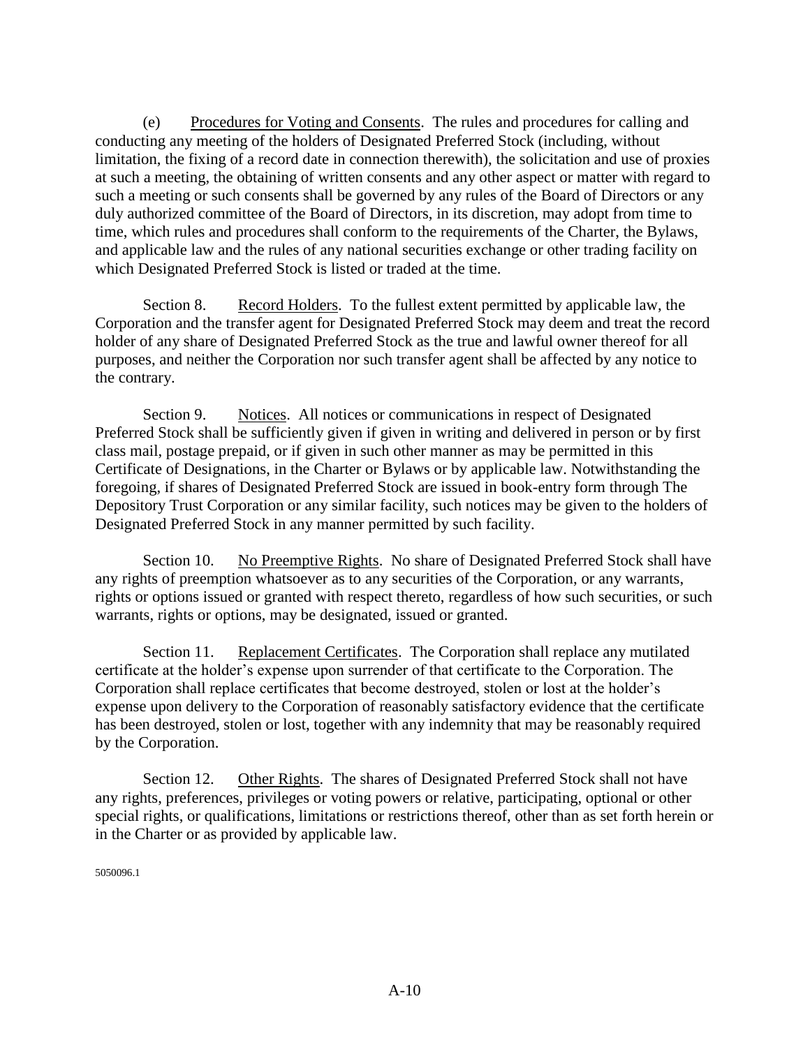(e) Procedures for Voting and Consents. The rules and procedures for calling and conducting any meeting of the holders of Designated Preferred Stock (including, without limitation, the fixing of a record date in connection therewith), the solicitation and use of proxies at such a meeting, the obtaining of written consents and any other aspect or matter with regard to such a meeting or such consents shall be governed by any rules of the Board of Directors or any duly authorized committee of the Board of Directors, in its discretion, may adopt from time to time, which rules and procedures shall conform to the requirements of the Charter, the Bylaws, and applicable law and the rules of any national securities exchange or other trading facility on which Designated Preferred Stock is listed or traded at the time.

Section 8. Record Holders. To the fullest extent permitted by applicable law, the Corporation and the transfer agent for Designated Preferred Stock may deem and treat the record holder of any share of Designated Preferred Stock as the true and lawful owner thereof for all purposes, and neither the Corporation nor such transfer agent shall be affected by any notice to the contrary.

Section 9. Notices. All notices or communications in respect of Designated Preferred Stock shall be sufficiently given if given in writing and delivered in person or by first class mail, postage prepaid, or if given in such other manner as may be permitted in this Certificate of Designations, in the Charter or Bylaws or by applicable law. Notwithstanding the foregoing, if shares of Designated Preferred Stock are issued in book-entry form through The Depository Trust Corporation or any similar facility, such notices may be given to the holders of Designated Preferred Stock in any manner permitted by such facility.

Section 10. No Preemptive Rights. No share of Designated Preferred Stock shall have any rights of preemption whatsoever as to any securities of the Corporation, or any warrants, rights or options issued or granted with respect thereto, regardless of how such securities, or such warrants, rights or options, may be designated, issued or granted.

Section 11. Replacement Certificates. The Corporation shall replace any mutilated certificate at the holder's expense upon surrender of that certificate to the Corporation. The Corporation shall replace certificates that become destroyed, stolen or lost at the holder's expense upon delivery to the Corporation of reasonably satisfactory evidence that the certificate has been destroyed, stolen or lost, together with any indemnity that may be reasonably required by the Corporation.

Section 12. Other Rights. The shares of Designated Preferred Stock shall not have any rights, preferences, privileges or voting powers or relative, participating, optional or other special rights, or qualifications, limitations or restrictions thereof, other than as set forth herein or in the Charter or as provided by applicable law.

5050096.1